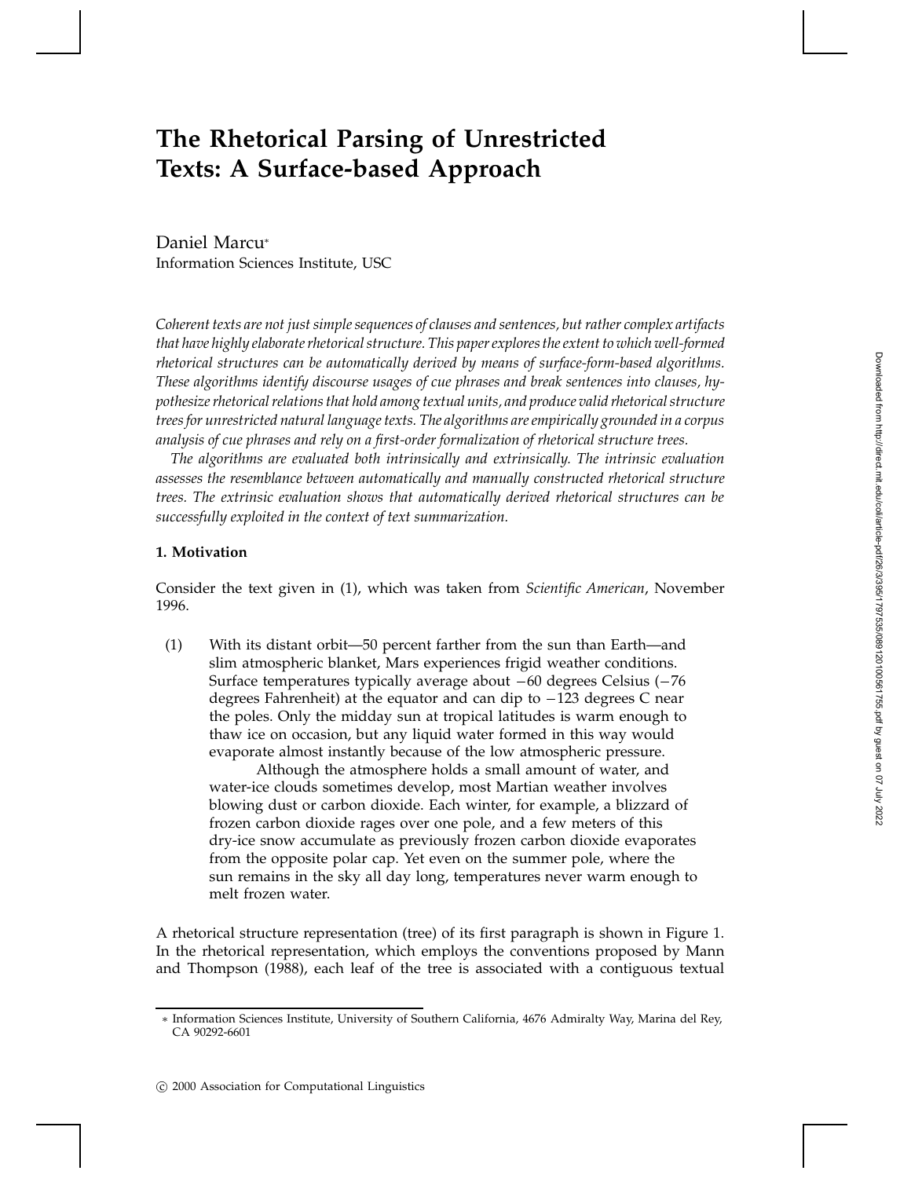# The Rhetorical Parsing of Unrestricted Texts: A Surface-based Approach

Daniel Marcu*
Information Sciences Institute, USC

*Coherent texts are not just simple sequences of clauses and sentences, but rather complex artifacts that have highly elaborate rhetorical structure. This paper explores the extent to which well-formed rhetorical structures can be automatically derived by means of surface-form-based algorithms. These algorithms identify discourse usages of cue phrases and break sentences into clauses, hypothesize rhetorical relations that hold among textual units, and produce valid rhetorical structure trees for unrestricted natural language texts. The algorithms are empirically grounded in a corpus analysis of cue phrases and rely on a first-order formalization of rhetorical structure trees.*

*The algorithms are evaluated both intrinsically and extrinsically. The intrinsic evaluation assesses the resemblance between automatically and manually constructed rhetorical structure trees. The extrinsic evaluation shows that automatically derived rhetorical structures can be successfully exploited in the context of text summarization.*

## 1. Motivation

Consider the text given in (1), which was taken from *Scientific American*, November 1996.

(1) With its distant orbit—50 percent farther from the sun than Earth—and slim atmospheric blanket, Mars experiences frigid weather conditions. Surface temperatures typically average about −60 degrees Celsius (−76 degrees Fahrenheit) at the equator and can dip to −123 degrees C near the poles. Only the midday sun at tropical latitudes is warm enough to thaw ice on occasion, but any liquid water formed in this way would evaporate almost instantly because of the low atmospheric pressure.

Although the atmosphere holds a small amount of water, and water-ice clouds sometimes develop, most Martian weather involves blowing dust or carbon dioxide. Each winter, for example, a blizzard of frozen carbon dioxide rages over one pole, and a few meters of this dry-ice snow accumulate as previously frozen carbon dioxide evaporates from the opposite polar cap. Yet even on the summer pole, where the sun remains in the sky all day long, temperatures never warm enough to melt frozen water.

A rhetorical structure representation (tree) of its first paragraph is shown in Figure 1. In the rhetorical representation, which employs the conventions proposed by Mann and Thompson (1988), each leaf of the tree is associated with a contiguous textual

* Information Sciences Institute, University of Southern California, 4676 Admiralty Way, Marina del Rey, CA 90292-6601

© 2000 Association for Computational Linguistics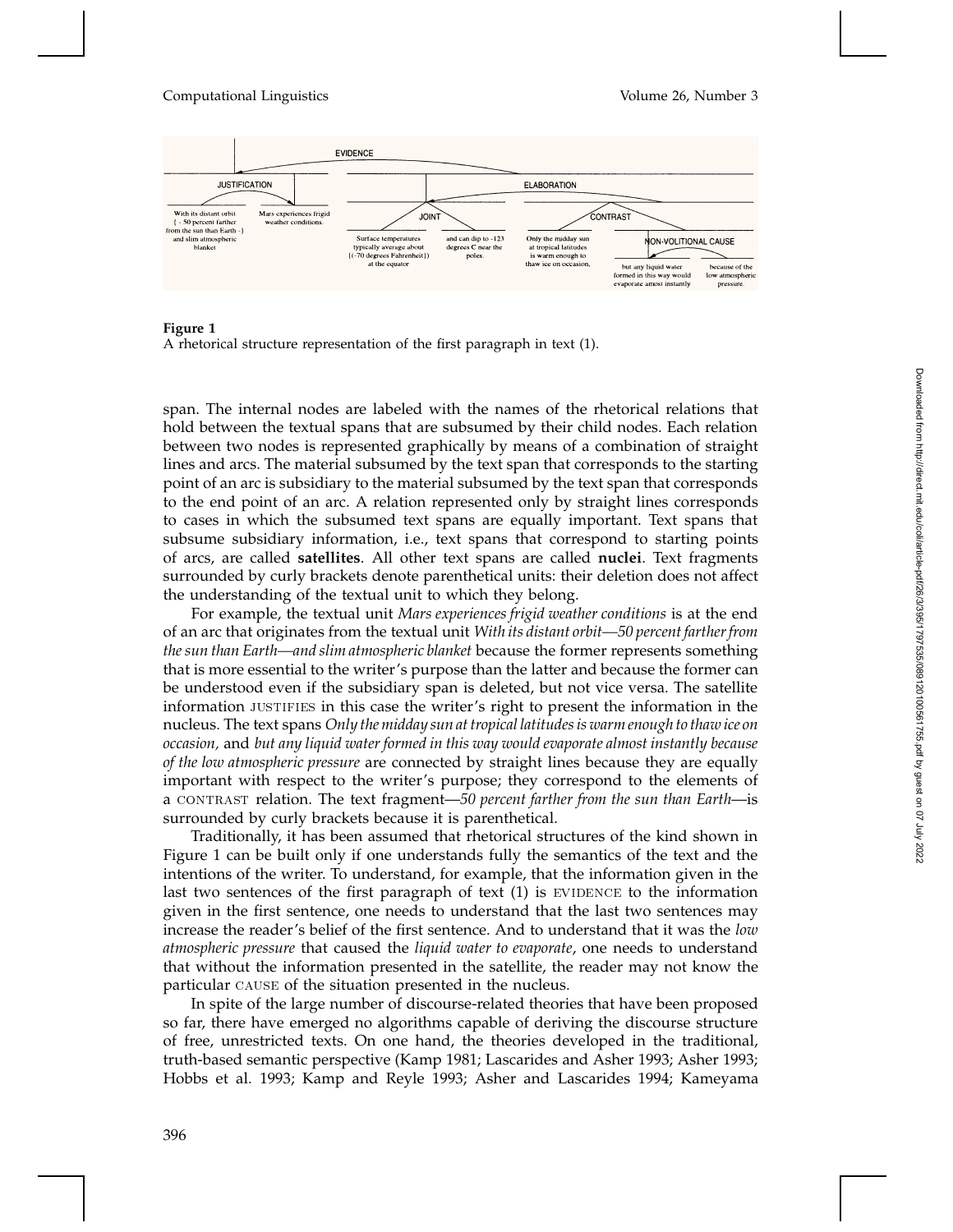**Figure 1**
A rhetorical structure representation of the first paragraph in text (1).

span. The internal nodes are labeled with the names of the rhetorical relations that hold between the textual spans that are subsumed by their child nodes. Each relation between two nodes is represented graphically by means of a combination of straight lines and arcs. The material subsumed by the text span that corresponds to the starting point of an arc is subsidiary to the material subsumed by the text span that corresponds to the end point of an arc. A relation represented only by straight lines corresponds to cases in which the subsumed text spans are equally important. Text spans that subsume subsidiary information, i.e., text spans that correspond to starting points of arcs, are called **satellites**. All other text spans are called **nuclei**. Text fragments surrounded by curly brackets denote parenthetical units: their deletion does not affect the understanding of the textual unit to which they belong.

For example, the textual unit *Mars experiences frigid weather conditions* is at the end of an arc that originates from the textual unit *With its distant orbit—50 percent farther from the sun than Earth—and slim atmospheric blanket* because the former represents something that is more essential to the writer's purpose than the latter and because the former can be understood even if the subsidiary span is deleted, but not vice versa. The satellite information JUSTIFIES in this case the writer's right to present the information in the nucleus. The text spans *Only the midday sun at tropical latitudes is warm enough to thaw ice on occasion,* and *but any liquid water formed in this way would evaporate almost instantly because of the low atmospheric pressure* are connected by straight lines because they are equally important with respect to the writer's purpose; they correspond to the elements of a CONTRAST relation. The text fragment—*50 percent farther from the sun than Earth*—is surrounded by curly brackets because it is parenthetical.

Traditionally, it has been assumed that rhetorical structures of the kind shown in Figure 1 can be built only if one understands fully the semantics of the text and the intentions of the writer. To understand, for example, that the information given in the last two sentences of the first paragraph of text (1) is EVIDENCE to the information given in the first sentence, one needs to understand that the last two sentences may increase the reader's belief of the first sentence. And to understand that it was the *low atmospheric pressure* that caused the *liquid water to evaporate*, one needs to understand that without the information presented in the satellite, the reader may not know the particular CAUSE of the situation presented in the nucleus.

In spite of the large number of discourse-related theories that have been proposed so far, there have emerged no algorithms capable of deriving the discourse structure of free, unrestricted texts. On one hand, the theories developed in the traditional, truth-based semantic perspective (Kamp 1981; Lascarides and Asher 1993; Asher 1993; Hobbs et al. 1993; Kamp and Reyle 1993; Asher and Lascarides 1994; Kameyama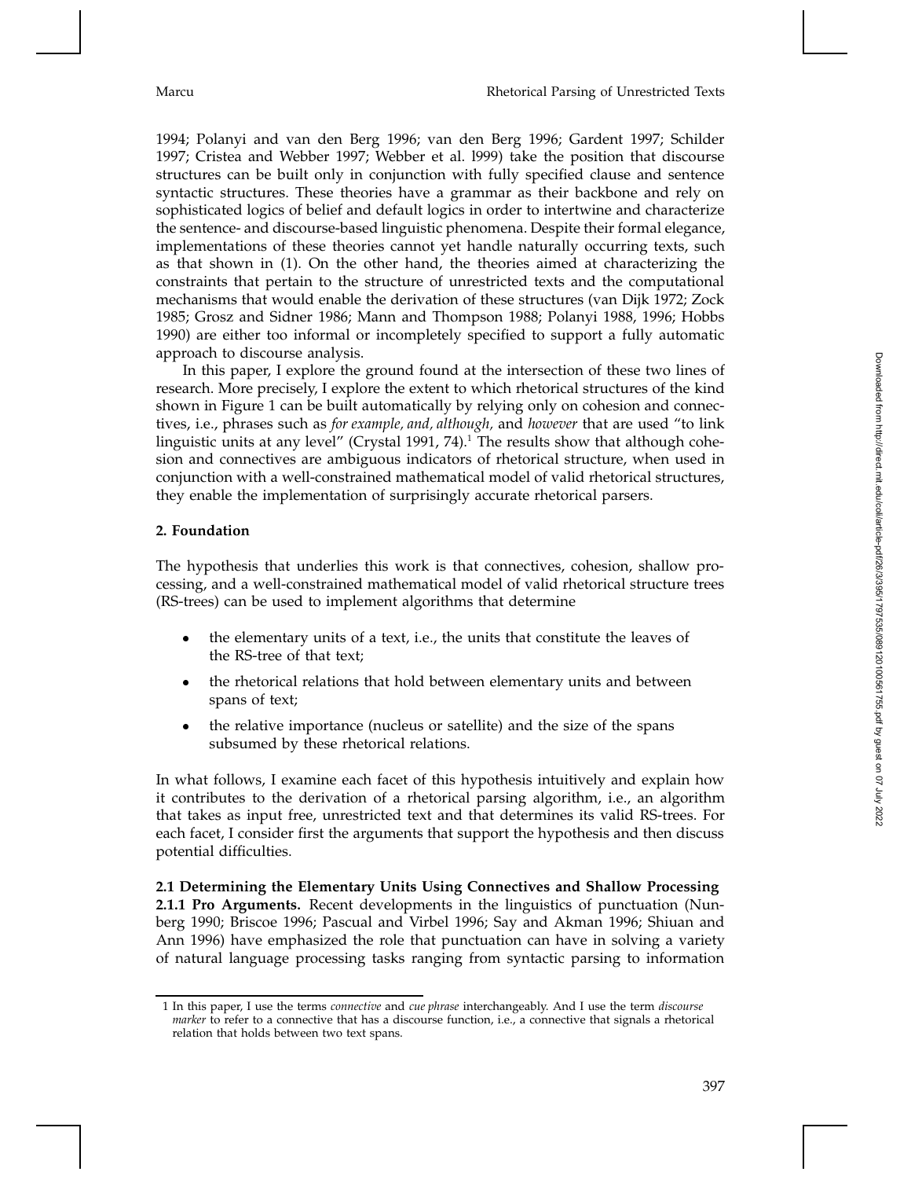1994; Polanyi and van den Berg 1996; van den Berg 1996; Gardent 1997; Schilder 1997; Cristea and Webber 1997; Webber et al. l999) take the position that discourse structures can be built only in conjunction with fully specified clause and sentence syntactic structures. These theories have a grammar as their backbone and rely on sophisticated logics of belief and default logics in order to intertwine and characterize the sentence- and discourse-based linguistic phenomena. Despite their formal elegance, implementations of these theories cannot yet handle naturally occurring texts, such as that shown in (1). On the other hand, the theories aimed at characterizing the constraints that pertain to the structure of unrestricted texts and the computational mechanisms that would enable the derivation of these structures (van Dijk 1972; Zock 1985; Grosz and Sidner 1986; Mann and Thompson 1988; Polanyi 1988, 1996; Hobbs 1990) are either too informal or incompletely specified to support a fully automatic approach to discourse analysis.

In this paper, I explore the ground found at the intersection of these two lines of research. More precisely, I explore the extent to which rhetorical structures of the kind shown in Figure 1 can be built automatically by relying only on cohesion and connectives, i.e., phrases such as *for example, and, although,* and *however* that are used "to link linguistic units at any level" (Crystal 1991, 74).[1] The results show that although cohesion and connectives are ambiguous indicators of rhetorical structure, when used in conjunction with a well-constrained mathematical model of valid rhetorical structures, they enable the implementation of surprisingly accurate rhetorical parsers.

## 2. Foundation

The hypothesis that underlies this work is that connectives, cohesion, shallow processing, and a well-constrained mathematical model of valid rhetorical structure trees (RS-trees) can be used to implement algorithms that determine

- the elementary units of a text, i.e., the units that constitute the leaves of the RS-tree of that text;
- the rhetorical relations that hold between elementary units and between spans of text;
- the relative importance (nucleus or satellite) and the size of the spans subsumed by these rhetorical relations.

In what follows, I examine each facet of this hypothesis intuitively and explain how it contributes to the derivation of a rhetorical parsing algorithm, i.e., an algorithm that takes as input free, unrestricted text and that determines its valid RS-trees. For each facet, I consider first the arguments that support the hypothesis and then discuss potential difficulties.

### 2.1 Determining the Elementary Units Using Connectives and Shallow Processing

#### 2.1.1 Pro Arguments.

Recent developments in the linguistics of punctuation (Nunberg 1990; Briscoe 1996; Pascual and Virbel 1996; Say and Akman 1996; Shiuan and Ann 1996) have emphasized the role that punctuation can have in solving a variety of natural language processing tasks ranging from syntactic parsing to information

1 In this paper, I use the terms *connective* and *cue phrase* interchangeably. And I use the term *discourse marker* to refer to a connective that has a discourse function, i.e., a connective that signals a rhetorical relation that holds between two text spans.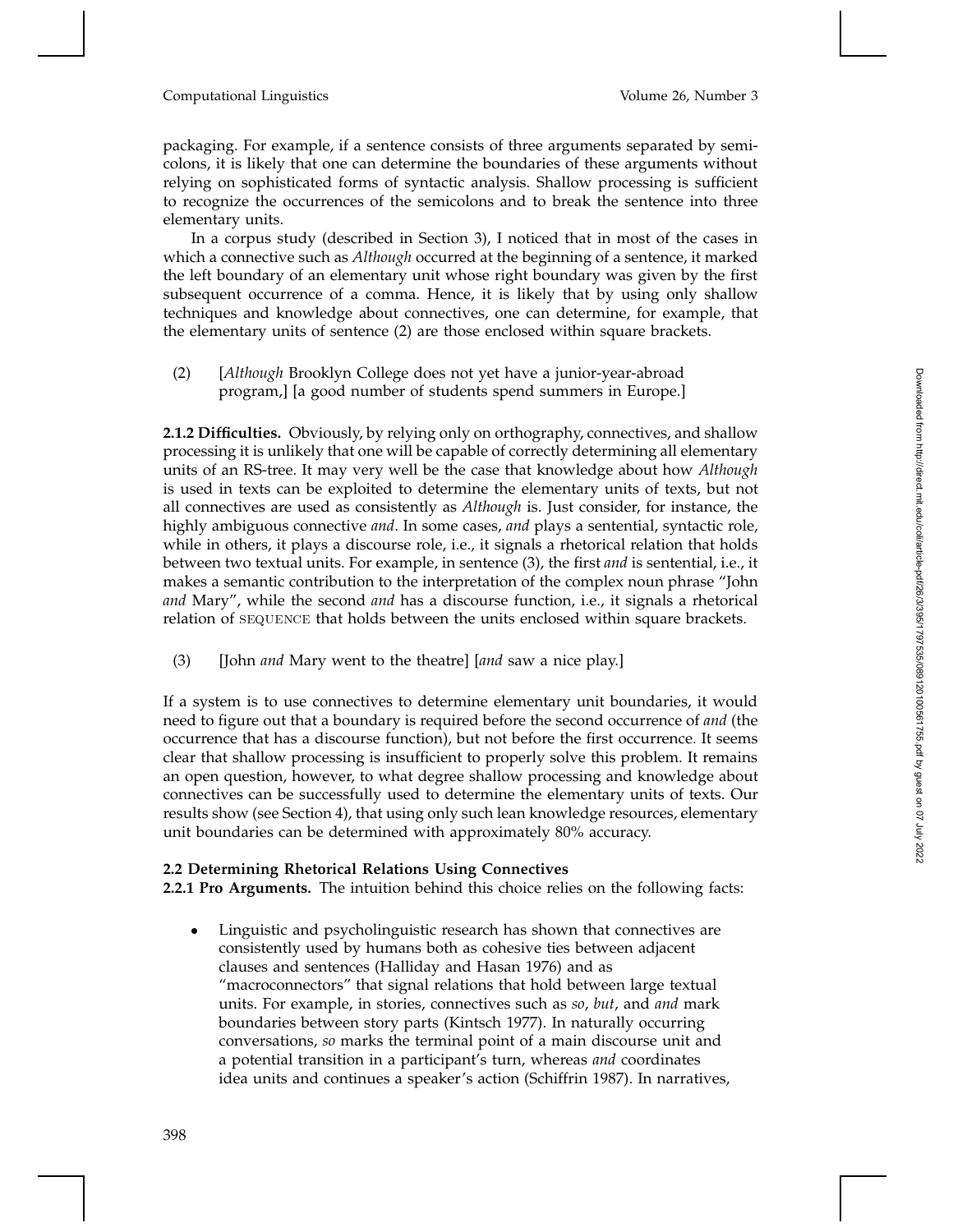packaging. For example, if a sentence consists of three arguments separated by semicolons, it is likely that one can determine the boundaries of these arguments without relying on sophisticated forms of syntactic analysis. Shallow processing is sufficient to recognize the occurrences of the semicolons and to break the sentence into three elementary units.

In a corpus study (described in Section 3), I noticed that in most of the cases in which a connective such as *Although* occurred at the beginning of a sentence, it marked the left boundary of an elementary unit whose right boundary was given by the first subsequent occurrence of a comma. Hence, it is likely that by using only shallow techniques and knowledge about connectives, one can determine, for example, that the elementary units of sentence (2) are those enclosed within square brackets.

(2) [*Although* Brooklyn College does not yet have a junior-year-abroad program,] [a good number of students spend summers in Europe.]

**2.1.2 Difficulties.** Obviously, by relying only on orthography, connectives, and shallow processing it is unlikely that one will be capable of correctly determining all elementary units of an RS-tree. It may very well be the case that knowledge about how *Although* is used in texts can be exploited to determine the elementary units of texts, but not all connectives are used as consistently as *Although* is. Just consider, for instance, the highly ambiguous connective *and*. In some cases, *and* plays a sentential, syntactic role, while in others, it plays a discourse role, i.e., it signals a rhetorical relation that holds between two textual units. For example, in sentence (3), the first *and* is sentential, i.e., it makes a semantic contribution to the interpretation of the complex noun phrase "John *and* Mary", while the second *and* has a discourse function, i.e., it signals a rhetorical relation of SEQUENCE that holds between the units enclosed within square brackets.

(3) [John *and* Mary went to the theatre] [*and* saw a nice play.]

If a system is to use connectives to determine elementary unit boundaries, it would need to figure out that a boundary is required before the second occurrence of *and* (the occurrence that has a discourse function), but not before the first occurrence. It seems clear that shallow processing is insufficient to properly solve this problem. It remains an open question, however, to what degree shallow processing and knowledge about connectives can be successfully used to determine the elementary units of texts. Our results show (see Section 4), that using only such lean knowledge resources, elementary unit boundaries can be determined with approximately 80% accuracy.

### 2.2 Determining Rhetorical Relations Using Connectives

**2.2.1 Pro Arguments.** The intuition behind this choice relies on the following facts:

- Linguistic and psycholinguistic research has shown that connectives are consistently used by humans both as cohesive ties between adjacent clauses and sentences (Halliday and Hasan 1976) and as "macroconnectors" that signal relations that hold between large textual units. For example, in stories, connectives such as *so*, *but*, and *and* mark boundaries between story parts (Kintsch 1977). In naturally occurring conversations, *so* marks the terminal point of a main discourse unit and a potential transition in a participant's turn, whereas *and* coordinates idea units and continues a speaker's action (Schiffrin 1987). In narratives,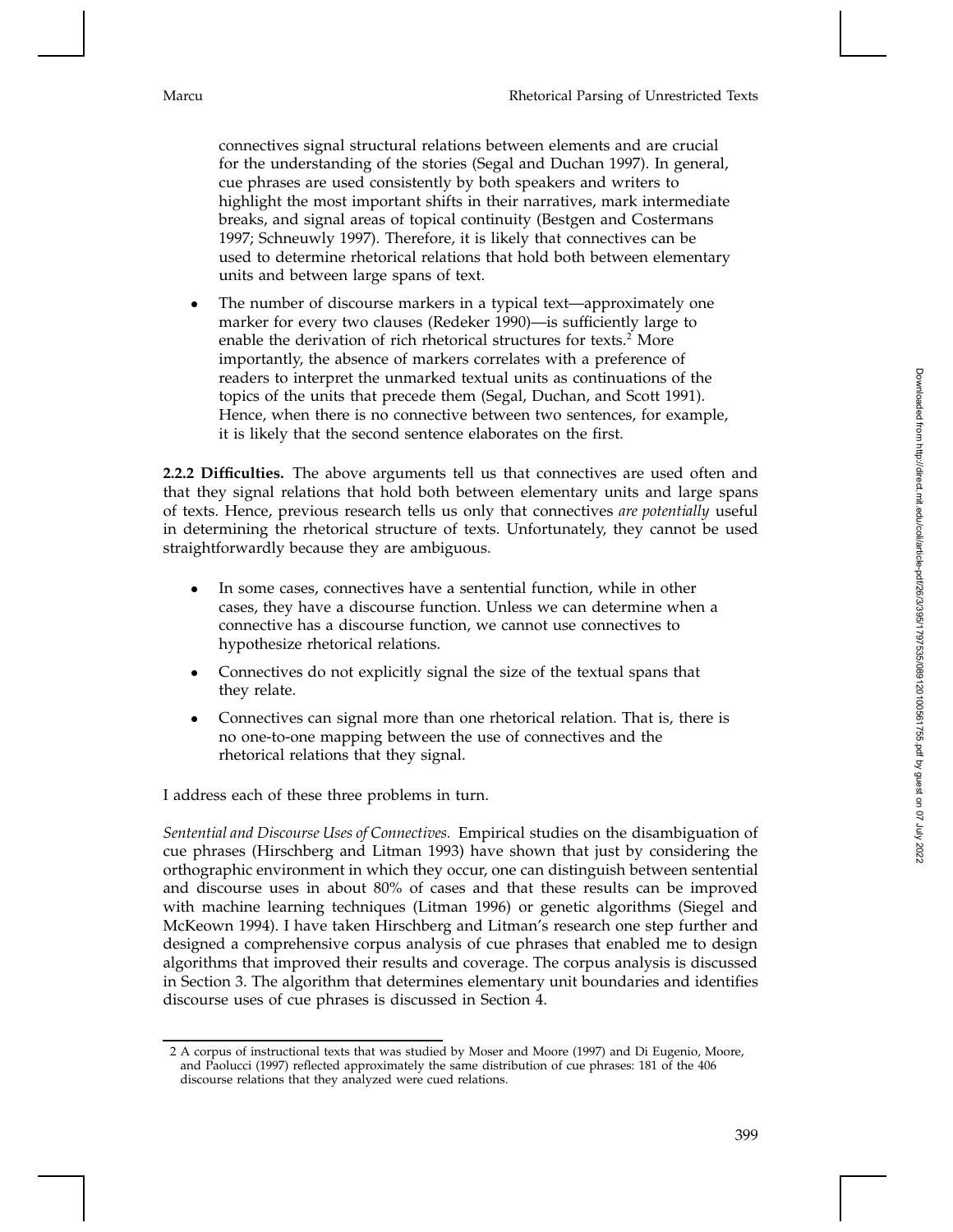connectives signal structural relations between elements and are crucial for the understanding of the stories (Segal and Duchan 1997). In general, cue phrases are used consistently by both speakers and writers to highlight the most important shifts in their narratives, mark intermediate breaks, and signal areas of topical continuity (Bestgen and Costermans 1997; Schneuwly 1997). Therefore, it is likely that connectives can be used to determine rhetorical relations that hold both between elementary units and between large spans of text.

- The number of discourse markers in a typical text—approximately one marker for every two clauses (Redeker 1990)—is sufficiently large to enable the derivation of rich rhetorical structures for texts.[2] More importantly, the absence of markers correlates with a preference of readers to interpret the unmarked textual units as continuations of the topics of the units that precede them (Segal, Duchan, and Scott 1991). Hence, when there is no connective between two sentences, for example, it is likely that the second sentence elaborates on the first.

**2.2.2 Difficulties.** The above arguments tell us that connectives are used often and that they signal relations that hold both between elementary units and large spans of texts. Hence, previous research tells us only that connectives *are potentially* useful in determining the rhetorical structure of texts. Unfortunately, they cannot be used straightforwardly because they are ambiguous.

- In some cases, connectives have a sentential function, while in other cases, they have a discourse function. Unless we can determine when a connective has a discourse function, we cannot use connectives to hypothesize rhetorical relations.
- Connectives do not explicitly signal the size of the textual spans that they relate.
- Connectives can signal more than one rhetorical relation. That is, there is no one-to-one mapping between the use of connectives and the rhetorical relations that they signal.

I address each of these three problems in turn.

*Sentential and Discourse Uses of Connectives.* Empirical studies on the disambiguation of cue phrases (Hirschberg and Litman 1993) have shown that just by considering the orthographic environment in which they occur, one can distinguish between sentential and discourse uses in about 80% of cases and that these results can be improved with machine learning techniques (Litman 1996) or genetic algorithms (Siegel and McKeown 1994). I have taken Hirschberg and Litman's research one step further and designed a comprehensive corpus analysis of cue phrases that enabled me to design algorithms that improved their results and coverage. The corpus analysis is discussed in Section 3. The algorithm that determines elementary unit boundaries and identifies discourse uses of cue phrases is discussed in Section 4.

2 A corpus of instructional texts that was studied by Moser and Moore (1997) and Di Eugenio, Moore, and Paolucci (1997) reflected approximately the same distribution of cue phrases: 181 of the 406 discourse relations that they analyzed were cued relations.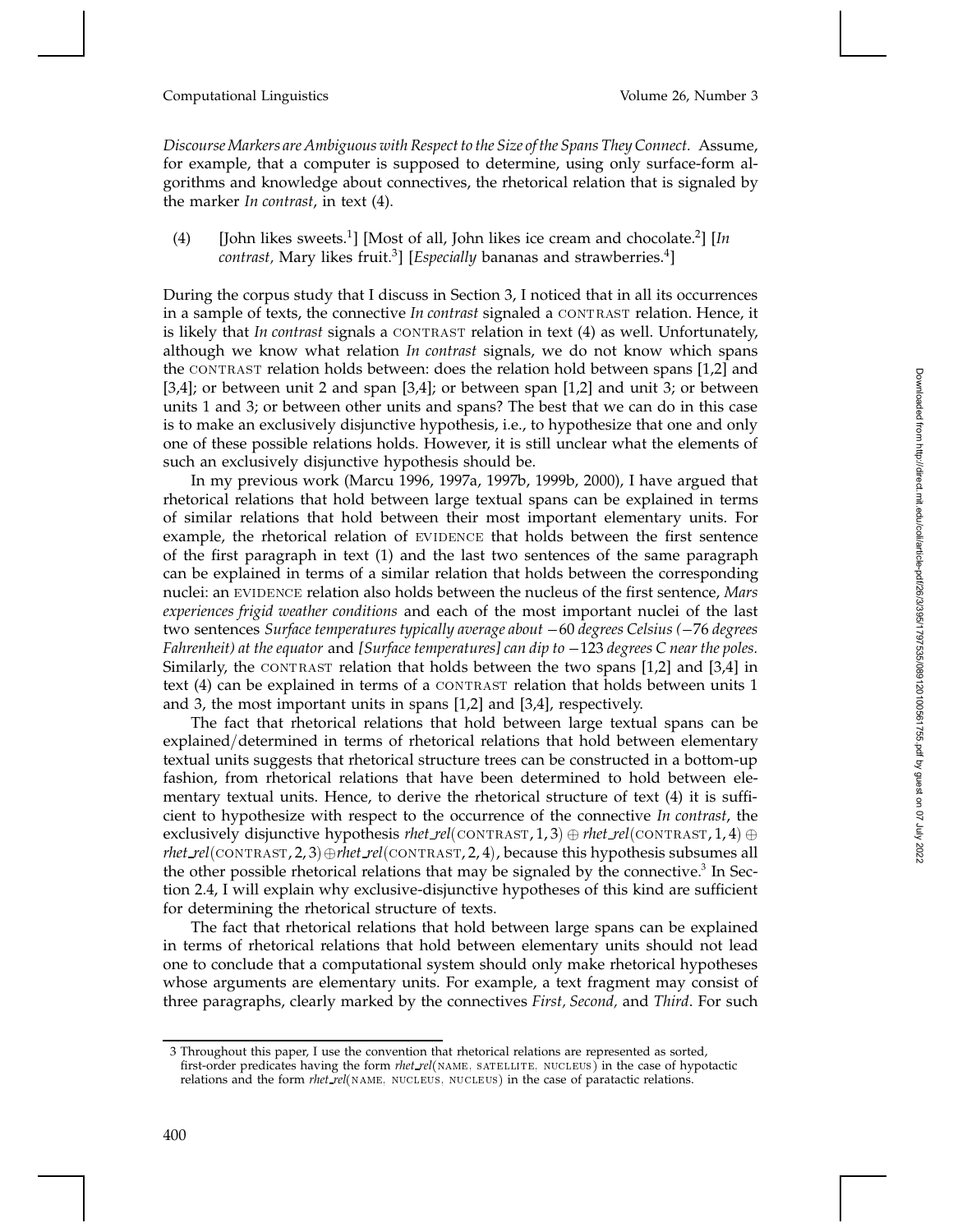*Discourse Markers are Ambiguous with Respect to the Size of the Spans They Connect.* Assume, for example, that a computer is supposed to determine, using only surface-form algorithms and knowledge about connectives, the rhetorical relation that is signaled by the marker *In contrast*, in text (4).

(4) [John likes sweets.[1]] [Most of all, John likes ice cream and chocolate.[2]] [*In contrast*, Mary likes fruit.[3]] [*Especially* bananas and strawberries.[4]]

During the corpus study that I discuss in Section 3, I noticed that in all its occurrences in a sample of texts, the connective *In contrast* signaled a CONTRAST relation. Hence, it is likely that *In contrast* signals a CONTRAST relation in text (4) as well. Unfortunately, although we know what relation *In contrast* signals, we do not know which spans the CONTRAST relation holds between: does the relation hold between spans [1,2] and [3,4]; or between unit 2 and span [3,4]; or between span [1,2] and unit 3; or between units 1 and 3; or between other units and spans? The best that we can do in this case is to make an exclusively disjunctive hypothesis, i.e., to hypothesize that one and only one of these possible relations holds. However, it is still unclear what the elements of such an exclusively disjunctive hypothesis should be.

In my previous work (Marcu 1996, 1997a, 1997b, 1999b, 2000), I have argued that rhetorical relations that hold between large textual spans can be explained in terms of similar relations that hold between their most important elementary units. For example, the rhetorical relation of EVIDENCE that holds between the first sentence of the first paragraph in text (1) and the last two sentences of the same paragraph can be explained in terms of a similar relation that holds between the corresponding nuclei: an EVIDENCE relation also holds between the nucleus of the first sentence, *Mars experiences frigid weather conditions* and each of the most important nuclei of the last two sentences *Surface temperatures typically average about* $-60$ *degrees Celsius* ($-76$ *degrees Fahrenheit) at the equator* and *[Surface temperatures] can dip to* $-123$ *degrees C near the poles.* Similarly, the CONTRAST relation that holds between the two spans [1,2] and [3,4] in text (4) can be explained in terms of a CONTRAST relation that holds between units 1 and 3, the most important units in spans [1,2] and [3,4], respectively.

The fact that rhetorical relations that hold between large textual spans can be explained/determined in terms of rhetorical relations that hold between elementary textual units suggests that rhetorical structure trees can be constructed in a bottom-up fashion, from rhetorical relations that have been determined to hold between elementary textual units. Hence, to derive the rhetorical structure of text (4) it is sufficient to hypothesize with respect to the occurrence of the connective *In contrast*, the exclusively disjunctive hypothesis $rhet\_rel(\text{CONTRAST}, 1, 3) \oplus rhet\_rel(\text{CONTRAST}, 1, 4) \oplus rhet\_rel(\text{CONTRAST}, 2, 3) \oplus rhet\_rel(\text{CONTRAST}, 2, 4)$, because this hypothesis subsumes all the other possible rhetorical relations that may be signaled by the connective.[3] In Section 2.4, I will explain why exclusive-disjunctive hypotheses of this kind are sufficient for determining the rhetorical structure of texts.

The fact that rhetorical relations that hold between large spans can be explained in terms of rhetorical relations that hold between elementary units should not lead one to conclude that a computational system should only make rhetorical hypotheses whose arguments are elementary units. For example, a text fragment may consist of three paragraphs, clearly marked by the connectives *First, Second,* and *Third*. For such

---

3 Throughout this paper, I use the convention that rhetorical relations are represented as sorted, first-order predicates having the form *rhet_rel*(NAME, SATELLITE, NUCLEUS) in the case of hypotactic relations and the form *rhet_rel*(NAME, NUCLEUS, NUCLEUS) in the case of paratactic relations.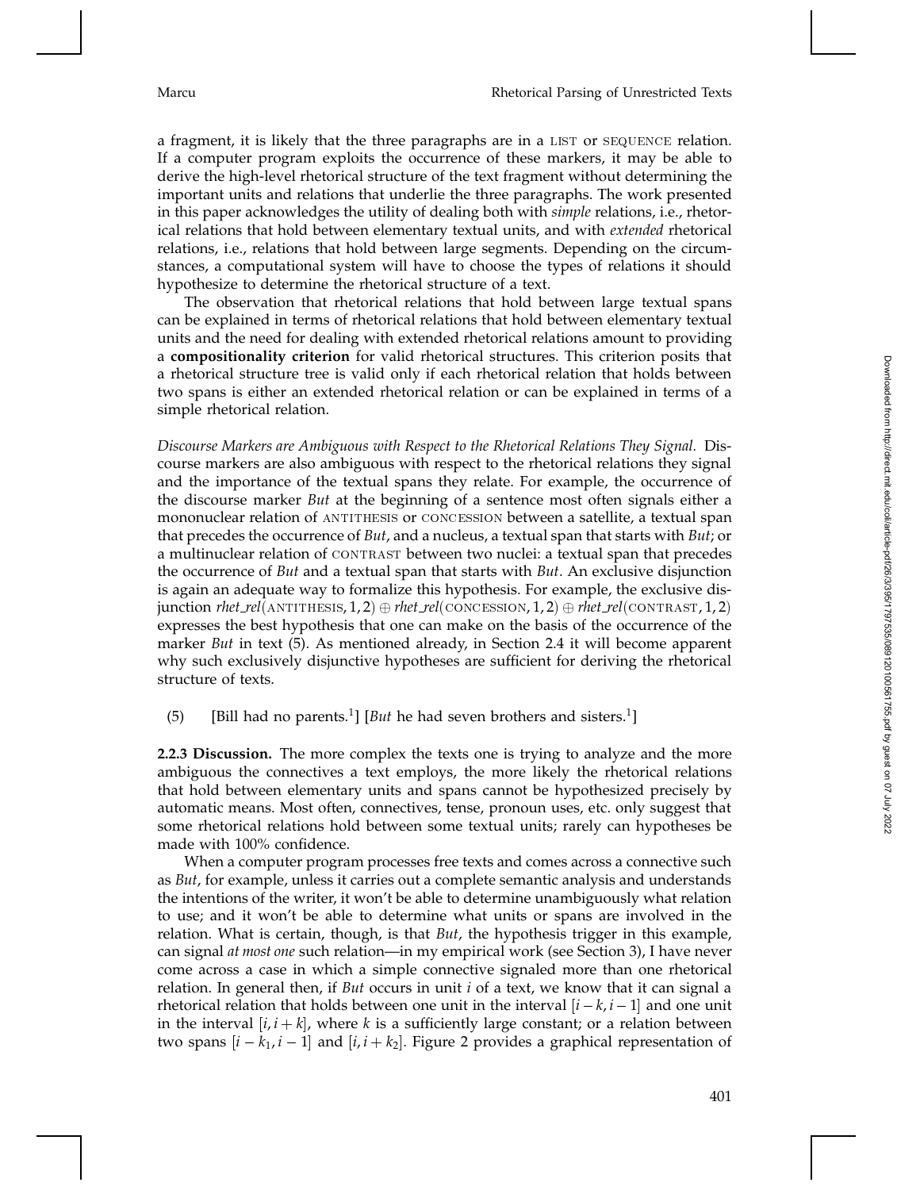a fragment, it is likely that the three paragraphs are in a LIST or SEQUENCE relation. If a computer program exploits the occurrence of these markers, it may be able to derive the high-level rhetorical structure of the text fragment without determining the important units and relations that underlie the three paragraphs. The work presented in this paper acknowledges the utility of dealing both with *simple* relations, i.e., rhetorical relations that hold between elementary textual units, and with *extended* rhetorical relations, i.e., relations that hold between large segments. Depending on the circumstances, a computational system will have to choose the types of relations it should hypothesize to determine the rhetorical structure of a text.

The observation that rhetorical relations that hold between large textual spans can be explained in terms of rhetorical relations that hold between elementary textual units and the need for dealing with extended rhetorical relations amount to providing a **compositionality criterion** for valid rhetorical structures. This criterion posits that a rhetorical structure tree is valid only if each rhetorical relation that holds between two spans is either an extended rhetorical relation or can be explained in terms of a simple rhetorical relation.

*Discourse Markers are Ambiguous with Respect to the Rhetorical Relations They Signal.* Discourse markers are also ambiguous with respect to the rhetorical relations they signal and the importance of the textual spans they relate. For example, the occurrence of the discourse marker *But* at the beginning of a sentence most often signals either a mononuclear relation of ANTITHESIS or CONCESSION between a satellite, a textual span that precedes the occurrence of *But*, and a nucleus, a textual span that starts with *But*; or a multinuclear relation of CONTRAST between two nuclei: a textual span that precedes the occurrence of *But* and a textual span that starts with *But*. An exclusive disjunction is again an adequate way to formalize this hypothesis. For example, the exclusive disjunction $rhet\_rel(\text{ANTITHESIS}, 1, 2) \oplus rhet\_rel(\text{CONCESSION}, 1, 2) \oplus rhet\_rel(\text{CONTRAST}, 1, 2)$ expresses the best hypothesis that one can make on the basis of the occurrence of the marker *But* in text (5). As mentioned already, in Section 2.4 it will become apparent why such exclusively disjunctive hypotheses are sufficient for deriving the rhetorical structure of texts.

(5) [Bill had no parents.[1]] [*But* he had seven brothers and sisters.[1]]

**2.2.3 Discussion.** The more complex the texts one is trying to analyze and the more ambiguous the connectives a text employs, the more likely the rhetorical relations that hold between elementary units and spans cannot be hypothesized precisely by automatic means. Most often, connectives, tense, pronoun uses, etc. only suggest that some rhetorical relations hold between some textual units; rarely can hypotheses be made with 100% confidence.

When a computer program processes free texts and comes across a connective such as *But*, for example, unless it carries out a complete semantic analysis and understands the intentions of the writer, it won't be able to determine unambiguously what relation to use; and it won't be able to determine what units or spans are involved in the relation. What is certain, though, is that *But*, the hypothesis trigger in this example, can signal *at most one* such relation—in my empirical work (see Section 3), I have never come across a case in which a simple connective signaled more than one rhetorical relation. In general then, if *But* occurs in unit $i$ of a text, we know that it can signal a rhetorical relation that holds between one unit in the interval $[i-k, i-1]$ and one unit in the interval $[i, i+k]$, where $k$ is a sufficiently large constant; or a relation between two spans $[i-k_1, i-1]$ and $[i, i+k_2]$. Figure 2 provides a graphical representation of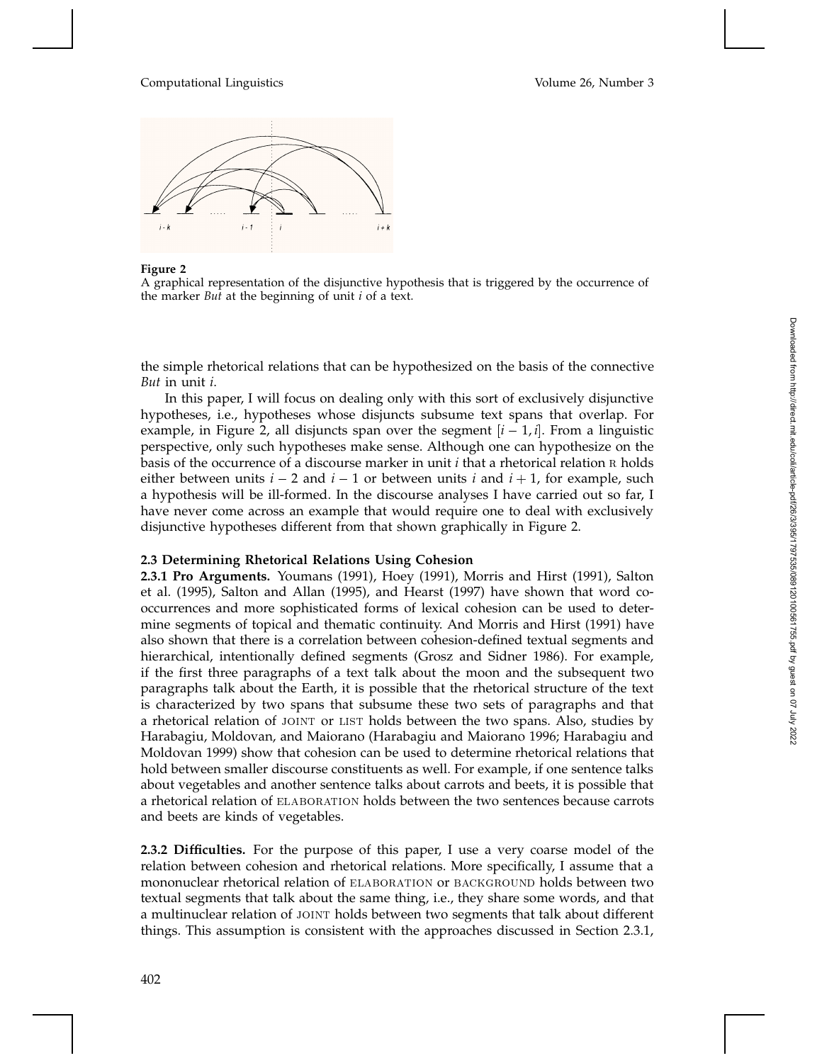**Figure 2**
A graphical representation of the disjunctive hypothesis that is triggered by the occurrence of the marker *But* at the beginning of unit $i$ of a text.

the simple rhetorical relations that can be hypothesized on the basis of the connective *But* in unit $i$.

In this paper, I will focus on dealing only with this sort of exclusively disjunctive hypotheses, i.e., hypotheses whose disjuncts subsume text spans that overlap. For example, in Figure 2, all disjuncts span over the segment $[i-1, i]$. From a linguistic perspective, only such hypotheses make sense. Although one can hypothesize on the basis of the occurrence of a discourse marker in unit $i$ that a rhetorical relation R holds either between units $i-2$ and $i-1$ or between units $i$ and $i+1$, for example, such a hypothesis will be ill-formed. In the discourse analyses I have carried out so far, I have never come across an example that would require one to deal with exclusively disjunctive hypotheses different from that shown graphically in Figure 2.

### 2.3 Determining Rhetorical Relations Using Cohesion

**2.3.1 Pro Arguments.** Youmans (1991), Hoey (1991), Morris and Hirst (1991), Salton et al. (1995), Salton and Allan (1995), and Hearst (1997) have shown that word co-occurrences and more sophisticated forms of lexical cohesion can be used to determine segments of topical and thematic continuity. And Morris and Hirst (1991) have also shown that there is a correlation between cohesion-defined textual segments and hierarchical, intentionally defined segments (Grosz and Sidner 1986). For example, if the first three paragraphs of a text talk about the moon and the subsequent two paragraphs talk about the Earth, it is possible that the rhetorical structure of the text is characterized by two spans that subsume these two sets of paragraphs and that a rhetorical relation of JOINT or LIST holds between the two spans. Also, studies by Harabagiu, Moldovan, and Maiorano (Harabagiu and Maiorano 1996; Harabagiu and Moldovan 1999) show that cohesion can be used to determine rhetorical relations that hold between smaller discourse constituents as well. For example, if one sentence talks about vegetables and another sentence talks about carrots and beets, it is possible that a rhetorical relation of ELABORATION holds between the two sentences because carrots and beets are kinds of vegetables.

**2.3.2 Difficulties.** For the purpose of this paper, I use a very coarse model of the relation between cohesion and rhetorical relations. More specifically, I assume that a mononuclear rhetorical relation of ELABORATION or BACKGROUND holds between two textual segments that talk about the same thing, i.e., they share some words, and that a multinuclear relation of JOINT holds between two segments that talk about different things. This assumption is consistent with the approaches discussed in Section 2.3.1,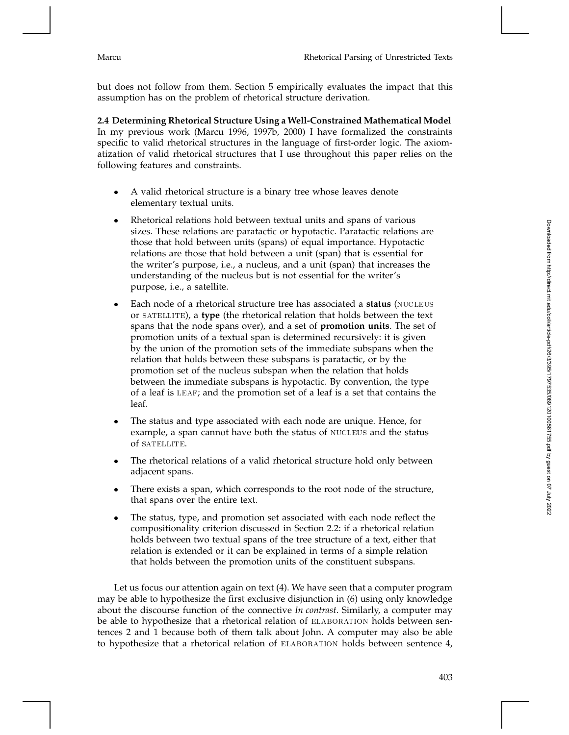but does not follow from them. Section 5 empirically evaluates the impact that this assumption has on the problem of rhetorical structure derivation.

### 2.4 Determining Rhetorical Structure Using a Well-Constrained Mathematical Model

In my previous work (Marcu 1996, 1997b, 2000) I have formalized the constraints specific to valid rhetorical structures in the language of first-order logic. The axiomatization of valid rhetorical structures that I use throughout this paper relies on the following features and constraints.

- A valid rhetorical structure is a binary tree whose leaves denote elementary textual units.
- Rhetorical relations hold between textual units and spans of various sizes. These relations are paratactic or hypotactic. Paratactic relations are those that hold between units (spans) of equal importance. Hypotactic relations are those that hold between a unit (span) that is essential for the writer's purpose, i.e., a nucleus, and a unit (span) that increases the understanding of the nucleus but is not essential for the writer's purpose, i.e., a satellite.
- Each node of a rhetorical structure tree has associated a **status** (NUCLEUS or SATELLITE), a **type** (the rhetorical relation that holds between the text spans that the node spans over), and a set of **promotion units**. The set of promotion units of a textual span is determined recursively: it is given by the union of the promotion sets of the immediate subspans when the relation that holds between these subspans is paratactic, or by the promotion set of the nucleus subspan when the relation that holds between the immediate subspans is hypotactic. By convention, the type of a leaf is LEAF; and the promotion set of a leaf is a set that contains the leaf.
- The status and type associated with each node are unique. Hence, for example, a span cannot have both the status of NUCLEUS and the status of SATELLITE.
- The rhetorical relations of a valid rhetorical structure hold only between adjacent spans.
- There exists a span, which corresponds to the root node of the structure, that spans over the entire text.
- The status, type, and promotion set associated with each node reflect the compositionality criterion discussed in Section 2.2: if a rhetorical relation holds between two textual spans of the tree structure of a text, either that relation is extended or it can be explained in terms of a simple relation that holds between the promotion units of the constituent subspans.

Let us focus our attention again on text (4). We have seen that a computer program may be able to hypothesize the first exclusive disjunction in (6) using only knowledge about the discourse function of the connective *In contrast*. Similarly, a computer may be able to hypothesize that a rhetorical relation of ELABORATION holds between sentences 2 and 1 because both of them talk about John. A computer may also be able to hypothesize that a rhetorical relation of ELABORATION holds between sentence 4,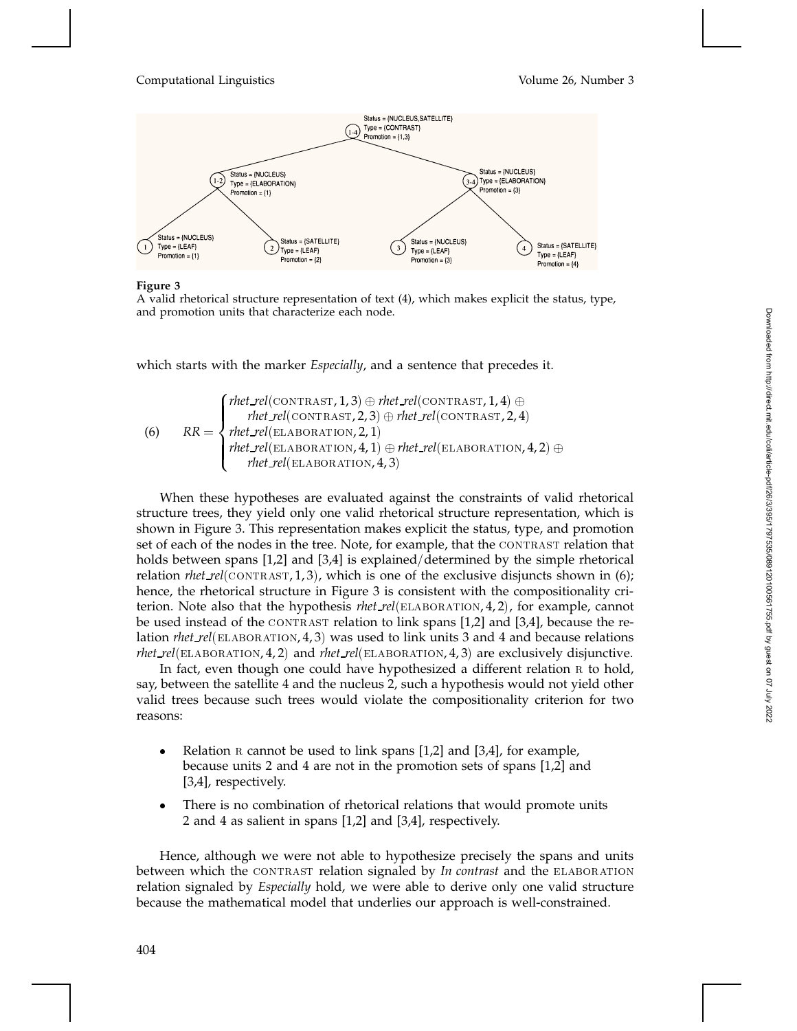**Figure 3**
A valid rhetorical structure representation of text (4), which makes explicit the status, type, and promotion units that characterize each node.

which starts with the marker *Especially*, and a sentence that precedes it.

$$
(6) \qquad RR = \begin{cases} \textit{rhet\_rel}(\text{CONTRAST}, 1, 3) \oplus \textit{rhet\_rel}(\text{CONTRAST}, 1, 4) \oplus \\ \quad \textit{rhet\_rel}(\text{CONTRAST}, 2, 3) \oplus \textit{rhet\_rel}(\text{CONTRAST}, 2, 4) \\ \textit{rhet\_rel}(\text{ELABORATION}, 2, 1) \\ \textit{rhet\_rel}(\text{ELABORATION}, 4, 1) \oplus \textit{rhet\_rel}(\text{ELABORATION}, 4, 2) \oplus \\ \quad \textit{rhet\_rel}(\text{ELABORATION}, 4, 3) \end{cases}
$$

When these hypotheses are evaluated against the constraints of valid rhetorical structure trees, they yield only one valid rhetorical structure representation, which is shown in Figure 3. This representation makes explicit the status, type, and promotion set of each of the nodes in the tree. Note, for example, that the CONTRAST relation that holds between spans [1,2] and [3,4] is explained/determined by the simple rhetorical relation $\textit{rhet\_rel}(\text{CONTRAST}, 1, 3)$, which is one of the exclusive disjuncts shown in (6); hence, the rhetorical structure in Figure 3 is consistent with the compositionality criterion. Note also that the hypothesis $\textit{rhet\_rel}(\text{ELABORATION}, 4, 2)$, for example, cannot be used instead of the CONTRAST relation to link spans [1,2] and [3,4], because the relation $\textit{rhet\_rel}(\text{ELABORATION}, 4, 3)$ was used to link units 3 and 4 and because relations $\textit{rhet\_rel}(\text{ELABORATION}, 4, 2)$ and $\textit{rhet\_rel}(\text{ELABORATION}, 4, 3)$ are exclusively disjunctive.

In fact, even though one could have hypothesized a different relation R to hold, say, between the satellite 4 and the nucleus 2, such a hypothesis would not yield other valid trees because such trees would violate the compositionality criterion for two reasons:

- Relation R cannot be used to link spans [1,2] and [3,4], for example, because units 2 and 4 are not in the promotion sets of spans [1,2] and [3,4], respectively.
- There is no combination of rhetorical relations that would promote units 2 and 4 as salient in spans [1,2] and [3,4], respectively.

Hence, although we were not able to hypothesize precisely the spans and units between which the CONTRAST relation signaled by *In contrast* and the ELABORATION relation signaled by *Especially* hold, we were able to derive only one valid structure because the mathematical model that underlies our approach is well-constrained.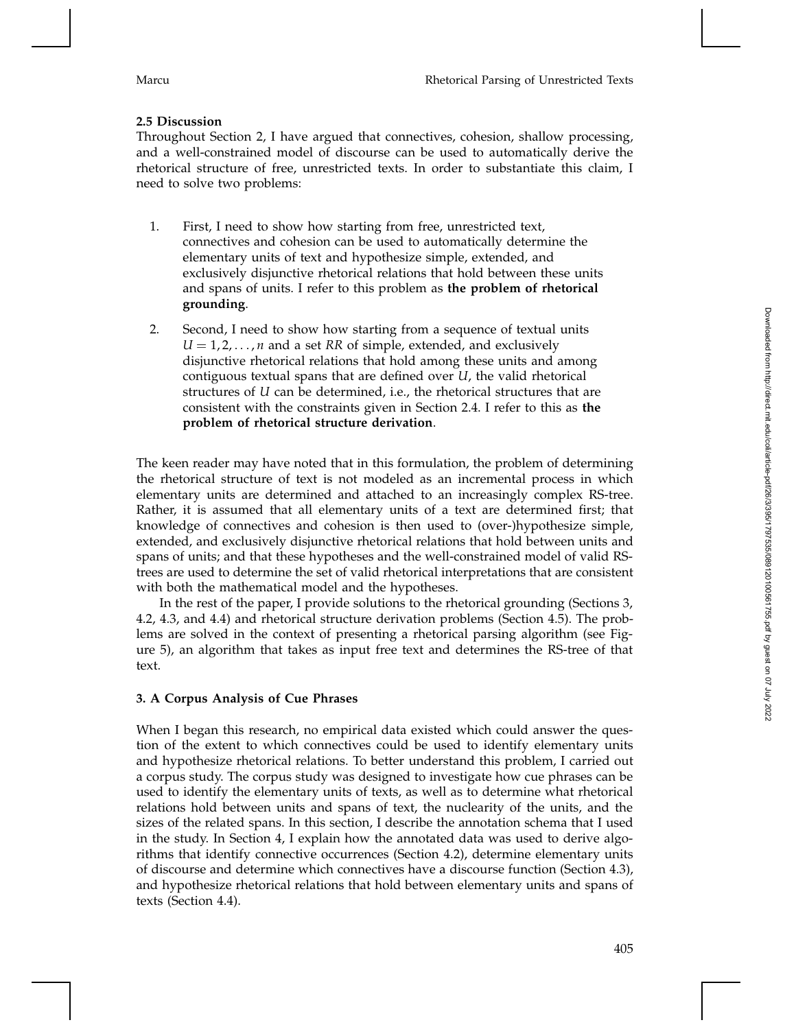### 2.5 Discussion

Throughout Section 2, I have argued that connectives, cohesion, shallow processing, and a well-constrained model of discourse can be used to automatically derive the rhetorical structure of free, unrestricted texts. In order to substantiate this claim, I need to solve two problems:

1. First, I need to show how starting from free, unrestricted text, connectives and cohesion can be used to automatically determine the elementary units of text and hypothesize simple, extended, and exclusively disjunctive rhetorical relations that hold between these units and spans of units. I refer to this problem as **the problem of rhetorical grounding**.

2. Second, I need to show how starting from a sequence of textual units $U = 1, 2, \ldots, n$ and a set $RR$ of simple, extended, and exclusively disjunctive rhetorical relations that hold among these units and among contiguous textual spans that are defined over $U$, the valid rhetorical structures of $U$ can be determined, i.e., the rhetorical structures that are consistent with the constraints given in Section 2.4. I refer to this as **the problem of rhetorical structure derivation**.

The keen reader may have noted that in this formulation, the problem of determining the rhetorical structure of text is not modeled as an incremental process in which elementary units are determined and attached to an increasingly complex RS-tree. Rather, it is assumed that all elementary units of a text are determined first; that knowledge of connectives and cohesion is then used to (over-)hypothesize simple, extended, and exclusively disjunctive rhetorical relations that hold between units and spans of units; and that these hypotheses and the well-constrained model of valid RS-trees are used to determine the set of valid rhetorical interpretations that are consistent with both the mathematical model and the hypotheses.

In the rest of the paper, I provide solutions to the rhetorical grounding (Sections 3, 4.2, 4.3, and 4.4) and rhetorical structure derivation problems (Section 4.5). The problems are solved in the context of presenting a rhetorical parsing algorithm (see Figure 5), an algorithm that takes as input free text and determines the RS-tree of that text.

## 3. A Corpus Analysis of Cue Phrases

When I began this research, no empirical data existed which could answer the question of the extent to which connectives could be used to identify elementary units and hypothesize rhetorical relations. To better understand this problem, I carried out a corpus study. The corpus study was designed to investigate how cue phrases can be used to identify the elementary units of texts, as well as to determine what rhetorical relations hold between units and spans of text, the nuclearity of the units, and the sizes of the related spans. In this section, I describe the annotation schema that I used in the study. In Section 4, I explain how the annotated data was used to derive algorithms that identify connective occurrences (Section 4.2), determine elementary units of discourse and determine which connectives have a discourse function (Section 4.3), and hypothesize rhetorical relations that hold between elementary units and spans of texts (Section 4.4).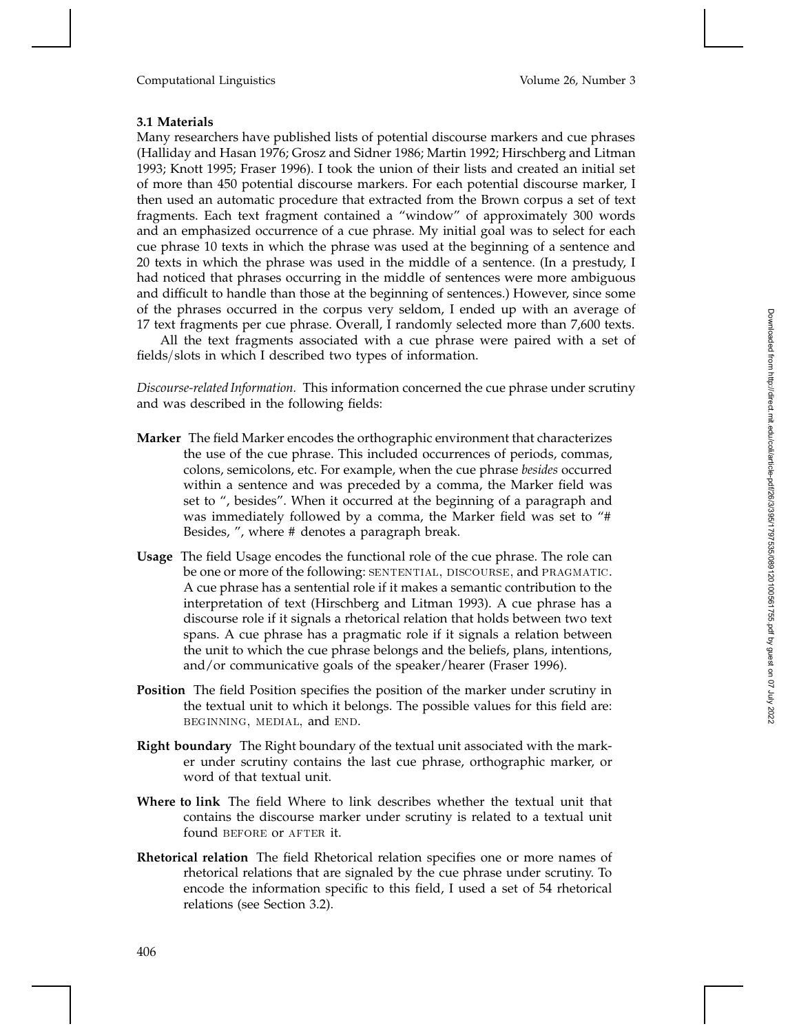### 3.1 Materials

Many researchers have published lists of potential discourse markers and cue phrases (Halliday and Hasan 1976; Grosz and Sidner 1986; Martin 1992; Hirschberg and Litman 1993; Knott 1995; Fraser 1996). I took the union of their lists and created an initial set of more than 450 potential discourse markers. For each potential discourse marker, I then used an automatic procedure that extracted from the Brown corpus a set of text fragments. Each text fragment contained a "window" of approximately 300 words and an emphasized occurrence of a cue phrase. My initial goal was to select for each cue phrase 10 texts in which the phrase was used at the beginning of a sentence and 20 texts in which the phrase was used in the middle of a sentence. (In a prestudy, I had noticed that phrases occurring in the middle of sentences were more ambiguous and difficult to handle than those at the beginning of sentences.) However, since some of the phrases occurred in the corpus very seldom, I ended up with an average of 17 text fragments per cue phrase. Overall, I randomly selected more than 7,600 texts.

All the text fragments associated with a cue phrase were paired with a set of fields/slots in which I described two types of information.

*Discourse-related Information.* This information concerned the cue phrase under scrutiny and was described in the following fields:

**Marker** The field Marker encodes the orthographic environment that characterizes the use of the cue phrase. This included occurrences of periods, commas, colons, semicolons, etc. For example, when the cue phrase *besides* occurred within a sentence and was preceded by a comma, the Marker field was set to ", besides". When it occurred at the beginning of a paragraph and was immediately followed by a comma, the Marker field was set to "# Besides, ", where # denotes a paragraph break.

**Usage** The field Usage encodes the functional role of the cue phrase. The role can be one or more of the following: SENTENTIAL, DISCOURSE, and PRAGMATIC. A cue phrase has a sentential role if it makes a semantic contribution to the interpretation of text (Hirschberg and Litman 1993). A cue phrase has a discourse role if it signals a rhetorical relation that holds between two text spans. A cue phrase has a pragmatic role if it signals a relation between the unit to which the cue phrase belongs and the beliefs, plans, intentions, and/or communicative goals of the speaker/hearer (Fraser 1996).

**Position** The field Position specifies the position of the marker under scrutiny in the textual unit to which it belongs. The possible values for this field are: BEGINNING, MEDIAL, and END.

**Right boundary** The Right boundary of the textual unit associated with the marker under scrutiny contains the last cue phrase, orthographic marker, or word of that textual unit.

**Where to link** The field Where to link describes whether the textual unit that contains the discourse marker under scrutiny is related to a textual unit found BEFORE or AFTER it.

**Rhetorical relation** The field Rhetorical relation specifies one or more names of rhetorical relations that are signaled by the cue phrase under scrutiny. To encode the information specific to this field, I used a set of 54 rhetorical relations (see Section 3.2).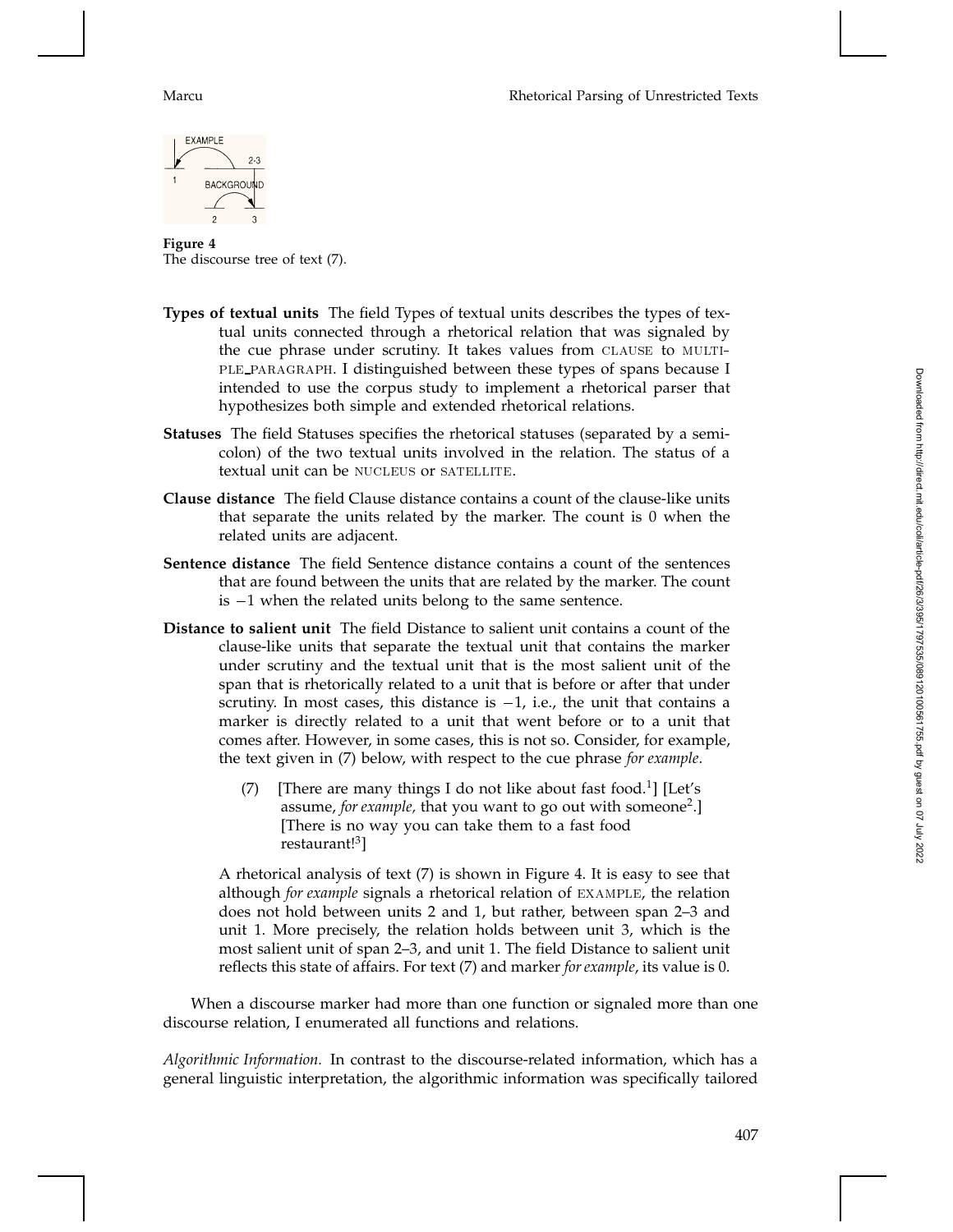**Figure 4**
The discourse tree of text (7).

**Types of textual units** The field Types of textual units describes the types of textual units connected through a rhetorical relation that was signaled by the cue phrase under scrutiny. It takes values from CLAUSE to MULTIPLE_PARAGRAPH. I distinguished between these types of spans because I intended to use the corpus study to implement a rhetorical parser that hypothesizes both simple and extended rhetorical relations.

**Statuses** The field Statuses specifies the rhetorical statuses (separated by a semicolon) of the two textual units involved in the relation. The status of a textual unit can be NUCLEUS or SATELLITE.

**Clause distance** The field Clause distance contains a count of the clause-like units that separate the units related by the marker. The count is 0 when the related units are adjacent.

**Sentence distance** The field Sentence distance contains a count of the sentences that are found between the units that are related by the marker. The count is −1 when the related units belong to the same sentence.

**Distance to salient unit** The field Distance to salient unit contains a count of the clause-like units that separate the textual unit that contains the marker under scrutiny and the textual unit that is the most salient unit of the span that is rhetorically related to a unit that is before or after that under scrutiny. In most cases, this distance is −1, i.e., the unit that contains a marker is directly related to a unit that went before or to a unit that comes after. However, in some cases, this is not so. Consider, for example, the text given in (7) below, with respect to the cue phrase *for example*.

> (7) [There are many things I do not like about fast food.[1]] [Let's assume, *for example,* that you want to go out with someone[2].] [There is no way you can take them to a fast food restaurant![3]]

A rhetorical analysis of text (7) is shown in Figure 4. It is easy to see that although *for example* signals a rhetorical relation of EXAMPLE, the relation does not hold between units 2 and 1, but rather, between span 2–3 and unit 1. More precisely, the relation holds between unit 3, which is the most salient unit of span 2–3, and unit 1. The field Distance to salient unit reflects this state of affairs. For text (7) and marker *for example*, its value is 0.

When a discourse marker had more than one function or signaled more than one discourse relation, I enumerated all functions and relations.

*Algorithmic Information.* In contrast to the discourse-related information, which has a general linguistic interpretation, the algorithmic information was specifically tailored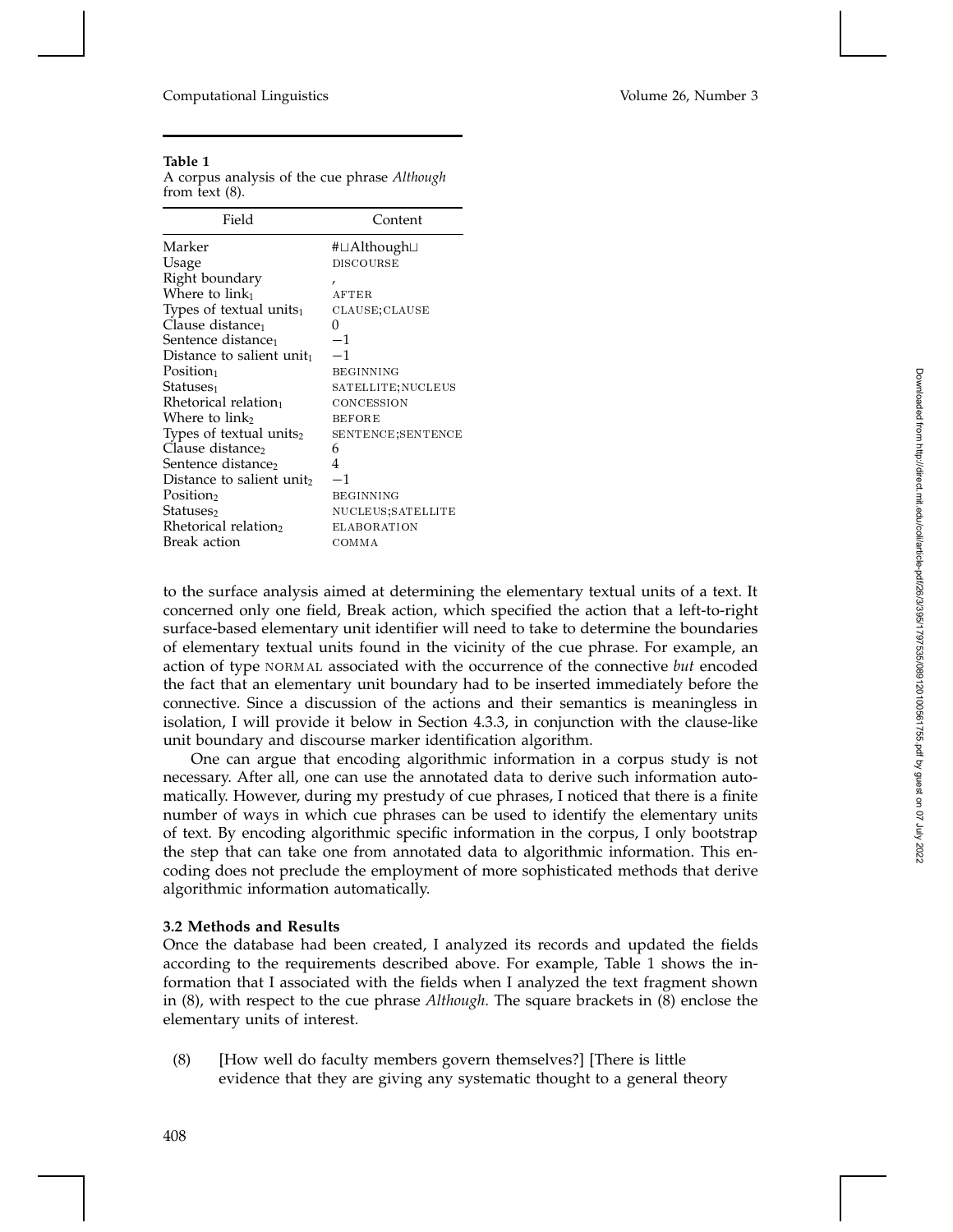**Table 1**
A corpus analysis of the cue phrase *Although* from text (8).

| Field | Content |
|---|---|
| Marker | #␣Although␣ |
| Usage | DISCOURSE |
| Right boundary | , |
| Where to $link_1$ | AFTER |
| Types of textual $units_1$ | CLAUSE;CLAUSE |
| Clause $distance_1$ | 0 |
| Sentence $distance_1$ | −1 |
| Distance to salient $unit_1$ | −1 |
| $Position_1$ | BEGINNING |
| $Statuses_1$ | SATELLITE;NUCLEUS |
| Rhetorical $relation_1$ | CONCESSION |
| Where to $link_2$ | BEFORE |
| Types of textual $units_2$ | SENTENCE;SENTENCE |
| Clause $distance_2$ | 6 |
| Sentence $distance_2$ | 4 |
| Distance to salient $unit_2$ | −1 |
| $Position_2$ | BEGINNING |
| $Statuses_2$ | NUCLEUS;SATELLITE |
| Rhetorical $relation_2$ | ELABORATION |
| Break action | COMMA |

to the surface analysis aimed at determining the elementary textual units of a text. It concerned only one field, Break action, which specified the action that a left-to-right surface-based elementary unit identifier will need to take to determine the boundaries of elementary textual units found in the vicinity of the cue phrase. For example, an action of type NORMAL associated with the occurrence of the connective *but* encoded the fact that an elementary unit boundary had to be inserted immediately before the connective. Since a discussion of the actions and their semantics is meaningless in isolation, I will provide it below in Section 4.3.3, in conjunction with the clause-like unit boundary and discourse marker identification algorithm.

One can argue that encoding algorithmic information in a corpus study is not necessary. After all, one can use the annotated data to derive such information automatically. However, during my prestudy of cue phrases, I noticed that there is a finite number of ways in which cue phrases can be used to identify the elementary units of text. By encoding algorithmic specific information in the corpus, I only bootstrap the step that can take one from annotated data to algorithmic information. This encoding does not preclude the employment of more sophisticated methods that derive algorithmic information automatically.

### 3.2 Methods and Results

Once the database had been created, I analyzed its records and updated the fields according to the requirements described above. For example, Table 1 shows the information that I associated with the fields when I analyzed the text fragment shown in (8), with respect to the cue phrase *Although*. The square brackets in (8) enclose the elementary units of interest.

(8) [How well do faculty members govern themselves?] [There is little evidence that they are giving any systematic thought to a general theory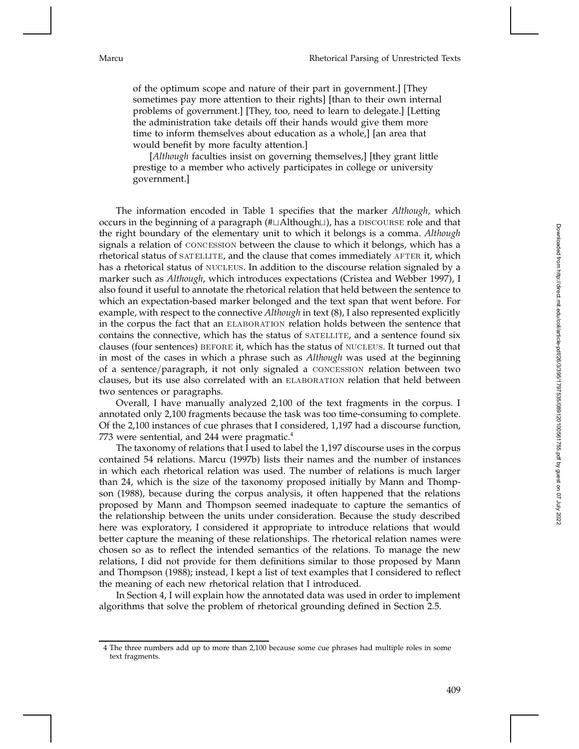of the optimum scope and nature of their part in government.] [They sometimes pay more attention to their rights] [than to their own internal problems of government.] [They, too, need to learn to delegate.] [Letting the administration take details off their hands would give them more time to inform themselves about education as a whole,] [an area that would benefit by more faculty attention.]

> [*Although* faculties insist on governing themselves,] [they grant little prestige to a member who actively participates in college or university government.]

The information encoded in Table 1 specifies that the marker *Although*, which occurs in the beginning of a paragraph (#⊔Although⊔), has a DISCOURSE role and that the right boundary of the elementary unit to which it belongs is a comma. *Although* signals a relation of CONCESSION between the clause to which it belongs, which has a rhetorical status of SATELLITE, and the clause that comes immediately AFTER it, which has a rhetorical status of NUCLEUS. In addition to the discourse relation signaled by a marker such as *Although*, which introduces expectations (Cristea and Webber 1997), I also found it useful to annotate the rhetorical relation that held between the sentence to which an expectation-based marker belonged and the text span that went before. For example, with respect to the connective *Although* in text (8), I also represented explicitly in the corpus the fact that an ELABORATION relation holds between the sentence that contains the connective, which has the status of SATELLITE, and a sentence found six clauses (four sentences) BEFORE it, which has the status of NUCLEUS. It turned out that in most of the cases in which a phrase such as *Although* was used at the beginning of a sentence/paragraph, it not only signaled a CONCESSION relation between two clauses, but its use also correlated with an ELABORATION relation that held between two sentences or paragraphs.

Overall, I have manually analyzed 2,100 of the text fragments in the corpus. I annotated only 2,100 fragments because the task was too time-consuming to complete. Of the 2,100 instances of cue phrases that I considered, 1,197 had a discourse function, 773 were sentential, and 244 were pragmatic.[4]

The taxonomy of relations that I used to label the 1,197 discourse uses in the corpus contained 54 relations. Marcu (1997b) lists their names and the number of instances in which each rhetorical relation was used. The number of relations is much larger than 24, which is the size of the taxonomy proposed initially by Mann and Thompson (1988), because during the corpus analysis, it often happened that the relations proposed by Mann and Thompson seemed inadequate to capture the semantics of the relationship between the units under consideration. Because the study described here was exploratory, I considered it appropriate to introduce relations that would better capture the meaning of these relationships. The rhetorical relation names were chosen so as to reflect the intended semantics of the relations. To manage the new relations, I did not provide for them definitions similar to those proposed by Mann and Thompson (1988); instead, I kept a list of text examples that I considered to reflect the meaning of each new rhetorical relation that I introduced.

In Section 4, I will explain how the annotated data was used in order to implement algorithms that solve the problem of rhetorical grounding defined in Section 2.5.

---

4 The three numbers add up to more than 2,100 because some cue phrases had multiple roles in some text fragments.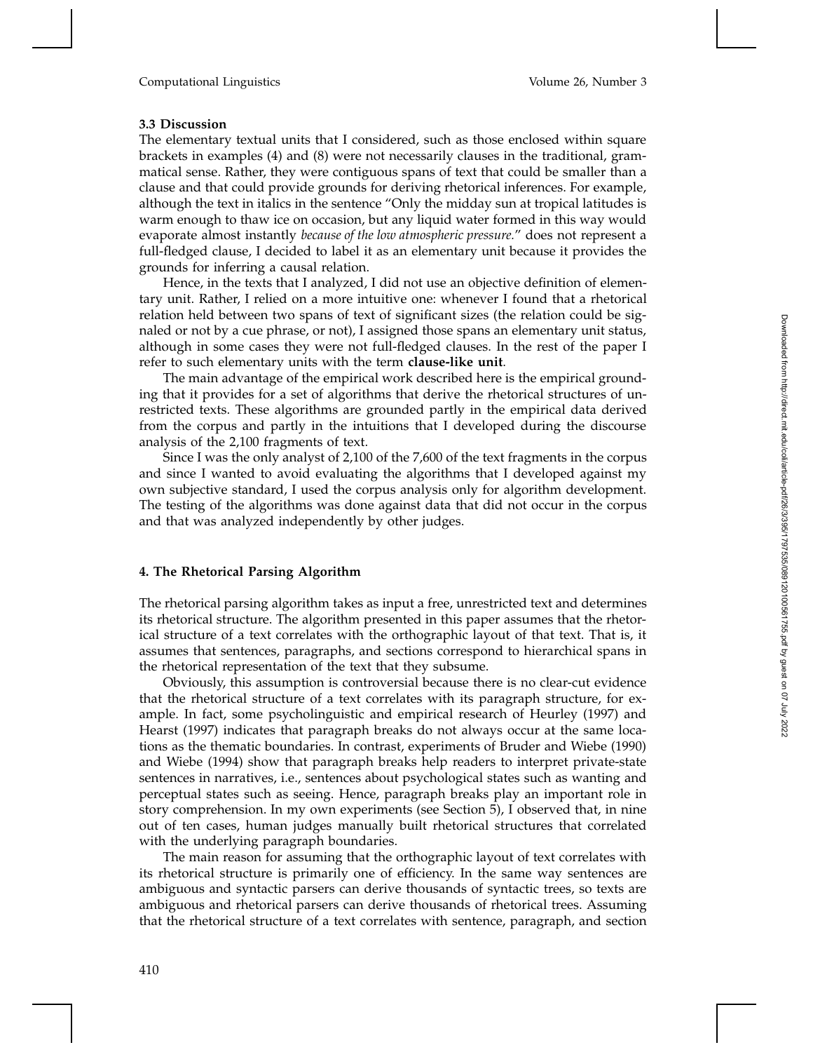### 3.3 Discussion

The elementary textual units that I considered, such as those enclosed within square brackets in examples (4) and (8) were not necessarily clauses in the traditional, grammatical sense. Rather, they were contiguous spans of text that could be smaller than a clause and that could provide grounds for deriving rhetorical inferences. For example, although the text in italics in the sentence "Only the midday sun at tropical latitudes is warm enough to thaw ice on occasion, but any liquid water formed in this way would evaporate almost instantly *because of the low atmospheric pressure.*" does not represent a full-fledged clause, I decided to label it as an elementary unit because it provides the grounds for inferring a causal relation.

Hence, in the texts that I analyzed, I did not use an objective definition of elementary unit. Rather, I relied on a more intuitive one: whenever I found that a rhetorical relation held between two spans of text of significant sizes (the relation could be signaled or not by a cue phrase, or not), I assigned those spans an elementary unit status, although in some cases they were not full-fledged clauses. In the rest of the paper I refer to such elementary units with the term **clause-like unit**.

The main advantage of the empirical work described here is the empirical grounding that it provides for a set of algorithms that derive the rhetorical structures of unrestricted texts. These algorithms are grounded partly in the empirical data derived from the corpus and partly in the intuitions that I developed during the discourse analysis of the 2,100 fragments of text.

Since I was the only analyst of 2,100 of the 7,600 of the text fragments in the corpus and since I wanted to avoid evaluating the algorithms that I developed against my own subjective standard, I used the corpus analysis only for algorithm development. The testing of the algorithms was done against data that did not occur in the corpus and that was analyzed independently by other judges.

## 4. The Rhetorical Parsing Algorithm

The rhetorical parsing algorithm takes as input a free, unrestricted text and determines its rhetorical structure. The algorithm presented in this paper assumes that the rhetorical structure of a text correlates with the orthographic layout of that text. That is, it assumes that sentences, paragraphs, and sections correspond to hierarchical spans in the rhetorical representation of the text that they subsume.

Obviously, this assumption is controversial because there is no clear-cut evidence that the rhetorical structure of a text correlates with its paragraph structure, for example. In fact, some psycholinguistic and empirical research of Heurley (1997) and Hearst (1997) indicates that paragraph breaks do not always occur at the same locations as the thematic boundaries. In contrast, experiments of Bruder and Wiebe (1990) and Wiebe (1994) show that paragraph breaks help readers to interpret private-state sentences in narratives, i.e., sentences about psychological states such as wanting and perceptual states such as seeing. Hence, paragraph breaks play an important role in story comprehension. In my own experiments (see Section 5), I observed that, in nine out of ten cases, human judges manually built rhetorical structures that correlated with the underlying paragraph boundaries.

The main reason for assuming that the orthographic layout of text correlates with its rhetorical structure is primarily one of efficiency. In the same way sentences are ambiguous and syntactic parsers can derive thousands of syntactic trees, so texts are ambiguous and rhetorical parsers can derive thousands of rhetorical trees. Assuming that the rhetorical structure of a text correlates with sentence, paragraph, and section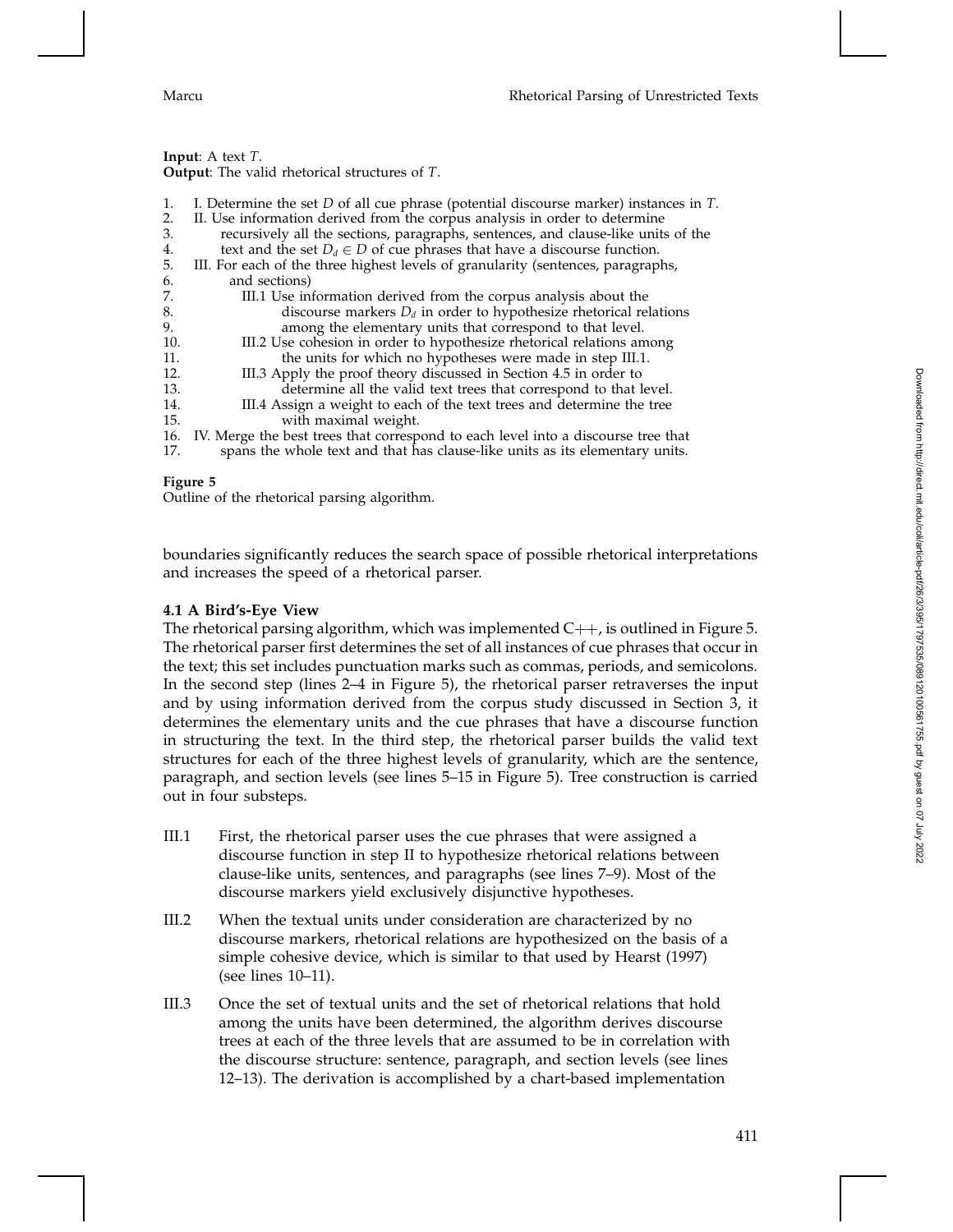**Input**: A text $T$.
**Output**: The valid rhetorical structures of $T$.

```
1.   I. Determine the set D of all cue phrase (potential discourse marker) instances in T.
2.   II. Use information derived from the corpus analysis in order to determine
3.        recursively all the sections, paragraphs, sentences, and clause-like units of the
4.        text and the set D_d ∈ D of cue phrases that have a discourse function.
5.   III. For each of the three highest levels of granularity (sentences, paragraphs,
6.        and sections)
7.          III.1 Use information derived from the corpus analysis about the
8.                discourse markers D_d in order to hypothesize rhetorical relations
9.                among the elementary units that correspond to that level.
10.         III.2 Use cohesion in order to hypothesize rhetorical relations among
11.               the units for which no hypotheses were made in step III.1.
12.         III.3 Apply the proof theory discussed in Section 4.5 in order to
13.               determine all the valid text trees that correspond to that level.
14.         III.4 Assign a weight to each of the text trees and determine the tree
15.               with maximal weight.
16.  IV. Merge the best trees that correspond to each level into a discourse tree that
17.       spans the whole text and that has clause-like units as its elementary units.
```

**Figure 5**
Outline of the rhetorical parsing algorithm.

boundaries significantly reduces the search space of possible rhetorical interpretations and increases the speed of a rhetorical parser.

### 4.1 A Bird's-Eye View

The rhetorical parsing algorithm, which was implemented C++, is outlined in Figure 5. The rhetorical parser first determines the set of all instances of cue phrases that occur in the text; this set includes punctuation marks such as commas, periods, and semicolons. In the second step (lines 2–4 in Figure 5), the rhetorical parser retraverses the input and by using information derived from the corpus study discussed in Section 3, it determines the elementary units and the cue phrases that have a discourse function in structuring the text. In the third step, the rhetorical parser builds the valid text structures for each of the three highest levels of granularity, which are the sentence, paragraph, and section levels (see lines 5–15 in Figure 5). Tree construction is carried out in four substeps.

III.1 First, the rhetorical parser uses the cue phrases that were assigned a discourse function in step II to hypothesize rhetorical relations between clause-like units, sentences, and paragraphs (see lines 7–9). Most of the discourse markers yield exclusively disjunctive hypotheses.

III.2 When the textual units under consideration are characterized by no discourse markers, rhetorical relations are hypothesized on the basis of a simple cohesive device, which is similar to that used by Hearst (1997) (see lines 10–11).

III.3 Once the set of textual units and the set of rhetorical relations that hold among the units have been determined, the algorithm derives discourse trees at each of the three levels that are assumed to be in correlation with the discourse structure: sentence, paragraph, and section levels (see lines 12–13). The derivation is accomplished by a chart-based implementation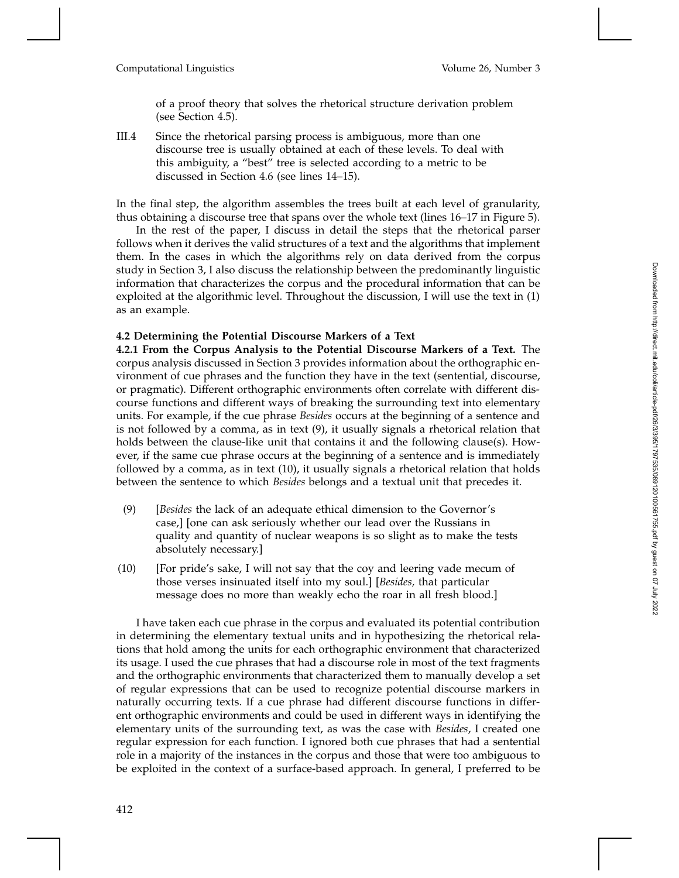of a proof theory that solves the rhetorical structure derivation problem (see Section 4.5).

III.4 Since the rhetorical parsing process is ambiguous, more than one discourse tree is usually obtained at each of these levels. To deal with this ambiguity, a "best" tree is selected according to a metric to be discussed in Section 4.6 (see lines 14–15).

In the final step, the algorithm assembles the trees built at each level of granularity, thus obtaining a discourse tree that spans over the whole text (lines 16–17 in Figure 5).

In the rest of the paper, I discuss in detail the steps that the rhetorical parser follows when it derives the valid structures of a text and the algorithms that implement them. In the cases in which the algorithms rely on data derived from the corpus study in Section 3, I also discuss the relationship between the predominantly linguistic information that characterizes the corpus and the procedural information that can be exploited at the algorithmic level. Throughout the discussion, I will use the text in (1) as an example.

### 4.2 Determining the Potential Discourse Markers of a Text

**4.2.1 From the Corpus Analysis to the Potential Discourse Markers of a Text.** The corpus analysis discussed in Section 3 provides information about the orthographic environment of cue phrases and the function they have in the text (sentential, discourse, or pragmatic). Different orthographic environments often correlate with different discourse functions and different ways of breaking the surrounding text into elementary units. For example, if the cue phrase *Besides* occurs at the beginning of a sentence and is not followed by a comma, as in text (9), it usually signals a rhetorical relation that holds between the clause-like unit that contains it and the following clause(s). However, if the same cue phrase occurs at the beginning of a sentence and is immediately followed by a comma, as in text (10), it usually signals a rhetorical relation that holds between the sentence to which *Besides* belongs and a textual unit that precedes it.

(9) [*Besides* the lack of an adequate ethical dimension to the Governor's case,] [one can ask seriously whether our lead over the Russians in quality and quantity of nuclear weapons is so slight as to make the tests absolutely necessary.]

(10) [For pride's sake, I will not say that the coy and leering vade mecum of those verses insinuated itself into my soul.] [*Besides,* that particular message does no more than weakly echo the roar in all fresh blood.]

I have taken each cue phrase in the corpus and evaluated its potential contribution in determining the elementary textual units and in hypothesizing the rhetorical relations that hold among the units for each orthographic environment that characterized its usage. I used the cue phrases that had a discourse role in most of the text fragments and the orthographic environments that characterized them to manually develop a set of regular expressions that can be used to recognize potential discourse markers in naturally occurring texts. If a cue phrase had different discourse functions in different orthographic environments and could be used in different ways in identifying the elementary units of the surrounding text, as was the case with *Besides*, I created one regular expression for each function. I ignored both cue phrases that had a sentential role in a majority of the instances in the corpus and those that were too ambiguous to be exploited in the context of a surface-based approach. In general, I preferred to be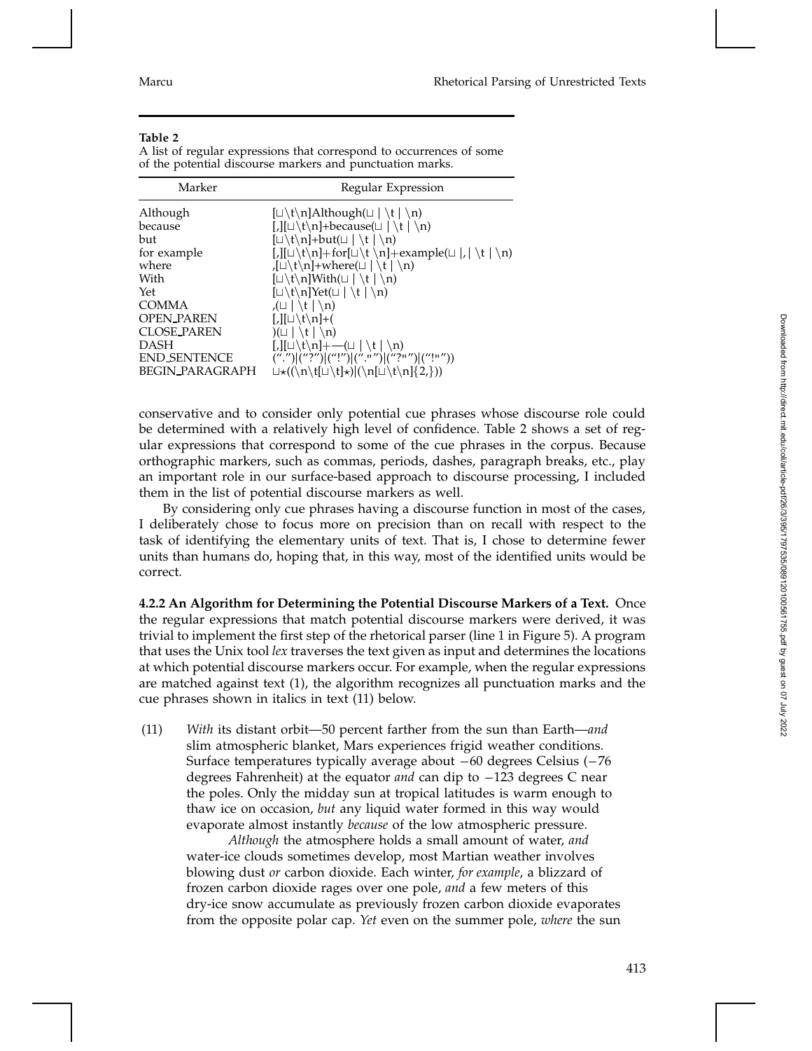**Table 2**
A list of regular expressions that correspond to occurrences of some of the potential discourse markers and punctuation marks.

| Marker | Regular Expression |
|---|---|
| Although | [⊔\t\n]Although(⊔ \| \t \| \n) |
| because | [,][⊔\t\n]+because(⊔ \| \t \| \n) |
| but | [⊔\t\n]+but(⊔ \| \t \| \n) |
| for example | [,][⊔\t\n]+for[⊔\t \n]+example(⊔ \|,\| \t \| \n) |
| where | ,[⊔\t\n]+where(⊔ \| \t \| \n) |
| With | [⊔\t\n]With(⊔ \| \t \| \n) |
| Yet | [⊔\t\n]Yet(⊔ \| \t \| \n) |
| COMMA | ,(⊔ \| \t \| \n) |
| OPEN_PAREN | [,][⊔\t\n]+( |
| CLOSE_PAREN | )(⊔ \| \t \| \n) |
| DASH | [,][⊔\t\n]+—(⊔ \| \t \| \n) |
| END_SENTENCE | (".")\|("?")\|("!")\|(".\"")\|("?\"")\|("!\"")) |
| BEGIN_PARAGRAPH | ⊔⋆((\n\t[⊔\t]⋆)\|(\n[⊔\t\n]{2,})) |

conservative and to consider only potential cue phrases whose discourse role could be determined with a relatively high level of confidence. Table 2 shows a set of regular expressions that correspond to some of the cue phrases in the corpus. Because orthographic markers, such as commas, periods, dashes, paragraph breaks, etc., play an important role in our surface-based approach to discourse processing, I included them in the list of potential discourse markers as well.

By considering only cue phrases having a discourse function in most of the cases, I deliberately chose to focus more on precision than on recall with respect to the task of identifying the elementary units of text. That is, I chose to determine fewer units than humans do, hoping that, in this way, most of the identified units would be correct.

**4.2.2 An Algorithm for Determining the Potential Discourse Markers of a Text.** Once the regular expressions that match potential discourse markers were derived, it was trivial to implement the first step of the rhetorical parser (line 1 in Figure 5). A program that uses the Unix tool *lex* traverses the text given as input and determines the locations at which potential discourse markers occur. For example, when the regular expressions are matched against text (1), the algorithm recognizes all punctuation marks and the cue phrases shown in italics in text (11) below.

(11) *With* its distant orbit—50 percent farther from the sun than Earth—*and* slim atmospheric blanket, Mars experiences frigid weather conditions. Surface temperatures typically average about −60 degrees Celsius (−76 degrees Fahrenheit) at the equator *and* can dip to −123 degrees C near the poles. Only the midday sun at tropical latitudes is warm enough to thaw ice on occasion, *but* any liquid water formed in this way would evaporate almost instantly *because* of the low atmospheric pressure.

*Although* the atmosphere holds a small amount of water, *and* water-ice clouds sometimes develop, most Martian weather involves blowing dust *or* carbon dioxide. Each winter, *for example*, a blizzard of frozen carbon dioxide rages over one pole, *and* a few meters of this dry-ice snow accumulate as previously frozen carbon dioxide evaporates from the opposite polar cap. *Yet* even on the summer pole, *where* the sun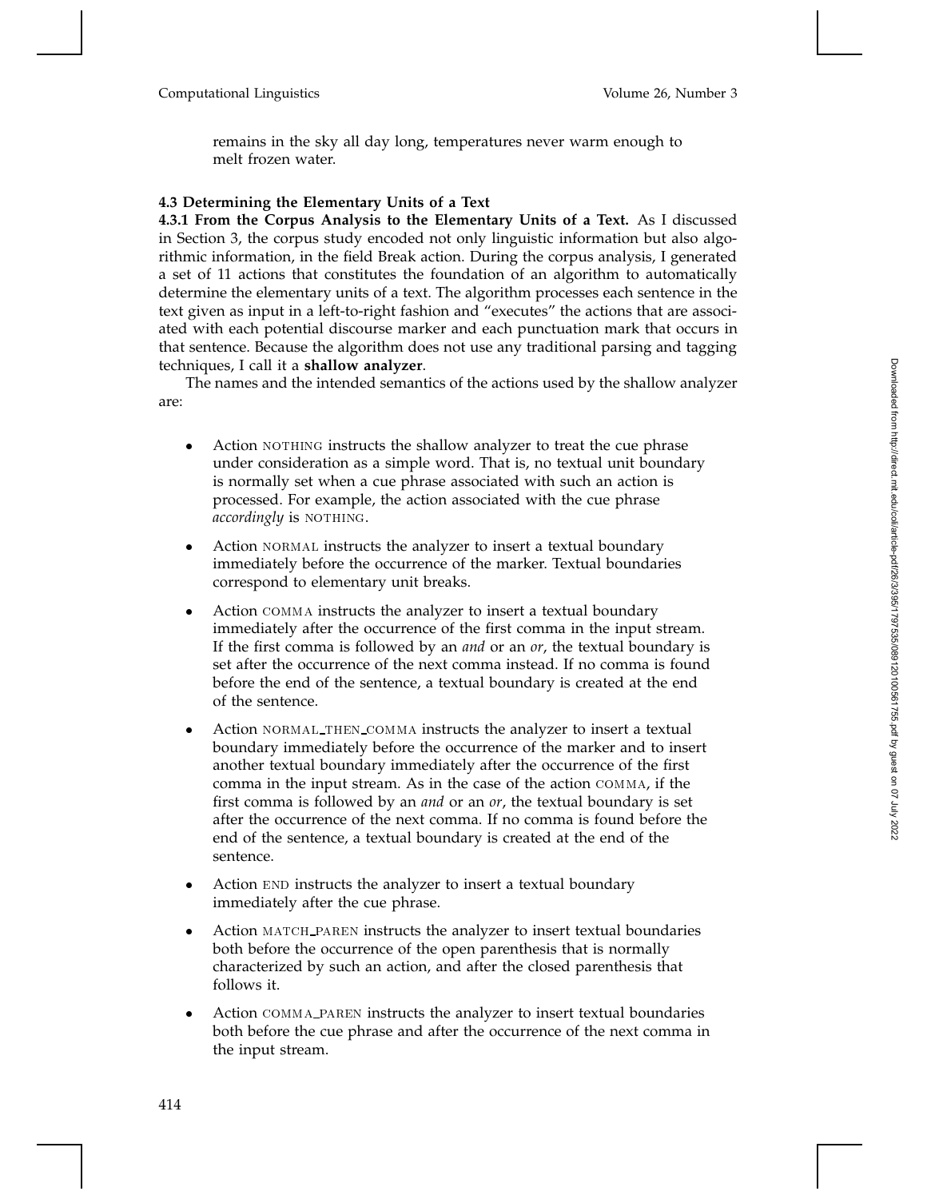remains in the sky all day long, temperatures never warm enough to melt frozen water.

### 4.3 Determining the Elementary Units of a Text

**4.3.1 From the Corpus Analysis to the Elementary Units of a Text.** As I discussed in Section 3, the corpus study encoded not only linguistic information but also algorithmic information, in the field Break action. During the corpus analysis, I generated a set of 11 actions that constitutes the foundation of an algorithm to automatically determine the elementary units of a text. The algorithm processes each sentence in the text given as input in a left-to-right fashion and "executes" the actions that are associated with each potential discourse marker and each punctuation mark that occurs in that sentence. Because the algorithm does not use any traditional parsing and tagging techniques, I call it a **shallow analyzer**.

The names and the intended semantics of the actions used by the shallow analyzer are:

- Action NOTHING instructs the shallow analyzer to treat the cue phrase under consideration as a simple word. That is, no textual unit boundary is normally set when a cue phrase associated with such an action is processed. For example, the action associated with the cue phrase *accordingly* is NOTHING.
- Action NORMAL instructs the analyzer to insert a textual boundary immediately before the occurrence of the marker. Textual boundaries correspond to elementary unit breaks.
- Action COMMA instructs the analyzer to insert a textual boundary immediately after the occurrence of the first comma in the input stream. If the first comma is followed by an *and* or an *or*, the textual boundary is set after the occurrence of the next comma instead. If no comma is found before the end of the sentence, a textual boundary is created at the end of the sentence.
- Action NORMAL_THEN_COMMA instructs the analyzer to insert a textual boundary immediately before the occurrence of the marker and to insert another textual boundary immediately after the occurrence of the first comma in the input stream. As in the case of the action COMMA, if the first comma is followed by an *and* or an *or*, the textual boundary is set after the occurrence of the next comma. If no comma is found before the end of the sentence, a textual boundary is created at the end of the sentence.
- Action END instructs the analyzer to insert a textual boundary immediately after the cue phrase.
- Action MATCH_PAREN instructs the analyzer to insert textual boundaries both before the occurrence of the open parenthesis that is normally characterized by such an action, and after the closed parenthesis that follows it.
- Action COMMA_PAREN instructs the analyzer to insert textual boundaries both before the cue phrase and after the occurrence of the next comma in the input stream.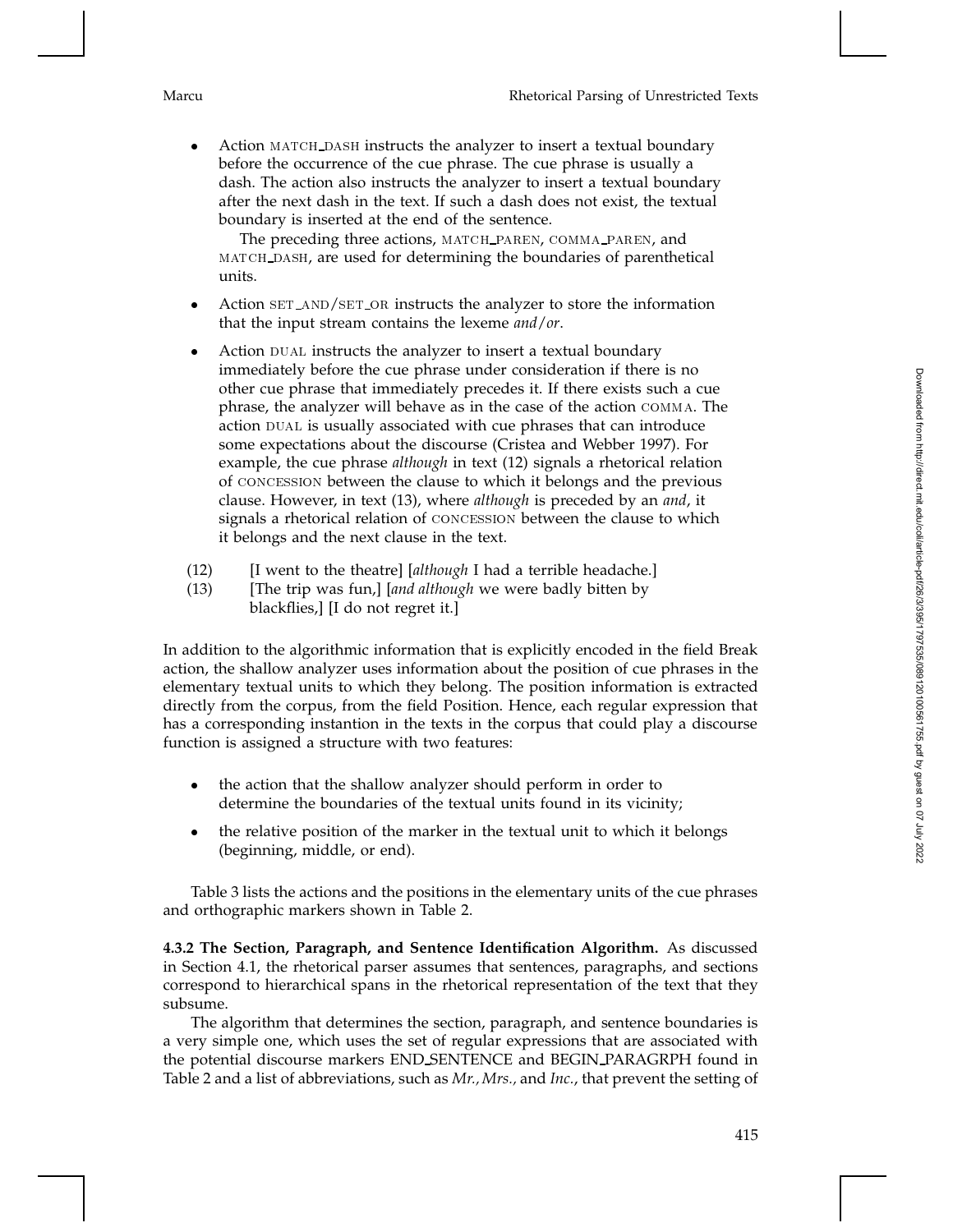- Action MATCH_DASH instructs the analyzer to insert a textual boundary before the occurrence of the cue phrase. The cue phrase is usually a dash. The action also instructs the analyzer to insert a textual boundary after the next dash in the text. If such a dash does not exist, the textual boundary is inserted at the end of the sentence.

  The preceding three actions, MATCH_PAREN, COMMA_PAREN, and MATCH_DASH, are used for determining the boundaries of parenthetical units.

- Action SET_AND/SET_OR instructs the analyzer to store the information that the input stream contains the lexeme *and*/*or*.

- Action DUAL instructs the analyzer to insert a textual boundary immediately before the cue phrase under consideration if there is no other cue phrase that immediately precedes it. If there exists such a cue phrase, the analyzer will behave as in the case of the action COMMA. The action DUAL is usually associated with cue phrases that can introduce some expectations about the discourse (Cristea and Webber 1997). For example, the cue phrase *although* in text (12) signals a rhetorical relation of CONCESSION between the clause to which it belongs and the previous clause. However, in text (13), where *although* is preceded by an *and*, it signals a rhetorical relation of CONCESSION between the clause to which it belongs and the next clause in the text.

(12) [I went to the theatre] [*although* I had a terrible headache.]

(13) [The trip was fun,] [*and although* we were badly bitten by blackflies,] [I do not regret it.]

In addition to the algorithmic information that is explicitly encoded in the field Break action, the shallow analyzer uses information about the position of cue phrases in the elementary textual units to which they belong. The position information is extracted directly from the corpus, from the field Position. Hence, each regular expression that has a corresponding instantion in the texts in the corpus that could play a discourse function is assigned a structure with two features:

- the action that the shallow analyzer should perform in order to determine the boundaries of the textual units found in its vicinity;
- the relative position of the marker in the textual unit to which it belongs (beginning, middle, or end).

Table 3 lists the actions and the positions in the elementary units of the cue phrases and orthographic markers shown in Table 2.

**4.3.2 The Section, Paragraph, and Sentence Identification Algorithm.** As discussed in Section 4.1, the rhetorical parser assumes that sentences, paragraphs, and sections correspond to hierarchical spans in the rhetorical representation of the text that they subsume.

The algorithm that determines the section, paragraph, and sentence boundaries is a very simple one, which uses the set of regular expressions that are associated with the potential discourse markers END_SENTENCE and BEGIN_PARAGRPH found in Table 2 and a list of abbreviations, such as *Mr., Mrs.,* and *Inc.*, that prevent the setting of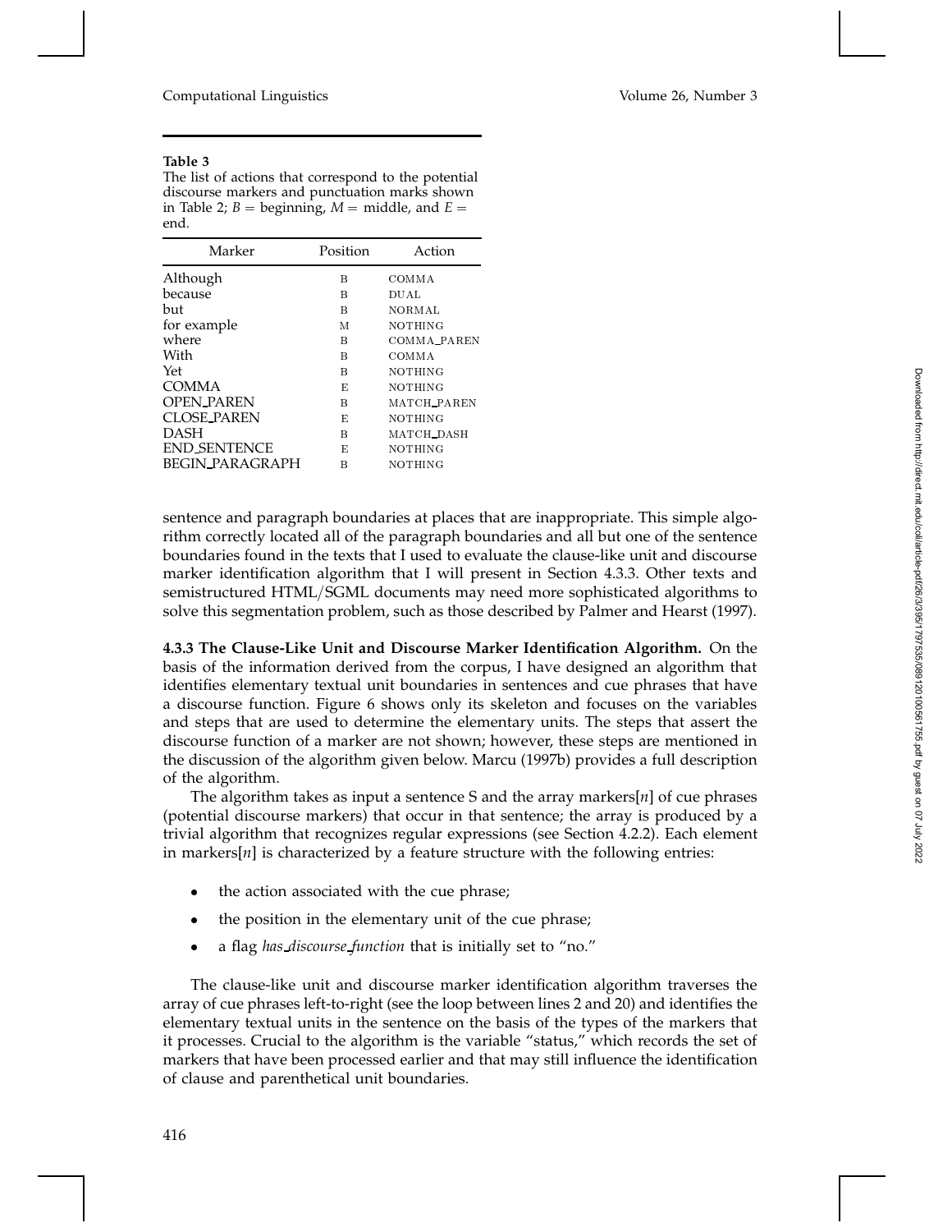**Table 3**
The list of actions that correspond to the potential discourse markers and punctuation marks shown in Table 2; $B$ = beginning, $M$ = middle, and $E$ = end.

| Marker | Position | Action |
|---|---|---|
| Although | B | COMMA |
| because | B | DUAL |
| but | B | NORMAL |
| for example | M | NOTHING |
| where | B | COMMA_PAREN |
| With | B | COMMA |
| Yet | B | NOTHING |
| COMMA | E | NOTHING |
| OPEN_PAREN | B | MATCH_PAREN |
| CLOSE_PAREN | E | NOTHING |
| DASH | B | MATCH_DASH |
| END_SENTENCE | E | NOTHING |
| BEGIN_PARAGRAPH | B | NOTHING |

sentence and paragraph boundaries at places that are inappropriate. This simple algorithm correctly located all of the paragraph boundaries and all but one of the sentence boundaries found in the texts that I used to evaluate the clause-like unit and discourse marker identification algorithm that I will present in Section 4.3.3. Other texts and semistructured HTML/SGML documents may need more sophisticated algorithms to solve this segmentation problem, such as those described by Palmer and Hearst (1997).

**4.3.3 The Clause-Like Unit and Discourse Marker Identification Algorithm.** On the basis of the information derived from the corpus, I have designed an algorithm that identifies elementary textual unit boundaries in sentences and cue phrases that have a discourse function. Figure 6 shows only its skeleton and focuses on the variables and steps that are used to determine the elementary units. The steps that assert the discourse function of a marker are not shown; however, these steps are mentioned in the discussion of the algorithm given below. Marcu (1997b) provides a full description of the algorithm.

The algorithm takes as input a sentence S and the array markers[$n$] of cue phrases (potential discourse markers) that occur in that sentence; the array is produced by a trivial algorithm that recognizes regular expressions (see Section 4.2.2). Each element in markers[$n$] is characterized by a feature structure with the following entries:

- the action associated with the cue phrase;
- the position in the elementary unit of the cue phrase;
- a flag *has_discourse_function* that is initially set to "no."

The clause-like unit and discourse marker identification algorithm traverses the array of cue phrases left-to-right (see the loop between lines 2 and 20) and identifies the elementary textual units in the sentence on the basis of the types of the markers that it processes. Crucial to the algorithm is the variable "status," which records the set of markers that have been processed earlier and that may still influence the identification of clause and parenthetical unit boundaries.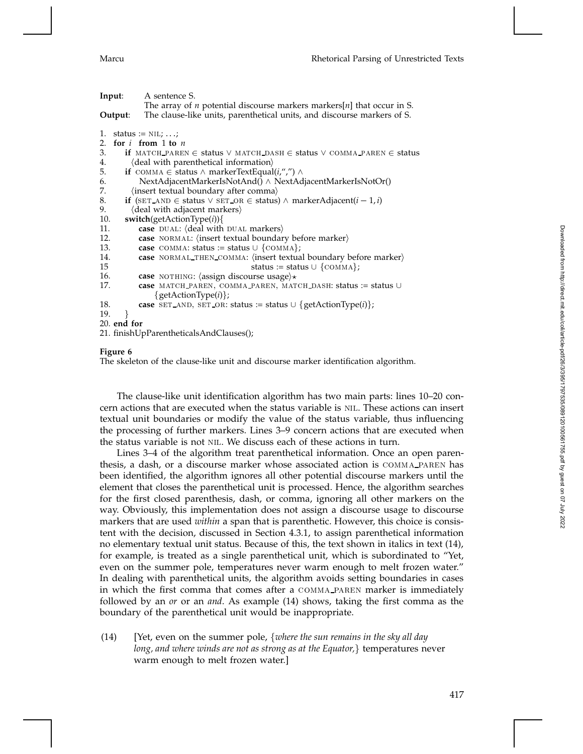**Input**: A sentence S.
The array of $n$ potential discourse markers markers[$n$] that occur in S.
**Output**: The clause-like units, parenthetical units, and discourse markers of S.

```
1.  status := NIL; ...;
2.  for i from 1 to n
3.      if MATCH_PAREN ∈ status ∨ MATCH_DASH ∈ status ∨ COMMA_PAREN ∈ status
4.        ⟨deal with parenthetical information⟩
5.      if COMMA ∈ status ∧ markerTextEqual(i,",") ∧
6.           NextAdjacentMarkerIsNotAnd() ∧ NextAdjacentMarkerIsNotOr()
7.        ⟨insert textual boundary after comma⟩
8.      if (SET_AND ∈ status ∨ SET_OR ∈ status) ∧ markerAdjacent(i − 1, i)
9.        ⟨deal with adjacent markers⟩
10.     switch(getActionType(i)){
11.         case DUAL: ⟨deal with DUAL markers⟩
12.         case NORMAL: ⟨insert textual boundary before marker⟩
13.         case COMMA: status := status ∪ {COMMA};
14.         case NORMAL_THEN_COMMA: ⟨insert textual boundary before marker⟩
15                                  status := status ∪ {COMMA};
16.         case NOTHING: ⟨assign discourse usage⟩⋆
17.         case MATCH_PAREN, COMMA_PAREN, MATCH_DASH: status := status ∪
                {getActionType(i)};
18.         case SET_AND, SET_OR: status := status ∪ {getActionType(i)};
19.     }
20. end for
21. finishUpParentheticalsAndClauses();
```

**Figure 6**
The skeleton of the clause-like unit and discourse marker identification algorithm.

The clause-like unit identification algorithm has two main parts: lines 10–20 concern actions that are executed when the status variable is NIL. These actions can insert textual unit boundaries or modify the value of the status variable, thus influencing the processing of further markers. Lines 3–9 concern actions that are executed when the status variable is not NIL. We discuss each of these actions in turn.

Lines 3–4 of the algorithm treat parenthetical information. Once an open parenthesis, a dash, or a discourse marker whose associated action is COMMA_PAREN has been identified, the algorithm ignores all other potential discourse markers until the element that closes the parenthetical unit is processed. Hence, the algorithm searches for the first closed parenthesis, dash, or comma, ignoring all other markers on the way. Obviously, this implementation does not assign a discourse usage to discourse markers that are used *within* a span that is parenthetic. However, this choice is consistent with the decision, discussed in Section 4.3.1, to assign parenthetical information no elementary textual unit status. Because of this, the text shown in italics in text (14), for example, is treated as a single parenthetical unit, which is subordinated to "Yet, even on the summer pole, temperatures never warm enough to melt frozen water." In dealing with parenthetical units, the algorithm avoids setting boundaries in cases in which the first comma that comes after a COMMA_PAREN marker is immediately followed by an *or* or an *and*. As example (14) shows, taking the first comma as the boundary of the parenthetical unit would be inappropriate.

(14) [Yet, even on the summer pole, {*where the sun remains in the sky all day long, and where winds are not as strong as at the Equator,*} temperatures never warm enough to melt frozen water.]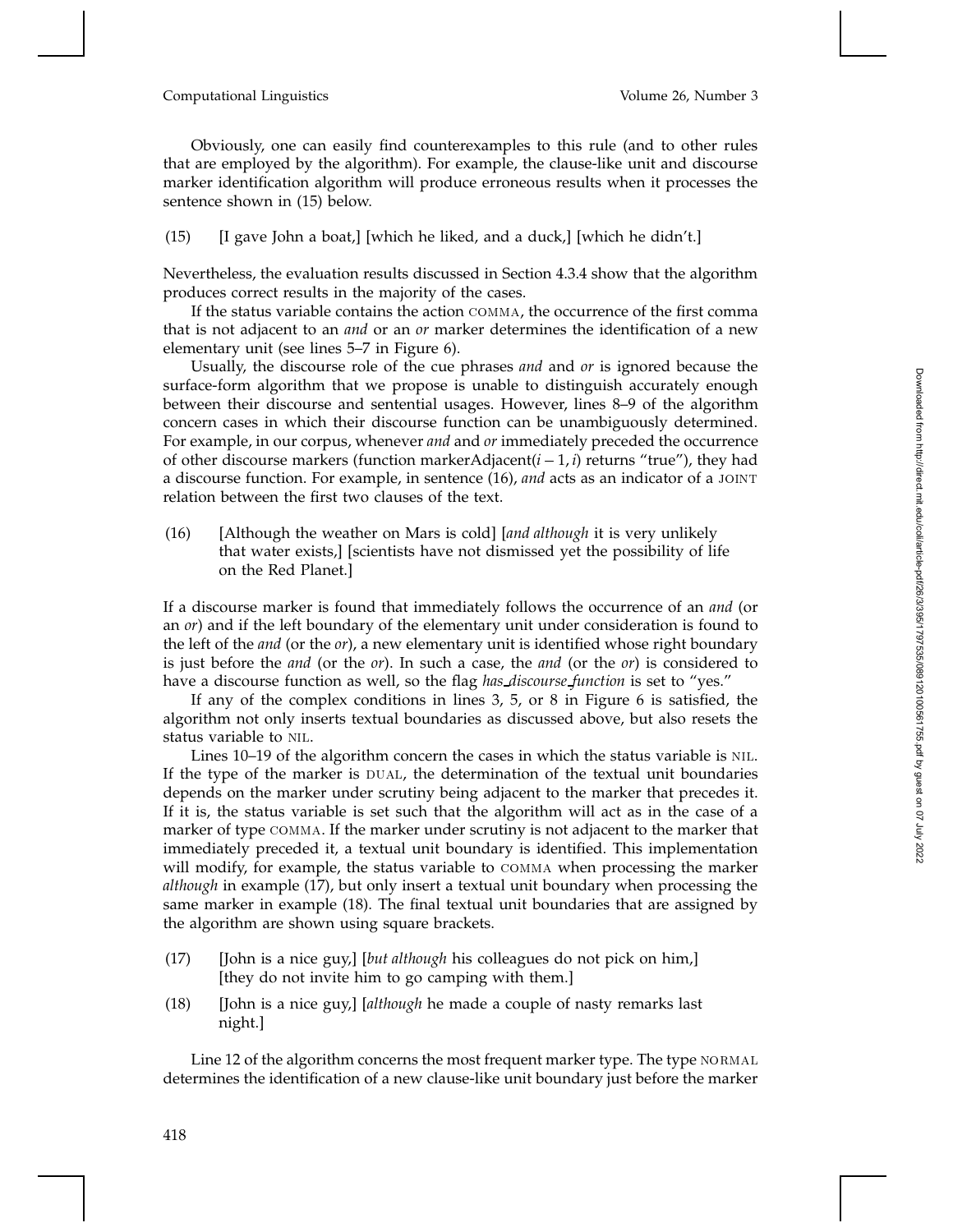Obviously, one can easily find counterexamples to this rule (and to other rules that are employed by the algorithm). For example, the clause-like unit and discourse marker identification algorithm will produce erroneous results when it processes the sentence shown in (15) below.

(15) [I gave John a boat,] [which he liked, and a duck,] [which he didn't.]

Nevertheless, the evaluation results discussed in Section 4.3.4 show that the algorithm produces correct results in the majority of the cases.

If the status variable contains the action COMMA, the occurrence of the first comma that is not adjacent to an *and* or an *or* marker determines the identification of a new elementary unit (see lines 5–7 in Figure 6).

Usually, the discourse role of the cue phrases *and* and *or* is ignored because the surface-form algorithm that we propose is unable to distinguish accurately enough between their discourse and sentential usages. However, lines 8–9 of the algorithm concern cases in which their discourse function can be unambiguously determined. For example, in our corpus, whenever *and* and *or* immediately preceded the occurrence of other discourse markers (function markerAdjacent($i-1, i$) returns "true"), they had a discourse function. For example, in sentence (16), *and* acts as an indicator of a JOINT relation between the first two clauses of the text.

(16) [Although the weather on Mars is cold] [*and although* it is very unlikely that water exists,] [scientists have not dismissed yet the possibility of life on the Red Planet.]

If a discourse marker is found that immediately follows the occurrence of an *and* (or an *or*) and if the left boundary of the elementary unit under consideration is found to the left of the *and* (or the *or*), a new elementary unit is identified whose right boundary is just before the *and* (or the *or*). In such a case, the *and* (or the *or*) is considered to have a discourse function as well, so the flag *has_discourse_function* is set to "yes."

If any of the complex conditions in lines 3, 5, or 8 in Figure 6 is satisfied, the algorithm not only inserts textual boundaries as discussed above, but also resets the status variable to NIL.

Lines 10–19 of the algorithm concern the cases in which the status variable is NIL. If the type of the marker is DUAL, the determination of the textual unit boundaries depends on the marker under scrutiny being adjacent to the marker that precedes it. If it is, the status variable is set such that the algorithm will act as in the case of a marker of type COMMA. If the marker under scrutiny is not adjacent to the marker that immediately preceded it, a textual unit boundary is identified. This implementation will modify, for example, the status variable to COMMA when processing the marker *although* in example (17), but only insert a textual unit boundary when processing the same marker in example (18). The final textual unit boundaries that are assigned by the algorithm are shown using square brackets.

(17) [John is a nice guy,] [*but although* his colleagues do not pick on him,] [they do not invite him to go camping with them.]

(18) [John is a nice guy,] [*although* he made a couple of nasty remarks last night.]

Line 12 of the algorithm concerns the most frequent marker type. The type NORMAL determines the identification of a new clause-like unit boundary just before the marker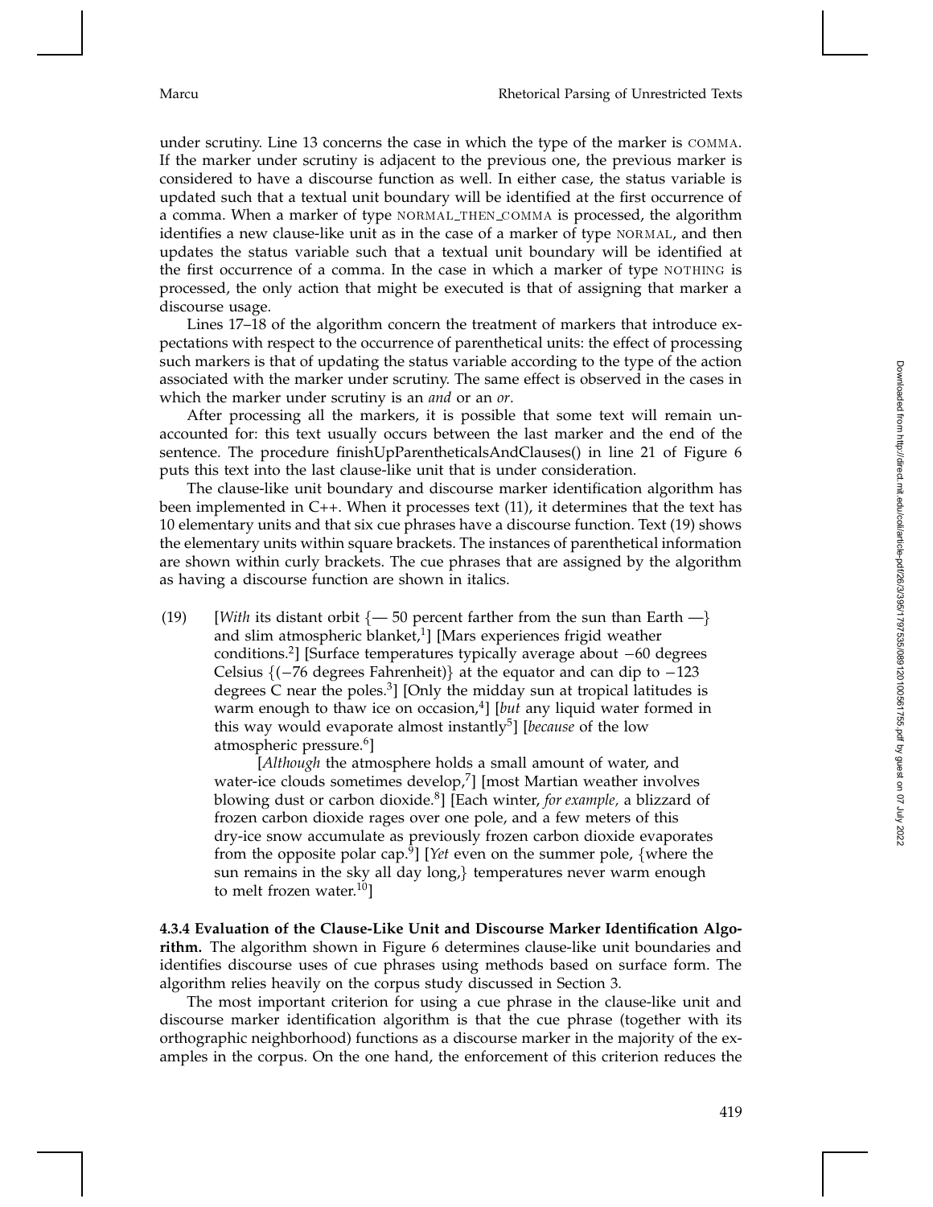under scrutiny. Line 13 concerns the case in which the type of the marker is COMMA. If the marker under scrutiny is adjacent to the previous one, the previous marker is considered to have a discourse function as well. In either case, the status variable is updated such that a textual unit boundary will be identified at the first occurrence of a comma. When a marker of type NORMAL_THEN_COMMA is processed, the algorithm identifies a new clause-like unit as in the case of a marker of type NORMAL, and then updates the status variable such that a textual unit boundary will be identified at the first occurrence of a comma. In the case in which a marker of type NOTHING is processed, the only action that might be executed is that of assigning that marker a discourse usage.

Lines 17–18 of the algorithm concern the treatment of markers that introduce expectations with respect to the occurrence of parenthetical units: the effect of processing such markers is that of updating the status variable according to the type of the action associated with the marker under scrutiny. The same effect is observed in the cases in which the marker under scrutiny is an *and* or an *or*.

After processing all the markers, it is possible that some text will remain unaccounted for: this text usually occurs between the last marker and the end of the sentence. The procedure finishUpParentheticalsAndClauses() in line 21 of Figure 6 puts this text into the last clause-like unit that is under consideration.

The clause-like unit boundary and discourse marker identification algorithm has been implemented in C++. When it processes text (11), it determines that the text has 10 elementary units and that six cue phrases have a discourse function. Text (19) shows the elementary units within square brackets. The instances of parenthetical information are shown within curly brackets. The cue phrases that are assigned by the algorithm as having a discourse function are shown in italics.

(19) [*With* its distant orbit {— 50 percent farther from the sun than Earth —} and slim atmospheric blanket,[1]] [Mars experiences frigid weather conditions.[2]] [Surface temperatures typically average about −60 degrees Celsius {(−76 degrees Fahrenheit)} at the equator and can dip to −123 degrees C near the poles.[3]] [Only the midday sun at tropical latitudes is warm enough to thaw ice on occasion,[4]] [*but* any liquid water formed in this way would evaporate almost instantly[5]] [*because* of the low atmospheric pressure.[6]]

[*Although* the atmosphere holds a small amount of water, and water-ice clouds sometimes develop,[7]] [most Martian weather involves blowing dust or carbon dioxide.[8]] [Each winter, *for example,* a blizzard of frozen carbon dioxide rages over one pole, and a few meters of this dry-ice snow accumulate as previously frozen carbon dioxide evaporates from the opposite polar cap.[9]] [*Yet* even on the summer pole, {where the sun remains in the sky all day long,} temperatures never warm enough to melt frozen water.[10]]

**4.3.4 Evaluation of the Clause-Like Unit and Discourse Marker Identification Algorithm.** The algorithm shown in Figure 6 determines clause-like unit boundaries and identifies discourse uses of cue phrases using methods based on surface form. The algorithm relies heavily on the corpus study discussed in Section 3.

The most important criterion for using a cue phrase in the clause-like unit and discourse marker identification algorithm is that the cue phrase (together with its orthographic neighborhood) functions as a discourse marker in the majority of the examples in the corpus. On the one hand, the enforcement of this criterion reduces the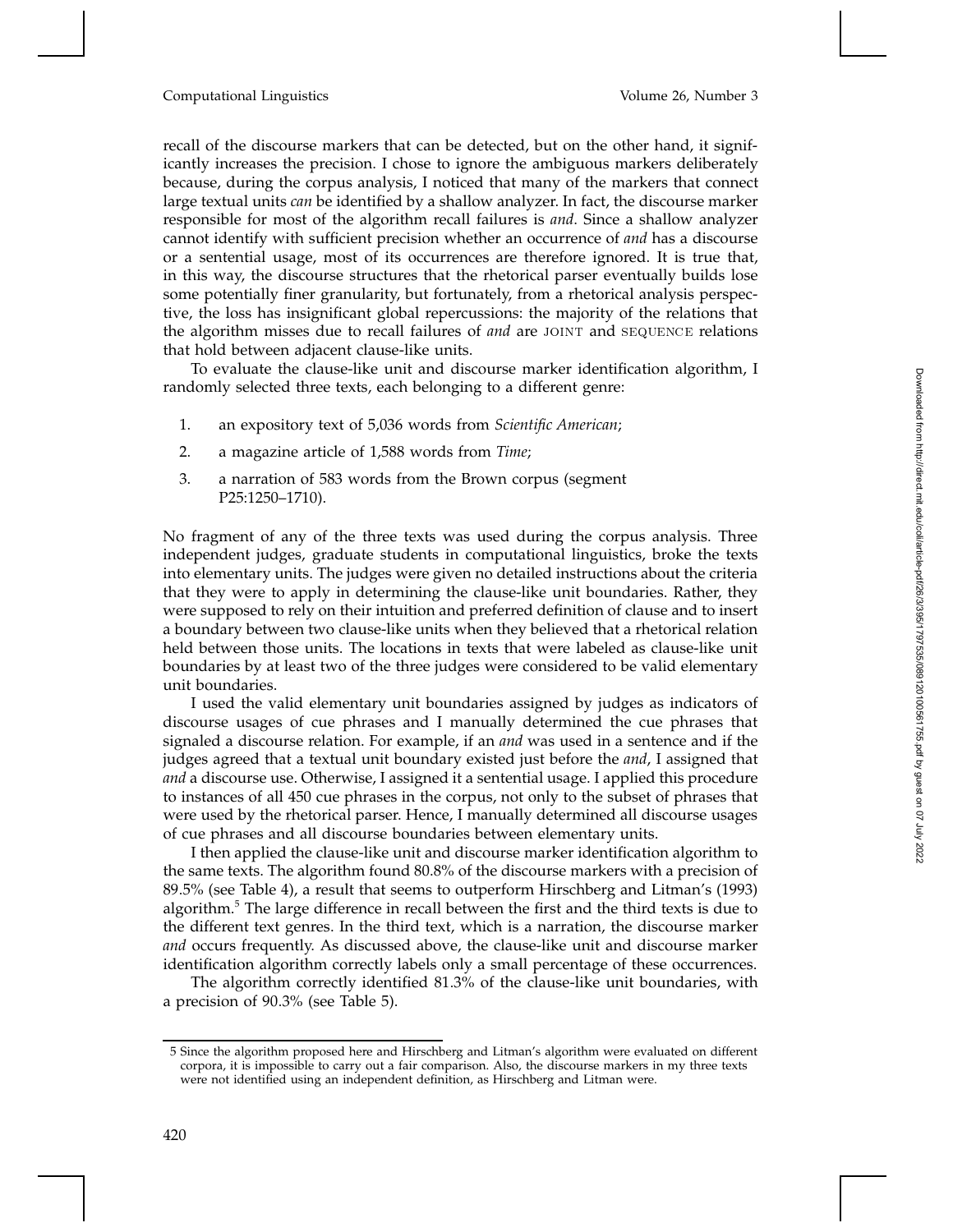recall of the discourse markers that can be detected, but on the other hand, it significantly increases the precision. I chose to ignore the ambiguous markers deliberately because, during the corpus analysis, I noticed that many of the markers that connect large textual units *can* be identified by a shallow analyzer. In fact, the discourse marker responsible for most of the algorithm recall failures is *and*. Since a shallow analyzer cannot identify with sufficient precision whether an occurrence of *and* has a discourse or a sentential usage, most of its occurrences are therefore ignored. It is true that, in this way, the discourse structures that the rhetorical parser eventually builds lose some potentially finer granularity, but fortunately, from a rhetorical analysis perspective, the loss has insignificant global repercussions: the majority of the relations that the algorithm misses due to recall failures of *and* are JOINT and SEQUENCE relations that hold between adjacent clause-like units.

To evaluate the clause-like unit and discourse marker identification algorithm, I randomly selected three texts, each belonging to a different genre:

1. an expository text of 5,036 words from *Scientific American*;
2. a magazine article of 1,588 words from *Time*;
3. a narration of 583 words from the Brown corpus (segment P25:1250–1710).

No fragment of any of the three texts was used during the corpus analysis. Three independent judges, graduate students in computational linguistics, broke the texts into elementary units. The judges were given no detailed instructions about the criteria that they were to apply in determining the clause-like unit boundaries. Rather, they were supposed to rely on their intuition and preferred definition of clause and to insert a boundary between two clause-like units when they believed that a rhetorical relation held between those units. The locations in texts that were labeled as clause-like unit boundaries by at least two of the three judges were considered to be valid elementary unit boundaries.

I used the valid elementary unit boundaries assigned by judges as indicators of discourse usages of cue phrases and I manually determined the cue phrases that signaled a discourse relation. For example, if an *and* was used in a sentence and if the judges agreed that a textual unit boundary existed just before the *and*, I assigned that *and* a discourse use. Otherwise, I assigned it a sentential usage. I applied this procedure to instances of all 450 cue phrases in the corpus, not only to the subset of phrases that were used by the rhetorical parser. Hence, I manually determined all discourse usages of cue phrases and all discourse boundaries between elementary units.

I then applied the clause-like unit and discourse marker identification algorithm to the same texts. The algorithm found 80.8% of the discourse markers with a precision of 89.5% (see Table 4), a result that seems to outperform Hirschberg and Litman's (1993) algorithm.[5] The large difference in recall between the first and the third texts is due to the different text genres. In the third text, which is a narration, the discourse marker *and* occurs frequently. As discussed above, the clause-like unit and discourse marker identification algorithm correctly labels only a small percentage of these occurrences.

The algorithm correctly identified 81.3% of the clause-like unit boundaries, with a precision of 90.3% (see Table 5).

---

5 Since the algorithm proposed here and Hirschberg and Litman's algorithm were evaluated on different corpora, it is impossible to carry out a fair comparison. Also, the discourse markers in my three texts were not identified using an independent definition, as Hirschberg and Litman were.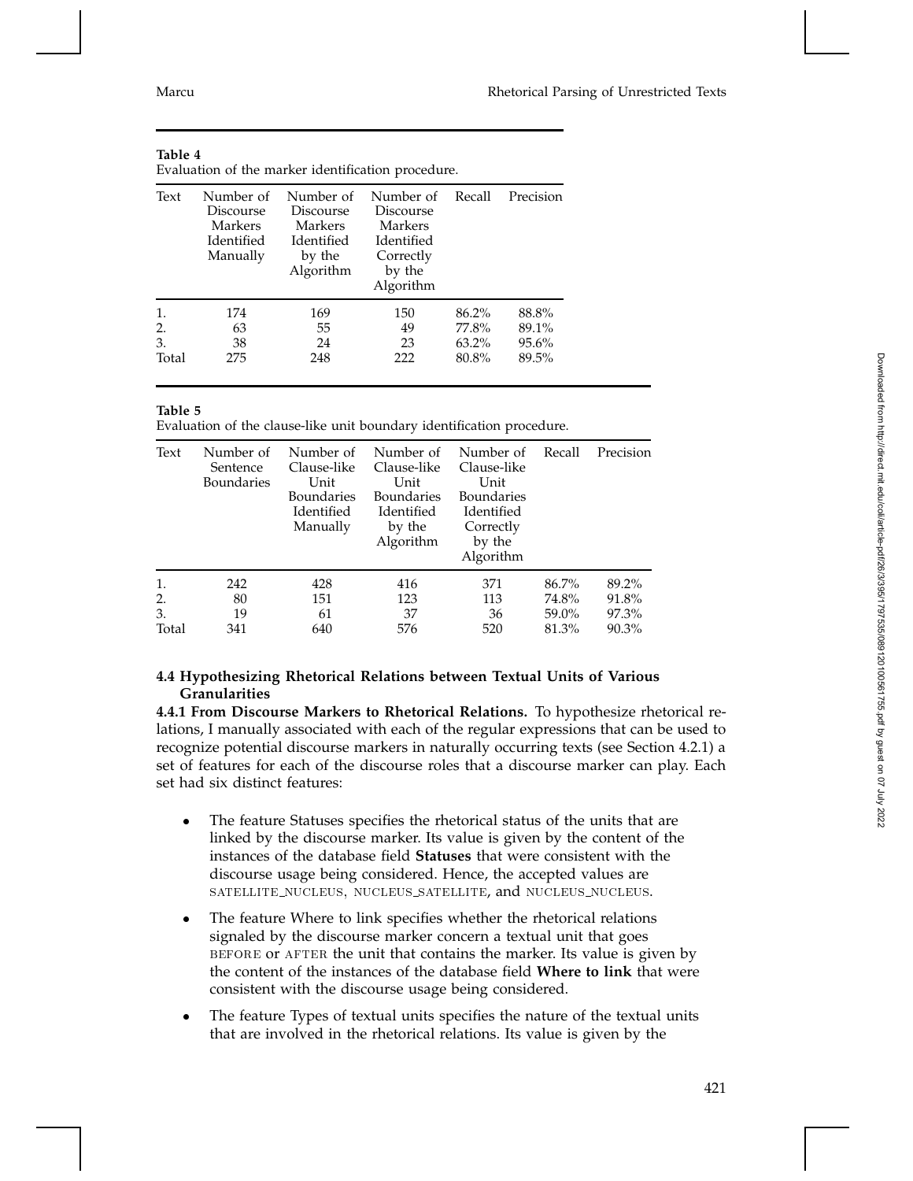**Table 4**
Evaluation of the marker identification procedure.

| Text | Number of Discourse Markers Identified Manually | Number of Discourse Markers Identified by the Algorithm | Number of Discourse Markers Identified Correctly by the Algorithm | Recall | Precision |
|---|---|---|---|---|---|
| 1. | 174 | 169 | 150 | 86.2% | 88.8% |
| 2. | 63 | 55 | 49 | 77.8% | 89.1% |
| 3. | 38 | 24 | 23 | 63.2% | 95.6% |
| Total | 275 | 248 | 222 | 80.8% | 89.5% |

**Table 5**
Evaluation of the clause-like unit boundary identification procedure.

| Text | Number of Sentence Boundaries | Number of Clause-like Unit Boundaries Identified Manually | Number of Clause-like Unit Boundaries Identified by the Algorithm | Number of Clause-like Unit Boundaries Identified Correctly by the Algorithm | Recall | Precision |
|---|---|---|---|---|---|---|
| 1. | 242 | 428 | 416 | 371 | 86.7% | 89.2% |
| 2. | 80 | 151 | 123 | 113 | 74.8% | 91.8% |
| 3. | 19 | 61 | 37 | 36 | 59.0% | 97.3% |
| Total | 341 | 640 | 576 | 520 | 81.3% | 90.3% |

### 4.4 Hypothesizing Rhetorical Relations between Textual Units of Various Granularities

**4.4.1 From Discourse Markers to Rhetorical Relations.** To hypothesize rhetorical relations, I manually associated with each of the regular expressions that can be used to recognize potential discourse markers in naturally occurring texts (see Section 4.2.1) a set of features for each of the discourse roles that a discourse marker can play. Each set had six distinct features:

- The feature Statuses specifies the rhetorical status of the units that are linked by the discourse marker. Its value is given by the content of the instances of the database field **Statuses** that were consistent with the discourse usage being considered. Hence, the accepted values are SATELLITE_NUCLEUS, NUCLEUS_SATELLITE, and NUCLEUS_NUCLEUS.
- The feature Where to link specifies whether the rhetorical relations signaled by the discourse marker concern a textual unit that goes BEFORE or AFTER the unit that contains the marker. Its value is given by the content of the instances of the database field **Where to link** that were consistent with the discourse usage being considered.
- The feature Types of textual units specifies the nature of the textual units that are involved in the rhetorical relations. Its value is given by the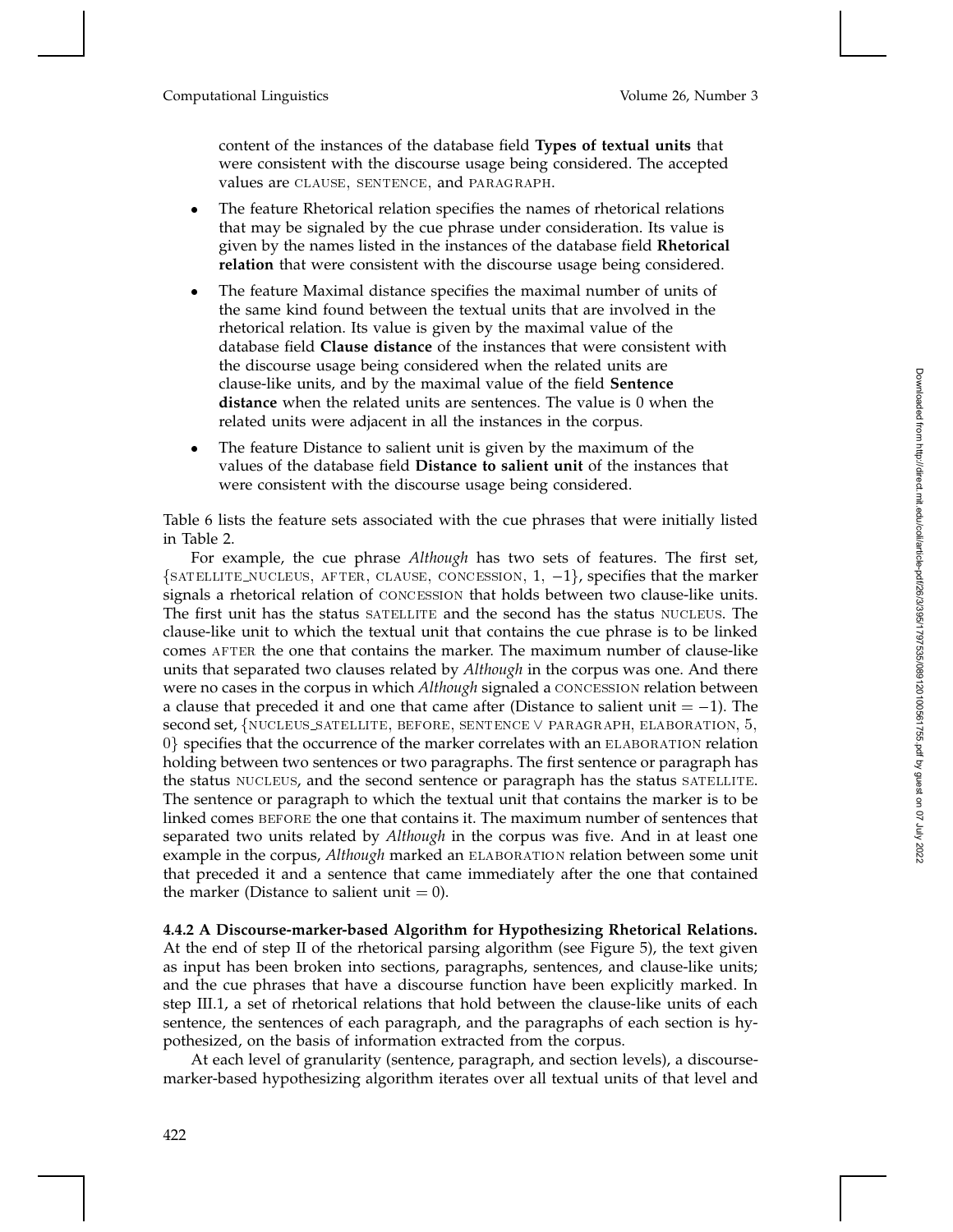content of the instances of the database field **Types of textual units** that were consistent with the discourse usage being considered. The accepted values are CLAUSE, SENTENCE, and PARAGRAPH.

- The feature Rhetorical relation specifies the names of rhetorical relations that may be signaled by the cue phrase under consideration. Its value is given by the names listed in the instances of the database field **Rhetorical relation** that were consistent with the discourse usage being considered.
- The feature Maximal distance specifies the maximal number of units of the same kind found between the textual units that are involved in the rhetorical relation. Its value is given by the maximal value of the database field **Clause distance** of the instances that were consistent with the discourse usage being considered when the related units are clause-like units, and by the maximal value of the field **Sentence distance** when the related units are sentences. The value is 0 when the related units were adjacent in all the instances in the corpus.
- The feature Distance to salient unit is given by the maximum of the values of the database field **Distance to salient unit** of the instances that were consistent with the discourse usage being considered.

Table 6 lists the feature sets associated with the cue phrases that were initially listed in Table 2.

For example, the cue phrase *Although* has two sets of features. The first set, {SATELLITE_NUCLEUS, AFTER, CLAUSE, CONCESSION, 1, −1}, specifies that the marker signals a rhetorical relation of CONCESSION that holds between two clause-like units. The first unit has the status SATELLITE and the second has the status NUCLEUS. The clause-like unit to which the textual unit that contains the cue phrase is to be linked comes AFTER the one that contains the marker. The maximum number of clause-like units that separated two clauses related by *Although* in the corpus was one. And there were no cases in the corpus in which *Although* signaled a CONCESSION relation between a clause that preceded it and one that came after (Distance to salient unit $= -1$). The second set, {NUCLEUS_SATELLITE, BEFORE, SENTENCE $\vee$ PARAGRAPH, ELABORATION, 5, 0} specifies that the occurrence of the marker correlates with an ELABORATION relation holding between two sentences or two paragraphs. The first sentence or paragraph has the status NUCLEUS, and the second sentence or paragraph has the status SATELLITE. The sentence or paragraph to which the textual unit that contains the marker is to be linked comes BEFORE the one that contains it. The maximum number of sentences that separated two units related by *Although* in the corpus was five. And in at least one example in the corpus, *Although* marked an ELABORATION relation between some unit that preceded it and a sentence that came immediately after the one that contained the marker (Distance to salient unit $= 0$).

**4.4.2 A Discourse-marker-based Algorithm for Hypothesizing Rhetorical Relations.** At the end of step II of the rhetorical parsing algorithm (see Figure 5), the text given as input has been broken into sections, paragraphs, sentences, and clause-like units; and the cue phrases that have a discourse function have been explicitly marked. In step III.1, a set of rhetorical relations that hold between the clause-like units of each sentence, the sentences of each paragraph, and the paragraphs of each section is hypothesized, on the basis of information extracted from the corpus.

At each level of granularity (sentence, paragraph, and section levels), a discourse-marker-based hypothesizing algorithm iterates over all textual units of that level and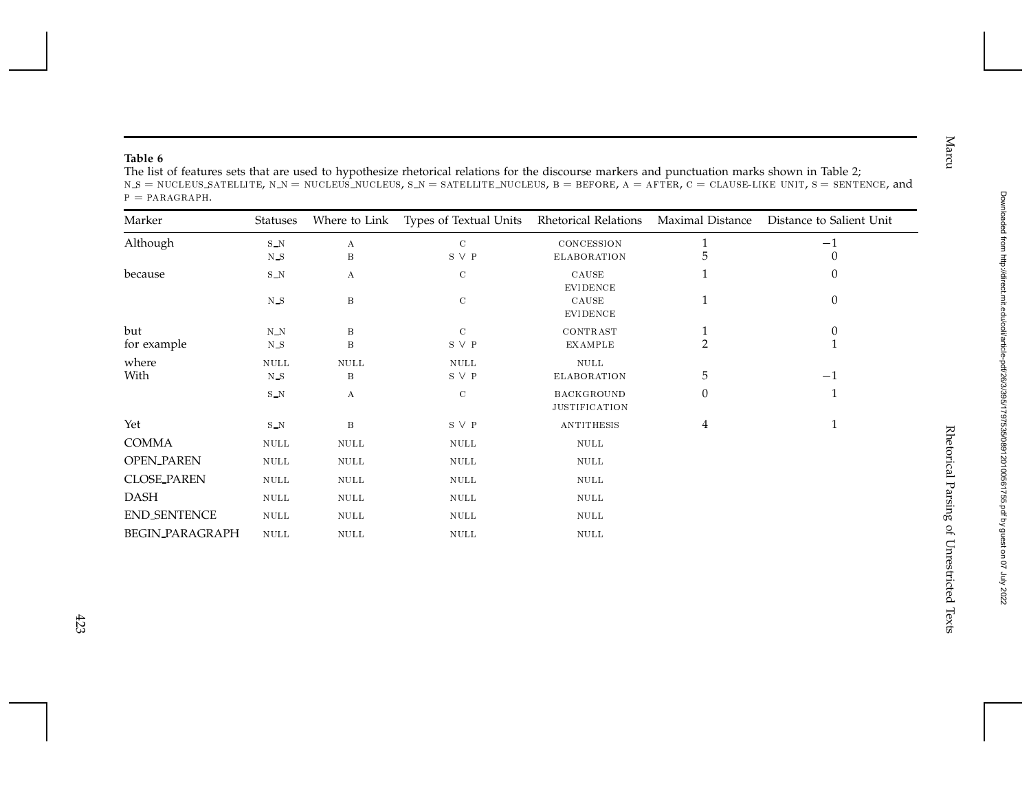**Table 6**

The list of features sets that are used to hypothesize rhetorical relations for the discourse markers and punctuation marks shown in Table 2; N_S = NUCLEUS_SATELLITE, N_N = NUCLEUS_NUCLEUS, S_N = SATELLITE_NUCLEUS, B = BEFORE, A = AFTER, C = CLAUSE-LIKE UNIT, S = SENTENCE, and P = PARAGRAPH.

| Marker | Statuses | Where to Link | Types of Textual Units | Rhetorical Relations | Maximal Distance | Distance to Salient Unit |
|---|---|---|---|---|---|---|
| Although | S_N | A | C | CONCESSION | 1 | −1 |
| | N_S | B | S ∨ P | ELABORATION | 5 | 0 |
| because | S_N | A | C | CAUSE EVIDENCE | 1 | 0 |
| | N_S | B | C | CAUSE EVIDENCE | 1 | 0 |
| but | N_N | B | C | CONTRAST | 1 | 0 |
| for example | N_S | B | S ∨ P | EXAMPLE | 2 | 1 |
| where | NULL | NULL | NULL | NULL | | |
| With | N_S | B | S ∨ P | ELABORATION | 5 | −1 |
| | S_N | A | C | BACKGROUND JUSTIFICATION | 0 | 1 |
| Yet | S_N | B | S ∨ P | ANTITHESIS | 4 | 1 |
| COMMA | NULL | NULL | NULL | NULL | | |
| OPEN_PAREN | NULL | NULL | NULL | NULL | | |
| CLOSE_PAREN | NULL | NULL | NULL | NULL | | |
| DASH | NULL | NULL | NULL | NULL | | |
| END_SENTENCE | NULL | NULL | NULL | NULL | | |
| BEGIN_PARAGRAPH | NULL | NULL | NULL | NULL | | |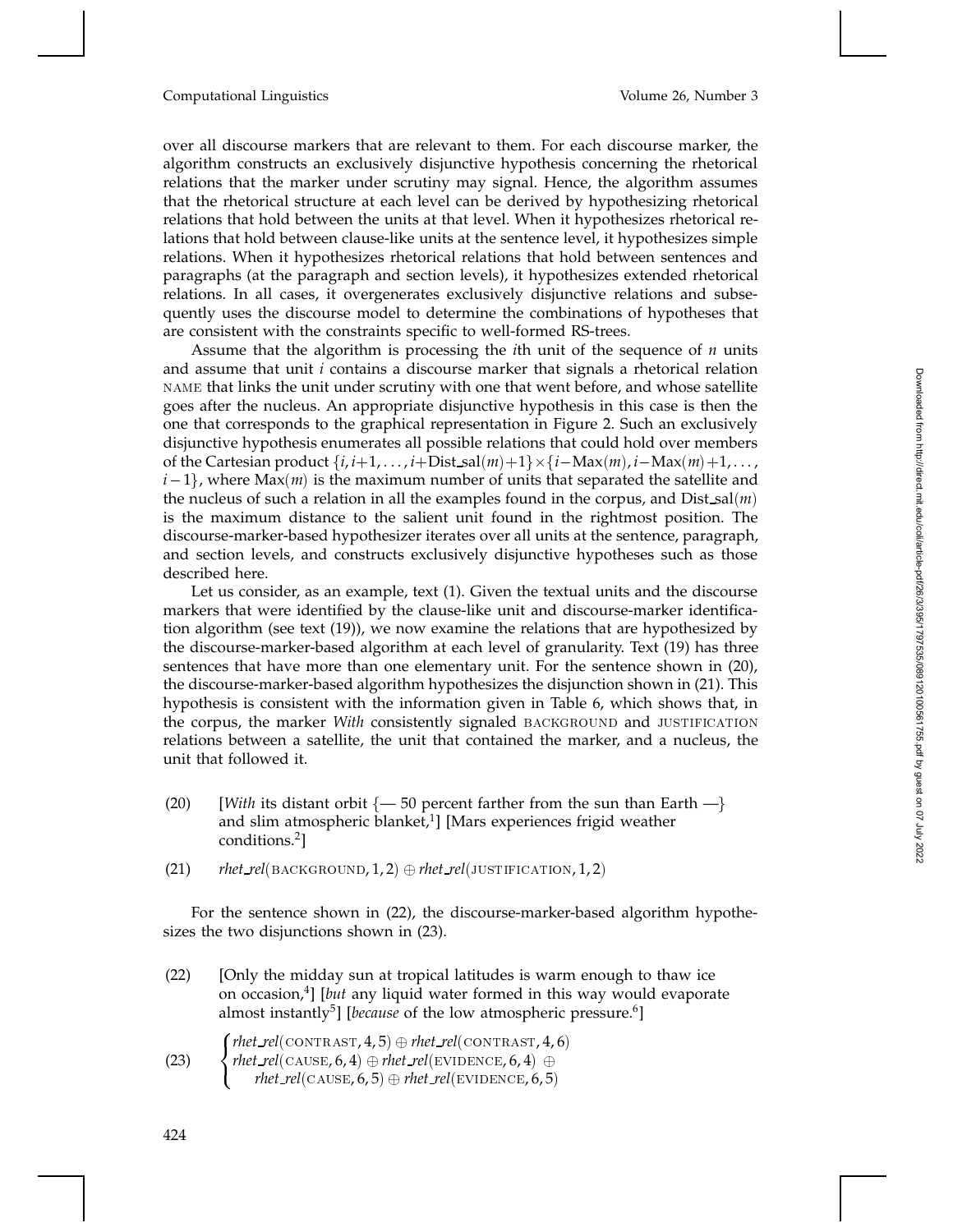over all discourse markers that are relevant to them. For each discourse marker, the algorithm constructs an exclusively disjunctive hypothesis concerning the rhetorical relations that the marker under scrutiny may signal. Hence, the algorithm assumes that the rhetorical structure at each level can be derived by hypothesizing rhetorical relations that hold between the units at that level. When it hypothesizes rhetorical relations that hold between clause-like units at the sentence level, it hypothesizes simple relations. When it hypothesizes rhetorical relations that hold between sentences and paragraphs (at the paragraph and section levels), it hypothesizes extended rhetorical relations. In all cases, it overgenerates exclusively disjunctive relations and subsequently uses the discourse model to determine the combinations of hypotheses that are consistent with the constraints specific to well-formed RS-trees.

Assume that the algorithm is processing the $i$th unit of the sequence of $n$ units and assume that unit $i$ contains a discourse marker that signals a rhetorical relation NAME that links the unit under scrutiny with one that went before, and whose satellite goes after the nucleus. An appropriate disjunctive hypothesis in this case is then the one that corresponds to the graphical representation in Figure 2. Such an exclusively disjunctive hypothesis enumerates all possible relations that could hold over members of the Cartesian product $\{i, i+1, \ldots, i+\text{Dist\_sal}(m)+1\} \times \{i-\text{Max}(m), i-\text{Max}(m)+1, \ldots, i-1\}$, where $\text{Max}(m)$ is the maximum number of units that separated the satellite and the nucleus of such a relation in all the examples found in the corpus, and $\text{Dist\_sal}(m)$ is the maximum distance to the salient unit found in the rightmost position. The discourse-marker-based hypothesizer iterates over all units at the sentence, paragraph, and section levels, and constructs exclusively disjunctive hypotheses such as those described here.

Let us consider, as an example, text (1). Given the textual units and the discourse markers that were identified by the clause-like unit and discourse-marker identification algorithm (see text (19)), we now examine the relations that are hypothesized by the discourse-marker-based algorithm at each level of granularity. Text (19) has three sentences that have more than one elementary unit. For the sentence shown in (20), the discourse-marker-based algorithm hypothesizes the disjunction shown in (21). This hypothesis is consistent with the information given in Table 6, which shows that, in the corpus, the marker *With* consistently signaled BACKGROUND and JUSTIFICATION relations between a satellite, the unit that contained the marker, and a nucleus, the unit that followed it.

(20) [*With* its distant orbit {— 50 percent farther from the sun than Earth —} and slim atmospheric blanket,[1]] [Mars experiences frigid weather conditions.[2]]

(21) $\textit{rhet\_rel}(\text{BACKGROUND}, 1, 2) \oplus \textit{rhet\_rel}(\text{JUSTIFICATION}, 1, 2)$

For the sentence shown in (22), the discourse-marker-based algorithm hypothesizes the two disjunctions shown in (23).

(22) [Only the midday sun at tropical latitudes is warm enough to thaw ice on occasion,[4]] [*but* any liquid water formed in this way would evaporate almost instantly[5]] [*because* of the low atmospheric pressure.[6]]

(23)
$$\begin{cases} \textit{rhet\_rel}(\text{CONTRAST}, 4, 5) \oplus \textit{rhet\_rel}(\text{CONTRAST}, 4, 6) \\ \textit{rhet\_rel}(\text{CAUSE}, 6, 4) \oplus \textit{rhet\_rel}(\text{EVIDENCE}, 6, 4) \oplus \\ \quad \textit{rhet\_rel}(\text{CAUSE}, 6, 5) \oplus \textit{rhet\_rel}(\text{EVIDENCE}, 6, 5) \end{cases}$$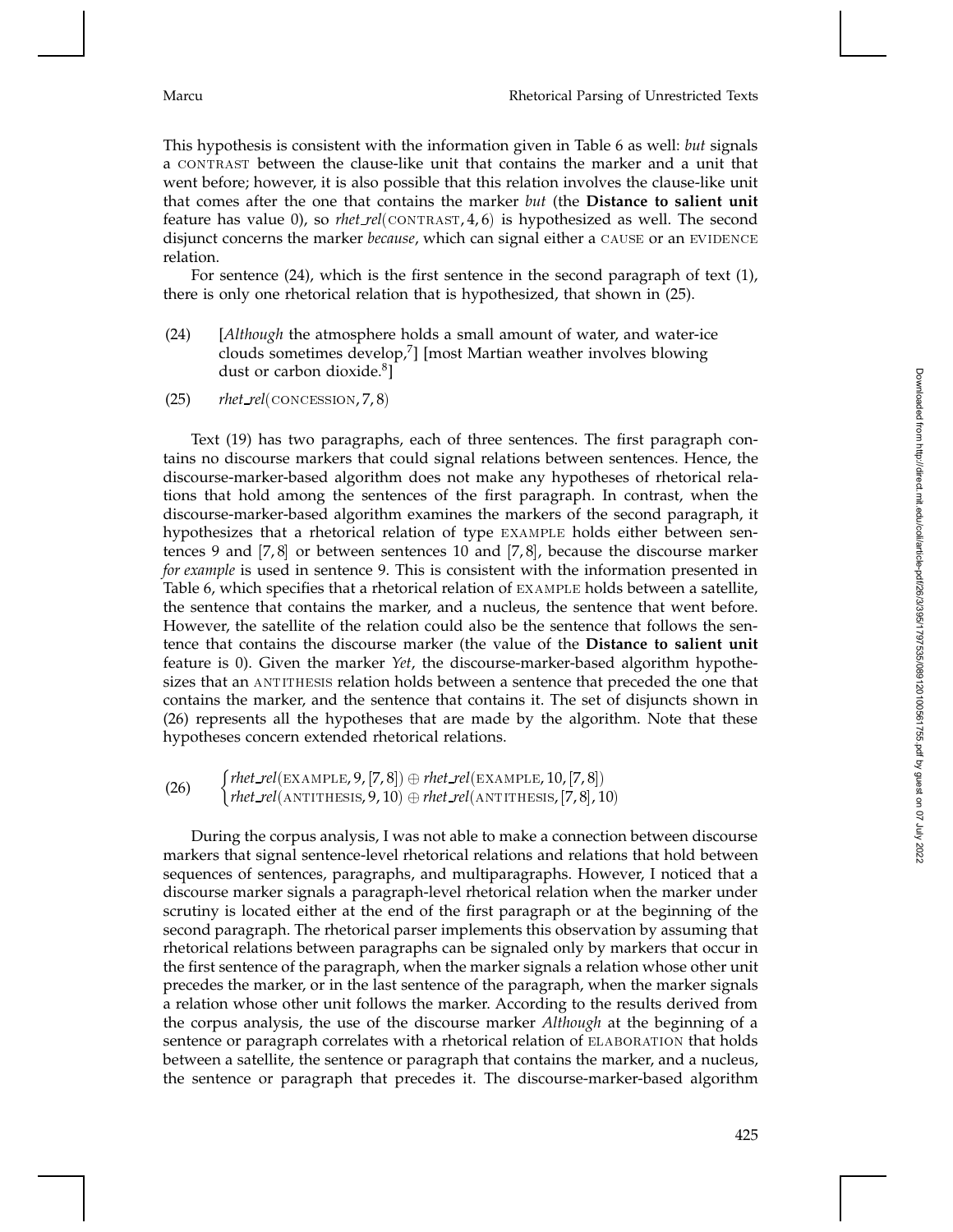This hypothesis is consistent with the information given in Table 6 as well: *but* signals a CONTRAST between the clause-like unit that contains the marker and a unit that went before; however, it is also possible that this relation involves the clause-like unit that comes after the one that contains the marker *but* (the **Distance to salient unit** feature has value 0), so *rhet_rel*(CONTRAST, 4, 6) is hypothesized as well. The second disjunct concerns the marker *because*, which can signal either a CAUSE or an EVIDENCE relation.

For sentence (24), which is the first sentence in the second paragraph of text (1), there is only one rhetorical relation that is hypothesized, that shown in (25).

(24) [*Although* the atmosphere holds a small amount of water, and water-ice clouds sometimes develop,[7]] [most Martian weather involves blowing dust or carbon dioxide.[8]]

(25) *rhet_rel*(CONCESSION, 7, 8)

Text (19) has two paragraphs, each of three sentences. The first paragraph contains no discourse markers that could signal relations between sentences. Hence, the discourse-marker-based algorithm does not make any hypotheses of rhetorical relations that hold among the sentences of the first paragraph. In contrast, when the discourse-marker-based algorithm examines the markers of the second paragraph, it hypothesizes that a rhetorical relation of type EXAMPLE holds either between sentences 9 and [7, 8] or between sentences 10 and [7, 8], because the discourse marker *for example* is used in sentence 9. This is consistent with the information presented in Table 6, which specifies that a rhetorical relation of EXAMPLE holds between a satellite, the sentence that contains the marker, and a nucleus, the sentence that went before. However, the satellite of the relation could also be the sentence that follows the sentence that contains the discourse marker (the value of the **Distance to salient unit** feature is 0). Given the marker *Yet*, the discourse-marker-based algorithm hypothesizes that an ANTITHESIS relation holds between a sentence that preceded the one that contains the marker, and the sentence that contains it. The set of disjuncts shown in (26) represents all the hypotheses that are made by the algorithm. Note that these hypotheses concern extended rhetorical relations.

(26)
$$\begin{cases} \textit{rhet\_rel}(\text{EXAMPLE}, 9, [7,8]) \oplus \textit{rhet\_rel}(\text{EXAMPLE}, 10, [7,8]) \\ \textit{rhet\_rel}(\text{ANTITHESIS}, 9, 10) \oplus \textit{rhet\_rel}(\text{ANTITHESIS}, [7,8], 10) \end{cases}$$

During the corpus analysis, I was not able to make a connection between discourse markers that signal sentence-level rhetorical relations and relations that hold between sequences of sentences, paragraphs, and multiparagraphs. However, I noticed that a discourse marker signals a paragraph-level rhetorical relation when the marker under scrutiny is located either at the end of the first paragraph or at the beginning of the second paragraph. The rhetorical parser implements this observation by assuming that rhetorical relations between paragraphs can be signaled only by markers that occur in the first sentence of the paragraph, when the marker signals a relation whose other unit precedes the marker, or in the last sentence of the paragraph, when the marker signals a relation whose other unit follows the marker. According to the results derived from the corpus analysis, the use of the discourse marker *Although* at the beginning of a sentence or paragraph correlates with a rhetorical relation of ELABORATION that holds between a satellite, the sentence or paragraph that contains the marker, and a nucleus, the sentence or paragraph that precedes it. The discourse-marker-based algorithm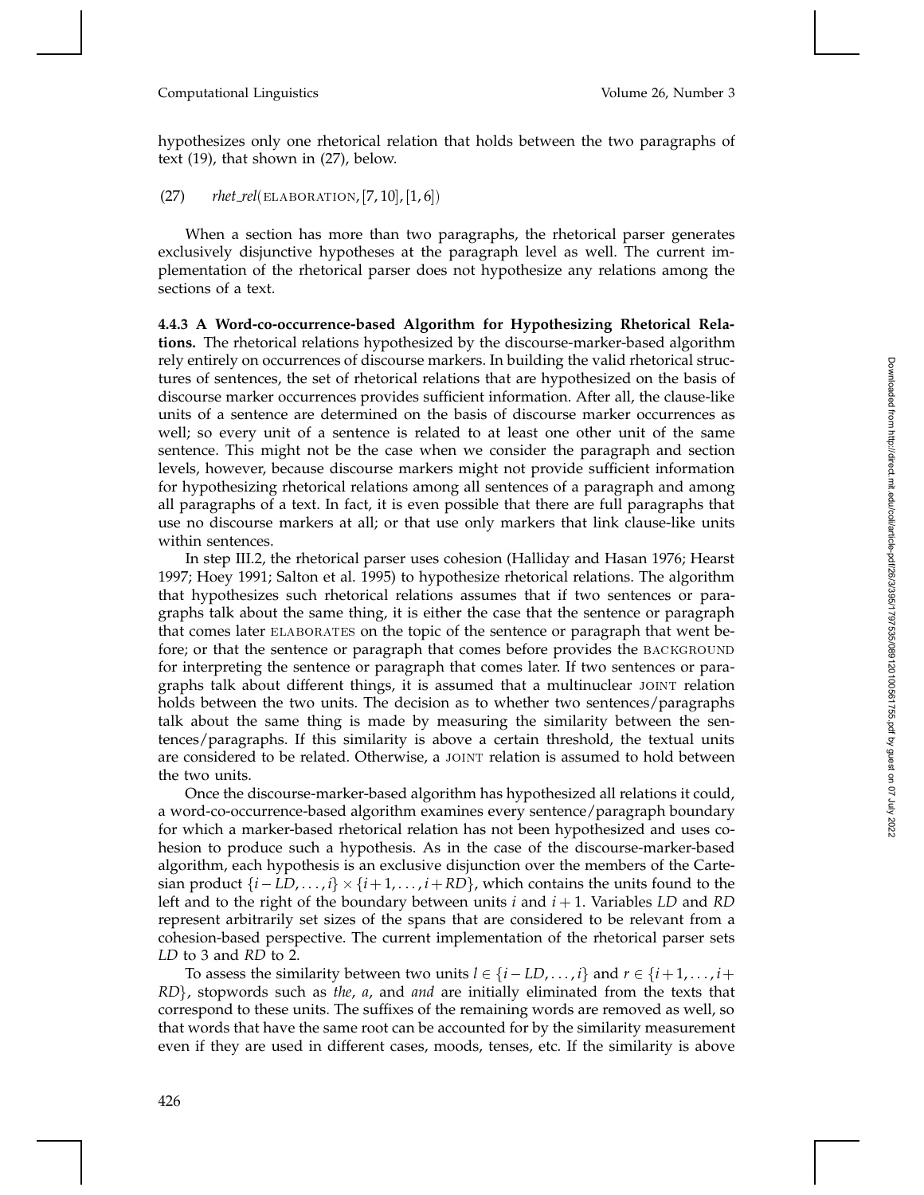hypothesizes only one rhetorical relation that holds between the two paragraphs of text (19), that shown in (27), below.

(27) *rhet_rel*(ELABORATION, $[7, 10]$, $[1, 6]$)

When a section has more than two paragraphs, the rhetorical parser generates exclusively disjunctive hypotheses at the paragraph level as well. The current implementation of the rhetorical parser does not hypothesize any relations among the sections of a text.

**4.4.3 A Word-co-occurrence-based Algorithm for Hypothesizing Rhetorical Relations.** The rhetorical relations hypothesized by the discourse-marker-based algorithm rely entirely on occurrences of discourse markers. In building the valid rhetorical structures of sentences, the set of rhetorical relations that are hypothesized on the basis of discourse marker occurrences provides sufficient information. After all, the clause-like units of a sentence are determined on the basis of discourse marker occurrences as well; so every unit of a sentence is related to at least one other unit of the same sentence. This might not be the case when we consider the paragraph and section levels, however, because discourse markers might not provide sufficient information for hypothesizing rhetorical relations among all sentences of a paragraph and among all paragraphs of a text. In fact, it is even possible that there are full paragraphs that use no discourse markers at all; or that use only markers that link clause-like units within sentences.

In step III.2, the rhetorical parser uses cohesion (Halliday and Hasan 1976; Hearst 1997; Hoey 1991; Salton et al. 1995) to hypothesize rhetorical relations. The algorithm that hypothesizes such rhetorical relations assumes that if two sentences or paragraphs talk about the same thing, it is either the case that the sentence or paragraph that comes later ELABORATES on the topic of the sentence or paragraph that went before; or that the sentence or paragraph that comes before provides the BACKGROUND for interpreting the sentence or paragraph that comes later. If two sentences or paragraphs talk about different things, it is assumed that a multinuclear JOINT relation holds between the two units. The decision as to whether two sentences/paragraphs talk about the same thing is made by measuring the similarity between the sentences/paragraphs. If this similarity is above a certain threshold, the textual units are considered to be related. Otherwise, a JOINT relation is assumed to hold between the two units.

Once the discourse-marker-based algorithm has hypothesized all relations it could, a word-co-occurrence-based algorithm examines every sentence/paragraph boundary for which a marker-based rhetorical relation has not been hypothesized and uses cohesion to produce such a hypothesis. As in the case of the discourse-marker-based algorithm, each hypothesis is an exclusive disjunction over the members of the Cartesian product $\{i - LD, \ldots, i\} \times \{i + 1, \ldots, i + RD\}$, which contains the units found to the left and to the right of the boundary between units $i$ and $i + 1$. Variables $LD$ and $RD$ represent arbitrarily set sizes of the spans that are considered to be relevant from a cohesion-based perspective. The current implementation of the rhetorical parser sets $LD$ to 3 and $RD$ to 2.

To assess the similarity between two units $l \in \{i - LD, \ldots, i\}$ and $r \in \{i + 1, \ldots, i + RD\}$, stopwords such as *the*, *a*, and *and* are initially eliminated from the texts that correspond to these units. The suffixes of the remaining words are removed as well, so that words that have the same root can be accounted for by the similarity measurement even if they are used in different cases, moods, tenses, etc. If the similarity is above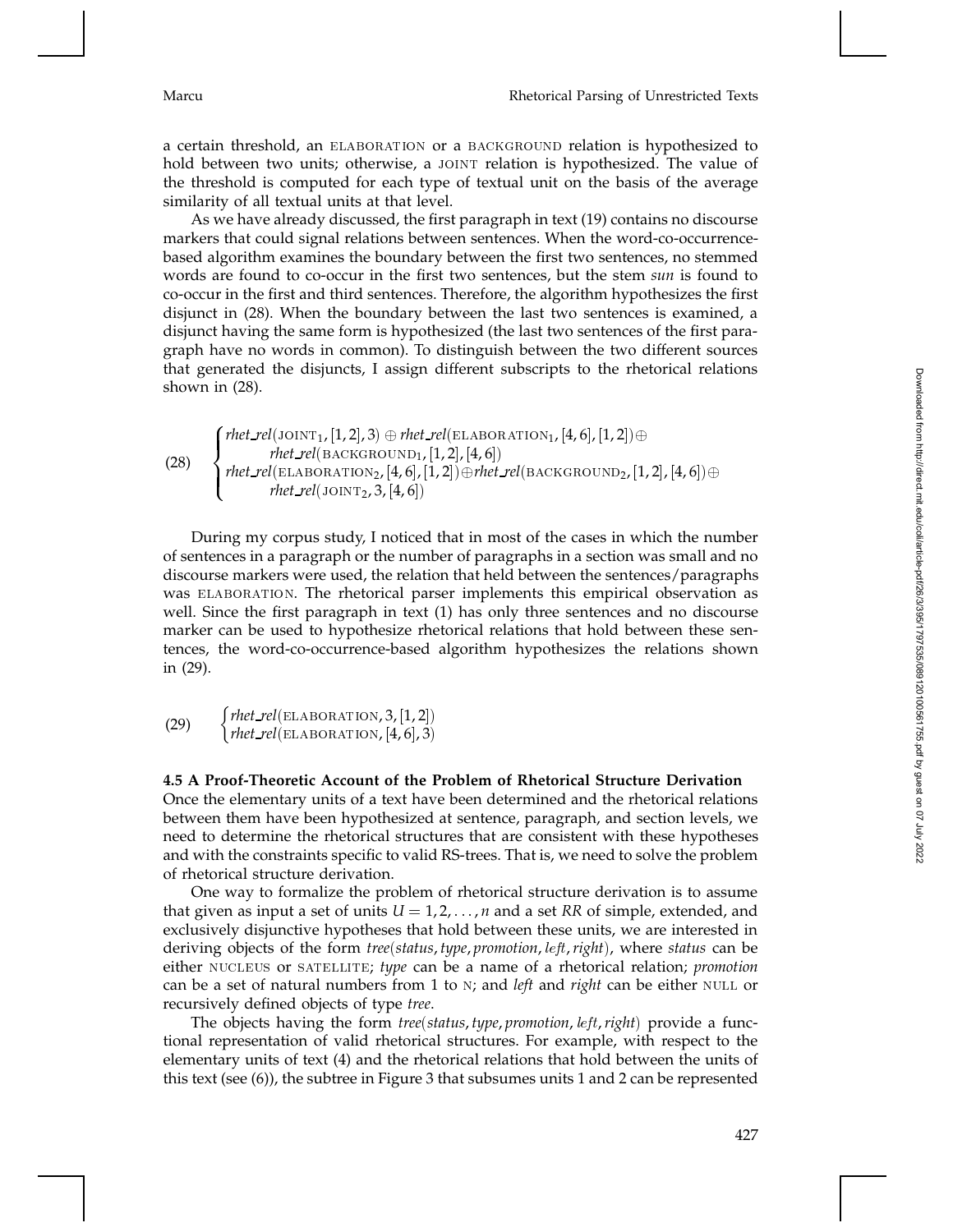a certain threshold, an ELABORATION or a BACKGROUND relation is hypothesized to hold between two units; otherwise, a JOINT relation is hypothesized. The value of the threshold is computed for each type of textual unit on the basis of the average similarity of all textual units at that level.

As we have already discussed, the first paragraph in text (19) contains no discourse markers that could signal relations between sentences. When the word-co-occurrence-based algorithm examines the boundary between the first two sentences, no stemmed words are found to co-occur in the first two sentences, but the stem *sun* is found to co-occur in the first and third sentences. Therefore, the algorithm hypothesizes the first disjunct in (28). When the boundary between the last two sentences is examined, a disjunct having the same form is hypothesized (the last two sentences of the first paragraph have no words in common). To distinguish between the two different sources that generated the disjuncts, I assign different subscripts to the rhetorical relations shown in (28).

(28)
$$\begin{cases} rhet\_rel(\text{JOINT}_1, [1,2], 3) \oplus rhet\_rel(\text{ELABORATION}_1, [4,6], [1,2]) \oplus \\ \quad rhet\_rel(\text{BACKGROUND}_1, [1,2], [4,6]) \\ rhet\_rel(\text{ELABORATION}_2, [4,6], [1,2]) \oplus rhet\_rel(\text{BACKGROUND}_2, [1,2], [4,6]) \oplus \\ \quad rhet\_rel(\text{JOINT}_2, 3, [4,6]) \end{cases}$$

During my corpus study, I noticed that in most of the cases in which the number of sentences in a paragraph or the number of paragraphs in a section was small and no discourse markers were used, the relation that held between the sentences/paragraphs was ELABORATION. The rhetorical parser implements this empirical observation as well. Since the first paragraph in text (1) has only three sentences and no discourse marker can be used to hypothesize rhetorical relations that hold between these sentences, the word-co-occurrence-based algorithm hypothesizes the relations shown in (29).

(29)
$$\begin{cases} rhet\_rel(\text{ELABORATION}, 3, [1,2]) \\ rhet\_rel(\text{ELABORATION}, [4,6], 3) \end{cases}$$

### 4.5 A Proof-Theoretic Account of the Problem of Rhetorical Structure Derivation

Once the elementary units of a text have been determined and the rhetorical relations between them have been hypothesized at sentence, paragraph, and section levels, we need to determine the rhetorical structures that are consistent with these hypotheses and with the constraints specific to valid RS-trees. That is, we need to solve the problem of rhetorical structure derivation.

One way to formalize the problem of rhetorical structure derivation is to assume that given as input a set of units $U = 1, 2, \ldots, n$ and a set *RR* of simple, extended, and exclusively disjunctive hypotheses that hold between these units, we are interested in deriving objects of the form *tree*(*status*, *type*, *promotion*, *left*, *right*), where *status* can be either NUCLEUS or SATELLITE; *type* can be a name of a rhetorical relation; *promotion* can be a set of natural numbers from 1 to N; and *left* and *right* can be either NULL or recursively defined objects of type *tree*.

The objects having the form *tree*(*status*, *type*, *promotion*, *left*, *right*) provide a functional representation of valid rhetorical structures. For example, with respect to the elementary units of text (4) and the rhetorical relations that hold between the units of this text (see (6)), the subtree in Figure 3 that subsumes units 1 and 2 can be represented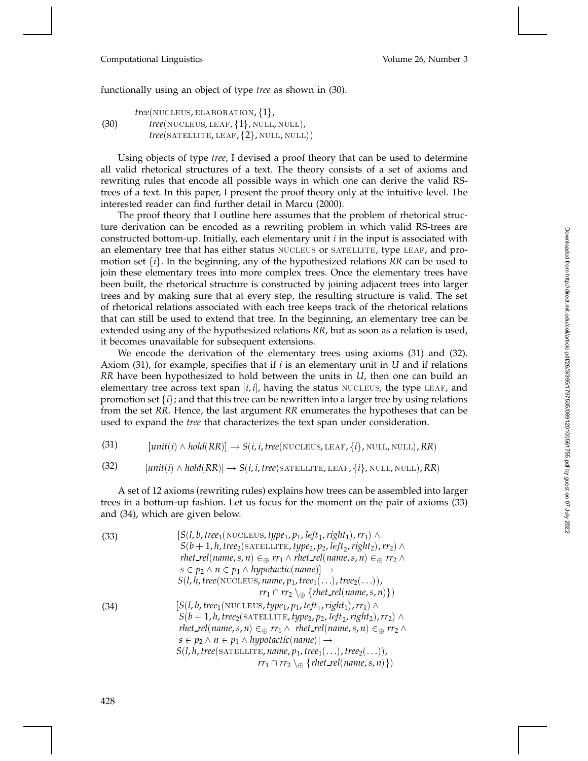functionally using an object of type *tree* as shown in (30).

$$
\text{(30)} \quad \begin{array}{l} tree(\text{NUCLEUS}, \text{ELABORATION}, \{1\}, \\ \quad tree(\text{NUCLEUS}, \text{LEAF}, \{1\}, \text{NULL}, \text{NULL}), \\ \quad tree(\text{SATELLITE}, \text{LEAF}, \{2\}, \text{NULL}, \text{NULL})) \end{array}
$$

Using objects of type *tree*, I devised a proof theory that can be used to determine all valid rhetorical structures of a text. The theory consists of a set of axioms and rewriting rules that encode all possible ways in which one can derive the valid RS-trees of a text. In this paper, I present the proof theory only at the intuitive level. The interested reader can find further detail in Marcu (2000).

The proof theory that I outline here assumes that the problem of rhetorical structure derivation can be encoded as a rewriting problem in which valid RS-trees are constructed bottom-up. Initially, each elementary unit $i$ in the input is associated with an elementary tree that has either status NUCLEUS or SATELLITE, type LEAF, and promotion set $\{i\}$. In the beginning, any of the hypothesized relations $RR$ can be used to join these elementary trees into more complex trees. Once the elementary trees have been built, the rhetorical structure is constructed by joining adjacent trees into larger trees and by making sure that at every step, the resulting structure is valid. The set of rhetorical relations associated with each tree keeps track of the rhetorical relations that can still be used to extend that tree. In the beginning, an elementary tree can be extended using any of the hypothesized relations $RR$, but as soon as a relation is used, it becomes unavailable for subsequent extensions.

We encode the derivation of the elementary trees using axioms (31) and (32). Axiom (31), for example, specifies that if $i$ is an elementary unit in $U$ and if relations $RR$ have been hypothesized to hold between the units in $U$, then one can build an elementary tree across text span $[i, i]$, having the status NUCLEUS, the type LEAF, and promotion set $\{i\}$; and that this tree can be rewritten into a larger tree by using relations from the set $RR$. Hence, the last argument $RR$ enumerates the hypotheses that can be used to expand the *tree* that characterizes the text span under consideration.

$$
\text{(31)} \quad [unit(i) \wedge hold(RR)] \rightarrow S(i, i, tree(\text{NUCLEUS}, \text{LEAF}, \{i\}, \text{NULL}, \text{NULL}), RR)
$$

$$
\text{(32)} \quad [unit(i) \wedge hold(RR)] \rightarrow S(i, i, tree(\text{SATELLITE}, \text{LEAF}, \{i\}, \text{NULL}, \text{NULL}), RR)
$$

A set of 12 axioms (rewriting rules) explains how trees can be assembled into larger trees in a bottom-up fashion. Let us focus for the moment on the pair of axioms (33) and (34), which are given below.

$$
\text{(33)} \quad \begin{array}{l} [S(l, b, tree_1(\text{NUCLEUS}, type_1, p_1, left_1, right_1), rr_1) \wedge \\ \; S(b+1, h, tree_2(\text{SATELLITE}, type_2, p_2, left_2, right_2), rr_2) \wedge \\ \; rhet\_rel(name, s, n) \in_{\oplus} rr_1 \wedge rhet\_rel(name, s, n) \in_{\oplus} rr_2 \wedge \\ \; s \in p_2 \wedge n \in p_1 \wedge hypotactic(name)] \rightarrow \\ \; S(l, h, tree(\text{NUCLEUS}, name, p_1, tree_1(\ldots), tree_2(\ldots)), \\ \qquad\qquad rr_1 \cap rr_2 \setminus_{\oplus} \{rhet\_rel(name, s, n)\}) \end{array}
$$

$$
\text{(34)} \quad \begin{array}{l} [S(l, b, tree_1(\text{NUCLEUS}, type_1, p_1, left_1, right_1), rr_1) \wedge \\ \; S(b+1, h, tree_2(\text{SATELLITE}, type_2, p_2, left_2, right_2), rr_2) \wedge \\ \; rhet\_rel(name, s, n) \in_{\oplus} rr_1 \wedge \; rhet\_rel(name, s, n) \in_{\oplus} rr_2 \wedge \\ \; s \in p_2 \wedge n \in p_1 \wedge hypotactic(name)] \rightarrow \\ \; S(l, h, tree(\text{SATELLITE}, name, p_1, tree_1(\ldots), tree_2(\ldots)), \\ \qquad\qquad rr_1 \cap rr_2 \setminus_{\oplus} \{rhet\_rel(name, s, n)\}) \end{array}
$$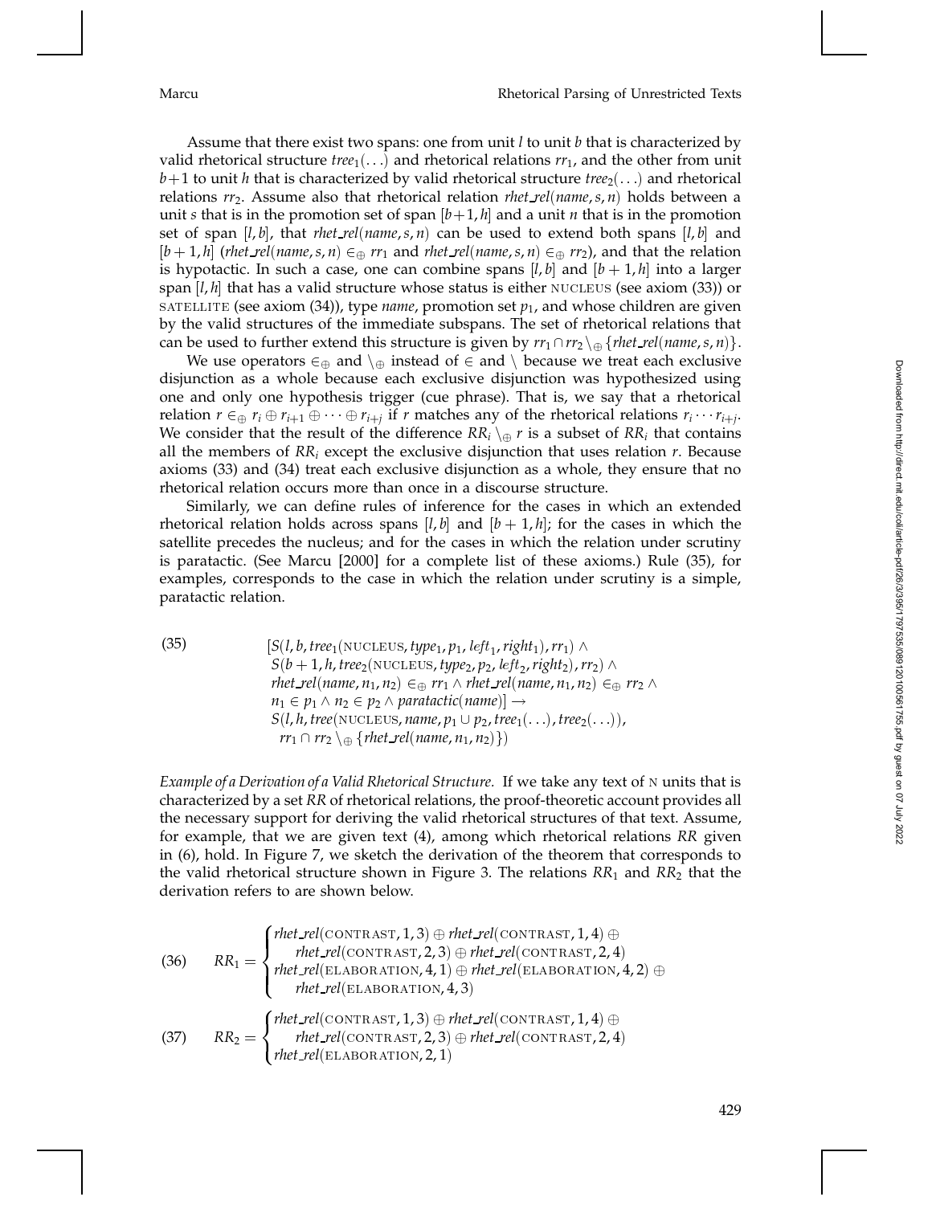Assume that there exist two spans: one from unit $l$ to unit $b$ that is characterized by valid rhetorical structure $tree_1(\ldots)$ and rhetorical relations $rr_1$, and the other from unit $b+1$ to unit $h$ that is characterized by valid rhetorical structure $tree_2(\ldots)$ and rhetorical relations $rr_2$. Assume also that rhetorical relation $rhet\_rel(name, s, n)$ holds between a unit $s$ that is in the promotion set of span $[b+1, h]$ and a unit $n$ that is in the promotion set of span $[l, b]$, that $rhet\_rel(name, s, n)$ can be used to extend both spans $[l, b]$ and $[b+1, h]$ ($rhet\_rel(name, s, n) \in_{\oplus} rr_1$ and $rhet\_rel(name, s, n) \in_{\oplus} rr_2$), and that the relation is hypotactic. In such a case, one can combine spans $[l, b]$ and $[b+1, h]$ into a larger span $[l, h]$ that has a valid structure whose status is either NUCLEUS (see axiom (33)) or SATELLITE (see axiom (34)), type *name*, promotion set $p_1$, and whose children are given by the valid structures of the immediate subspans. The set of rhetorical relations that can be used to further extend this structure is given by $rr_1 \cap rr_2 \setminus_{\oplus} \{rhet\_rel(name, s, n)\}$.

We use operators $\in_{\oplus}$ and $\setminus_{\oplus}$ instead of $\in$ and $\setminus$ because we treat each exclusive disjunction as a whole because each exclusive disjunction was hypothesized using one and only one hypothesis trigger (cue phrase). That is, we say that a rhetorical relation $r \in_{\oplus} r_i \oplus r_{i+1} \oplus \cdots \oplus r_{i+j}$ if $r$ matches any of the rhetorical relations $r_i \cdots r_{i+j}$. We consider that the result of the difference $RR_i \setminus_{\oplus} r$ is a subset of $RR_i$ that contains all the members of $RR_i$ except the exclusive disjunction that uses relation $r$. Because axioms (33) and (34) treat each exclusive disjunction as a whole, they ensure that no rhetorical relation occurs more than once in a discourse structure.

Similarly, we can define rules of inference for the cases in which an extended rhetorical relation holds across spans $[l, b]$ and $[b+1, h]$; for the cases in which the satellite precedes the nucleus; and for the cases in which the relation under scrutiny is paratactic. (See Marcu [2000] for a complete list of these axioms.) Rule (35), for examples, corresponds to the case in which the relation under scrutiny is a simple, paratactic relation.

(35)
$$
\begin{aligned}
&[S(l, b, tree_1(\text{NUCLEUS}, type_1, p_1, left_1, right_1), rr_1) \land \\
&\ S(b+1, h, tree_2(\text{NUCLEUS}, type_2, p_2, left_2, right_2), rr_2) \land \\
&\ rhet\_rel(name, n_1, n_2) \in_{\oplus} rr_1 \land rhet\_rel(name, n_1, n_2) \in_{\oplus} rr_2 \land \\
&\ n_1 \in p_1 \land n_2 \in p_2 \land paratactic(name)] \rightarrow \\
&\ S(l, h, tree(\text{NUCLEUS}, name, p_1 \cup p_2, tree_1(\ldots), tree_2(\ldots)), \\
&\quad rr_1 \cap rr_2 \setminus_{\oplus} \{rhet\_rel(name, n_1, n_2)\})
\end{aligned}
$$

*Example of a Derivation of a Valid Rhetorical Structure.* If we take any text of N units that is characterized by a set $RR$ of rhetorical relations, the proof-theoretic account provides all the necessary support for deriving the valid rhetorical structures of that text. Assume, for example, that we are given text (4), among which rhetorical relations $RR$ given in (6), hold. In Figure 7, we sketch the derivation of the theorem that corresponds to the valid rhetorical structure shown in Figure 3. The relations $RR_1$ and $RR_2$ that the derivation refers to are shown below.

(36)
$$
RR_1 = \begin{cases}
rhet\_rel(\text{CONTRAST}, 1, 3) \oplus rhet\_rel(\text{CONTRAST}, 1, 4) \oplus \\
\quad rhet\_rel(\text{CONTRAST}, 2, 3) \oplus rhet\_rel(\text{CONTRAST}, 2, 4) \\
rhet\_rel(\text{ELABORATION}, 4, 1) \oplus rhet\_rel(\text{ELABORATION}, 4, 2) \oplus \\
\quad rhet\_rel(\text{ELABORATION}, 4, 3)
\end{cases}
$$

(37)
$$
RR_2 = \begin{cases}
rhet\_rel(\text{CONTRAST}, 1, 3) \oplus rhet\_rel(\text{CONTRAST}, 1, 4) \oplus \\
\quad rhet\_rel(\text{CONTRAST}, 2, 3) \oplus rhet\_rel(\text{CONTRAST}, 2, 4) \\
rhet\_rel(\text{ELABORATION}, 2, 1)
\end{cases}
$$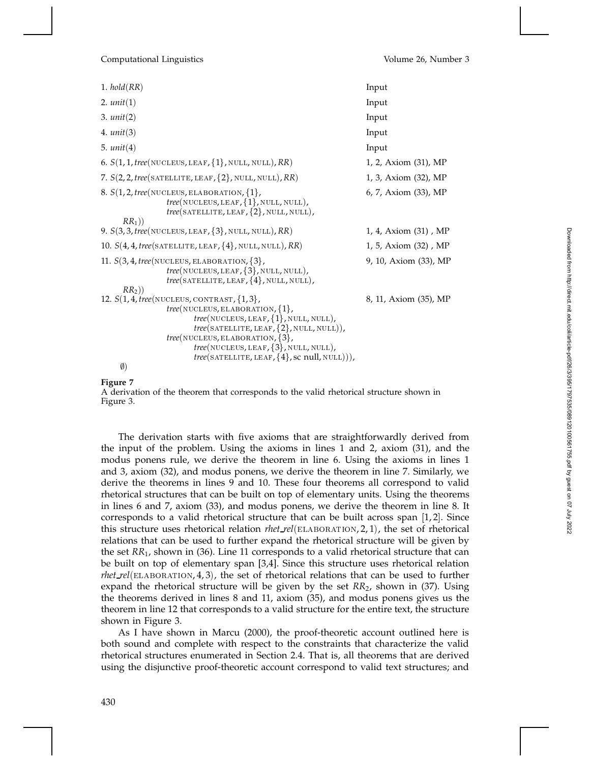| | |
|---|---|
| 1. *hold*(*RR*) | Input |
| 2. *unit*(1) | Input |
| 3. *unit*(2) | Input |
| 4. *unit*(3) | Input |
| 5. *unit*(4) | Input |
| 6. $S(1, 1, tree(\text{NUCLEUS}, \text{LEAF}, \{1\}, \text{NULL}, \text{NULL}), RR)$ | 1, 2, Axiom (31), MP |
| 7. $S(2, 2, tree(\text{SATELLITE}, \text{LEAF}, \{2\}, \text{NULL}, \text{NULL}), RR)$ | 1, 3, Axiom (32), MP |
| 8. $S(1, 2, tree(\text{NUCLEUS}, \text{ELABORATION}, \{1\}, tree(\text{NUCLEUS}, \text{LEAF}, \{1\}, \text{NULL}, \text{NULL}), tree(\text{SATELLITE}, \text{LEAF}, \{2\}, \text{NULL}, \text{NULL}), RR_1))$ | 6, 7, Axiom (33), MP |
| 9. $S(3, 3, tree(\text{NUCLEUS}, \text{LEAF}, \{3\}, \text{NULL}, \text{NULL}), RR)$ | 1, 4, Axiom (31) , MP |
| 10. $S(4, 4, tree(\text{SATELLITE}, \text{LEAF}, \{4\}, \text{NULL}, \text{NULL}), RR)$ | 1, 5, Axiom (32) , MP |
| 11. $S(3, 4, tree(\text{NUCLEUS}, \text{ELABORATION}, \{3\}, tree(\text{NUCLEUS}, \text{LEAF}, \{3\}, \text{NULL}, \text{NULL}), tree(\text{SATELLITE}, \text{LEAF}, \{4\}, \text{NULL}, \text{NULL}), RR_2))$ | 9, 10, Axiom (33), MP |
| 12. $S(1, 4, tree(\text{NUCLEUS}, \text{CONTRAST}, \{1, 3\}, tree(\text{NUCLEUS}, \text{ELABORATION}, \{1\}, tree(\text{NUCLEUS}, \text{LEAF}, \{1\}, \text{NULL}, \text{NULL}), tree(\text{SATELLITE}, \text{LEAF}, \{2\}, \text{NULL}, \text{NULL})), tree(\text{NUCLEUS}, \text{ELABORATION}, \{3\}, tree(\text{NUCLEUS}, \text{LEAF}, \{3\}, \text{NULL}, \text{NULL}), tree(\text{SATELLITE}, \text{LEAF}, \{4\}, \text{sc null}, \text{NULL}))), \emptyset)$ | 8, 11, Axiom (35), MP |

**Figure 7**
A derivation of the theorem that corresponds to the valid rhetorical structure shown in Figure 3.

The derivation starts with five axioms that are straightforwardly derived from the input of the problem. Using the axioms in lines 1 and 2, axiom (31), and the modus ponens rule, we derive the theorem in line 6. Using the axioms in lines 1 and 3, axiom (32), and modus ponens, we derive the theorem in line 7. Similarly, we derive the theorems in lines 9 and 10. These four theorems all correspond to valid rhetorical structures that can be built on top of elementary units. Using the theorems in lines 6 and 7, axiom (33), and modus ponens, we derive the theorem in line 8. It corresponds to a valid rhetorical structure that can be built across span [1, 2]. Since this structure uses rhetorical relation *rhet_rel*(ELABORATION, 2, 1), the set of rhetorical relations that can be used to further expand the rhetorical structure will be given by the set $RR_1$, shown in (36). Line 11 corresponds to a valid rhetorical structure that can be built on top of elementary span [3,4]. Since this structure uses rhetorical relation *rhet_rel*(ELABORATION, 4, 3), the set of rhetorical relations that can be used to further expand the rhetorical structure will be given by the set $RR_2$, shown in (37). Using the theorems derived in lines 8 and 11, axiom (35), and modus ponens gives us the theorem in line 12 that corresponds to a valid structure for the entire text, the structure shown in Figure 3.

As I have shown in Marcu (2000), the proof-theoretic account outlined here is both sound and complete with respect to the constraints that characterize the valid rhetorical structures enumerated in Section 2.4. That is, all theorems that are derived using the disjunctive proof-theoretic account correspond to valid text structures; and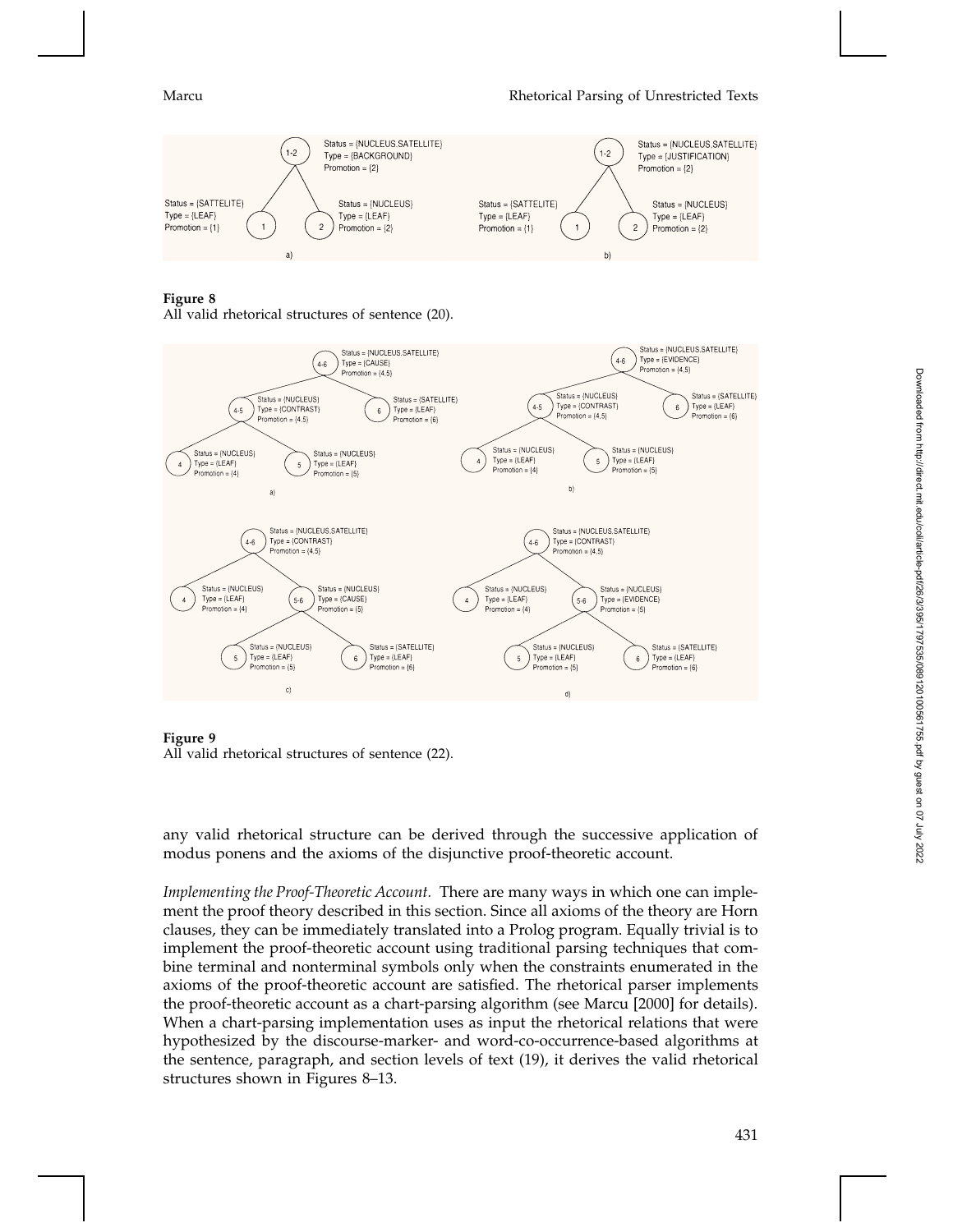**Figure 8**
All valid rhetorical structures of sentence (20).

**Figure 9**
All valid rhetorical structures of sentence (22).

any valid rhetorical structure can be derived through the successive application of modus ponens and the axioms of the disjunctive proof-theoretic account.

*Implementing the Proof-Theoretic Account.* There are many ways in which one can implement the proof theory described in this section. Since all axioms of the theory are Horn clauses, they can be immediately translated into a Prolog program. Equally trivial is to implement the proof-theoretic account using traditional parsing techniques that combine terminal and nonterminal symbols only when the constraints enumerated in the axioms of the proof-theoretic account are satisfied. The rhetorical parser implements the proof-theoretic account as a chart-parsing algorithm (see Marcu [2000] for details). When a chart-parsing implementation uses as input the rhetorical relations that were hypothesized by the discourse-marker- and word-co-occurrence-based algorithms at the sentence, paragraph, and section levels of text (19), it derives the valid rhetorical structures shown in Figures 8–13.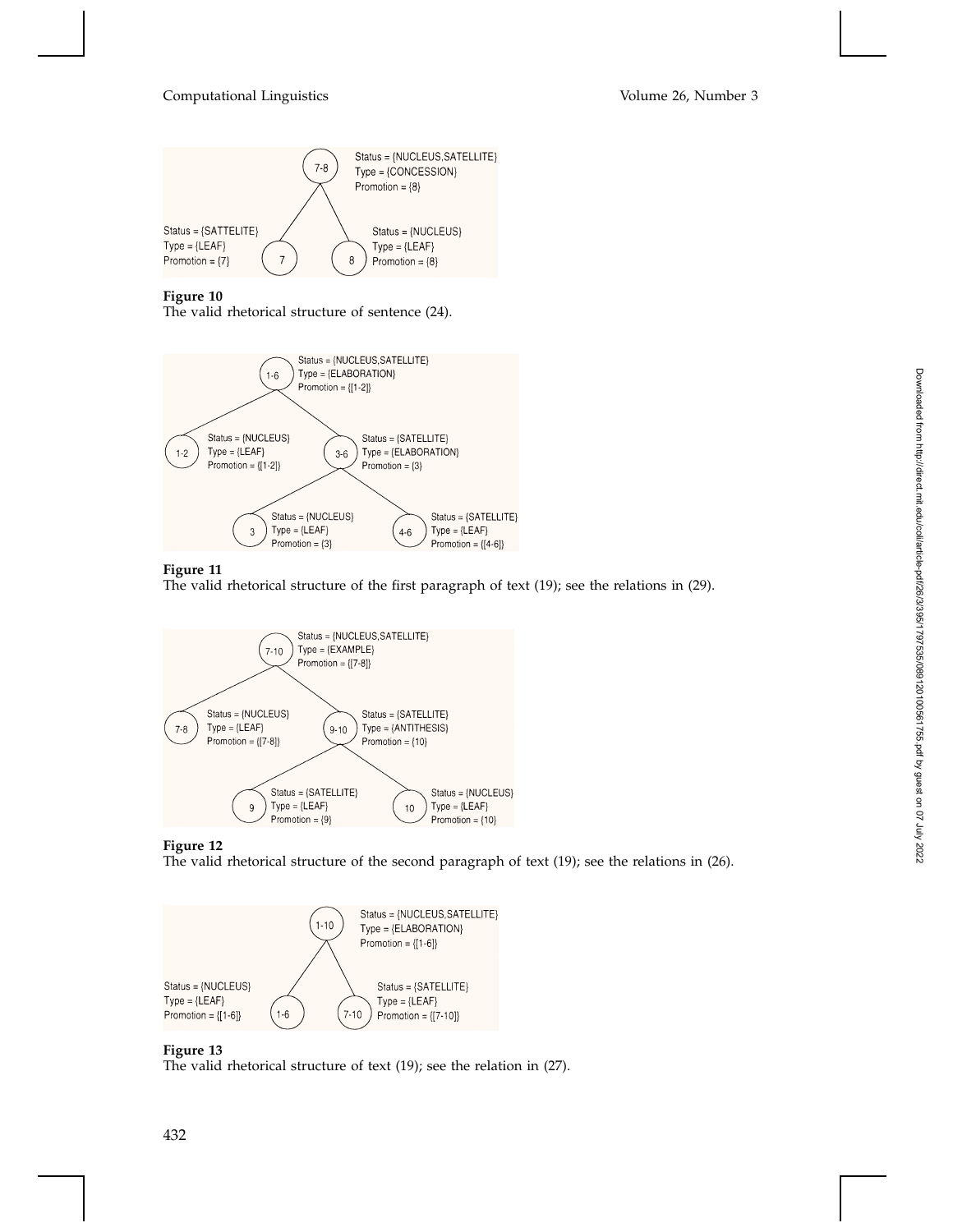Status = {NUCLEUS,SATELLITE}
Type = {CONCESSION}
Promotion = {8}

Status = {SATTELLITE}
Type = {LEAF}
Promotion = {7}

Status = {NUCLEUS}
Type = {LEAF}
Promotion = {8}

**Figure 10**
The valid rhetorical structure of sentence (24).

Status = {NUCLEUS,SATELLITE}
Type = {ELABORATION}
Promotion = {[1-2]}

Status = {NUCLEUS}
Type = {LEAF}
Promotion = {[1-2]}

Status = {SATELLITE}
Type = {ELABORATION}
Promotion = {3}

Status = {NUCLEUS}
Type = {LEAF}
Promotion = {3}

Status = {SATELLITE}
Type = {LEAF}
Promotion = {[4-6]}

**Figure 11**
The valid rhetorical structure of the first paragraph of text (19); see the relations in (29).

Status = {NUCLEUS,SATELLITE}
Type = {EXAMPLE}
Promotion = {[7-8]}

Status = {NUCLEUS}
Type = {LEAF}
Promotion = {[7-8]}

Status = {SATELLITE}
Type = {ANTITHESIS}
Promotion = {10}

Status = {SATELLITE}
Type = {LEAF}
Promotion = {9}

Status = {NUCLEUS}
Type = {LEAF}
Promotion = {10}

**Figure 12**
The valid rhetorical structure of the second paragraph of text (19); see the relations in (26).

Status = {NUCLEUS,SATELLITE}
Type = {ELABORATION}
Promotion = {[1-6]}

Status = {NUCLEUS}
Type = {LEAF}
Promotion = {[1-6]}

Status = {SATELLITE}
Type = {LEAF}
Promotion = {[7-10]}

**Figure 13**
The valid rhetorical structure of text (19); see the relation in (27).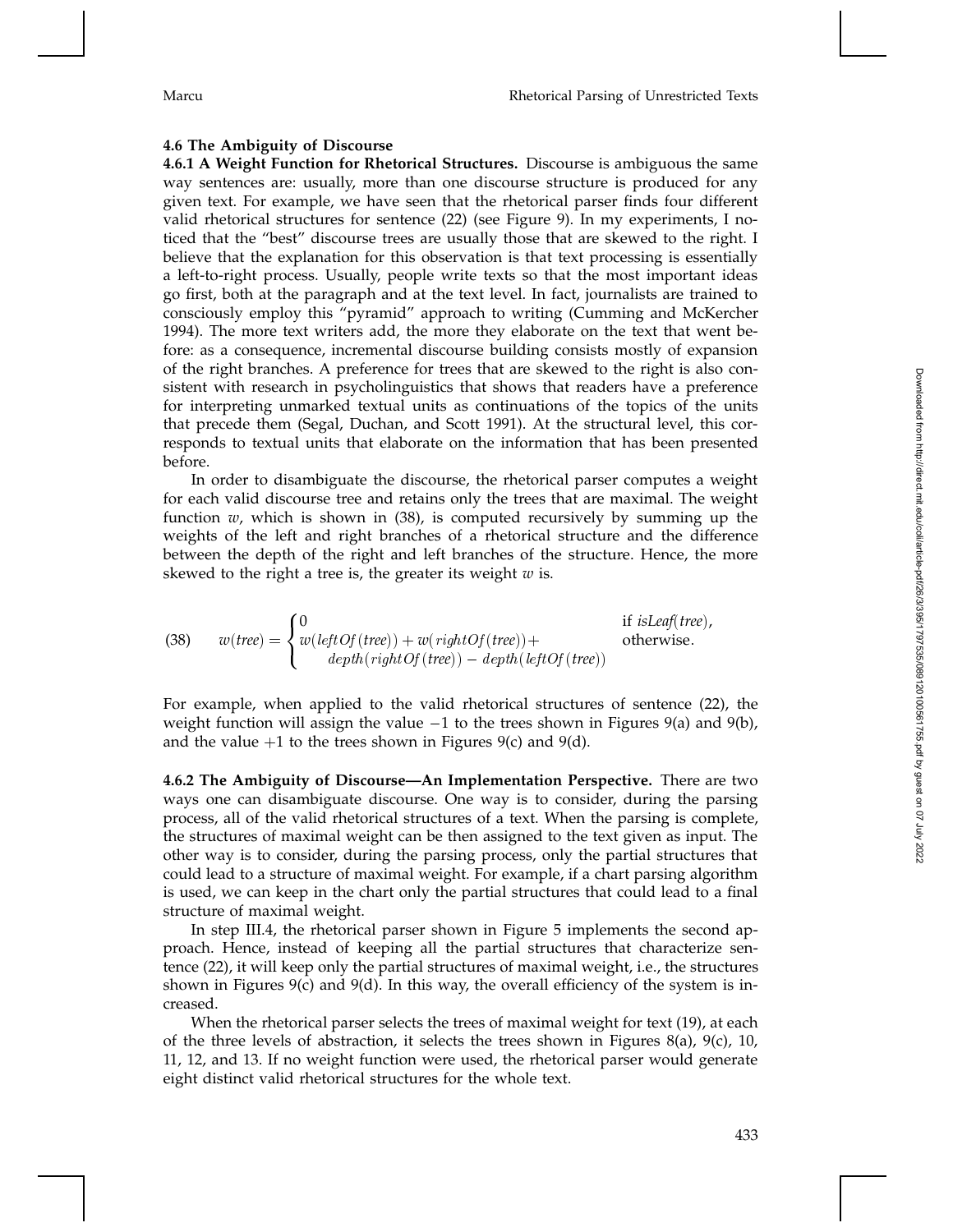### 4.6 The Ambiguity of Discourse

**4.6.1 A Weight Function for Rhetorical Structures.** Discourse is ambiguous the same way sentences are: usually, more than one discourse structure is produced for any given text. For example, we have seen that the rhetorical parser finds four different valid rhetorical structures for sentence (22) (see Figure 9). In my experiments, I noticed that the "best" discourse trees are usually those that are skewed to the right. I believe that the explanation for this observation is that text processing is essentially a left-to-right process. Usually, people write texts so that the most important ideas go first, both at the paragraph and at the text level. In fact, journalists are trained to consciously employ this "pyramid" approach to writing (Cumming and McKercher 1994). The more text writers add, the more they elaborate on the text that went before: as a consequence, incremental discourse building consists mostly of expansion of the right branches. A preference for trees that are skewed to the right is also consistent with research in psycholinguistics that shows that readers have a preference for interpreting unmarked textual units as continuations of the topics of the units that precede them (Segal, Duchan, and Scott 1991). At the structural level, this corresponds to textual units that elaborate on the information that has been presented before.

In order to disambiguate the discourse, the rhetorical parser computes a weight for each valid discourse tree and retains only the trees that are maximal. The weight function $w$, which is shown in (38), is computed recursively by summing up the weights of the left and right branches of a rhetorical structure and the difference between the depth of the right and left branches of the structure. Hence, the more skewed to the right a tree is, the greater its weight $w$ is.

$$(38) \qquad w(\mathit{tree}) = \begin{cases} 0 & \text{if } \mathit{isLeaf}(\mathit{tree}), \\ w(\mathit{leftOf}(\mathit{tree})) + w(\mathit{rightOf}(\mathit{tree})) + & \text{otherwise.} \\ \quad \mathit{depth}(\mathit{rightOf}(\mathit{tree})) - \mathit{depth}(\mathit{leftOf}(\mathit{tree})) & \end{cases}$$

For example, when applied to the valid rhetorical structures of sentence (22), the weight function will assign the value $-1$ to the trees shown in Figures 9(a) and 9(b), and the value $+1$ to the trees shown in Figures 9(c) and 9(d).

**4.6.2 The Ambiguity of Discourse—An Implementation Perspective.** There are two ways one can disambiguate discourse. One way is to consider, during the parsing process, all of the valid rhetorical structures of a text. When the parsing is complete, the structures of maximal weight can be then assigned to the text given as input. The other way is to consider, during the parsing process, only the partial structures that could lead to a structure of maximal weight. For example, if a chart parsing algorithm is used, we can keep in the chart only the partial structures that could lead to a final structure of maximal weight.

In step III.4, the rhetorical parser shown in Figure 5 implements the second approach. Hence, instead of keeping all the partial structures that characterize sentence (22), it will keep only the partial structures of maximal weight, i.e., the structures shown in Figures 9(c) and 9(d). In this way, the overall efficiency of the system is increased.

When the rhetorical parser selects the trees of maximal weight for text (19), at each of the three levels of abstraction, it selects the trees shown in Figures 8(a), 9(c), 10, 11, 12, and 13. If no weight function were used, the rhetorical parser would generate eight distinct valid rhetorical structures for the whole text.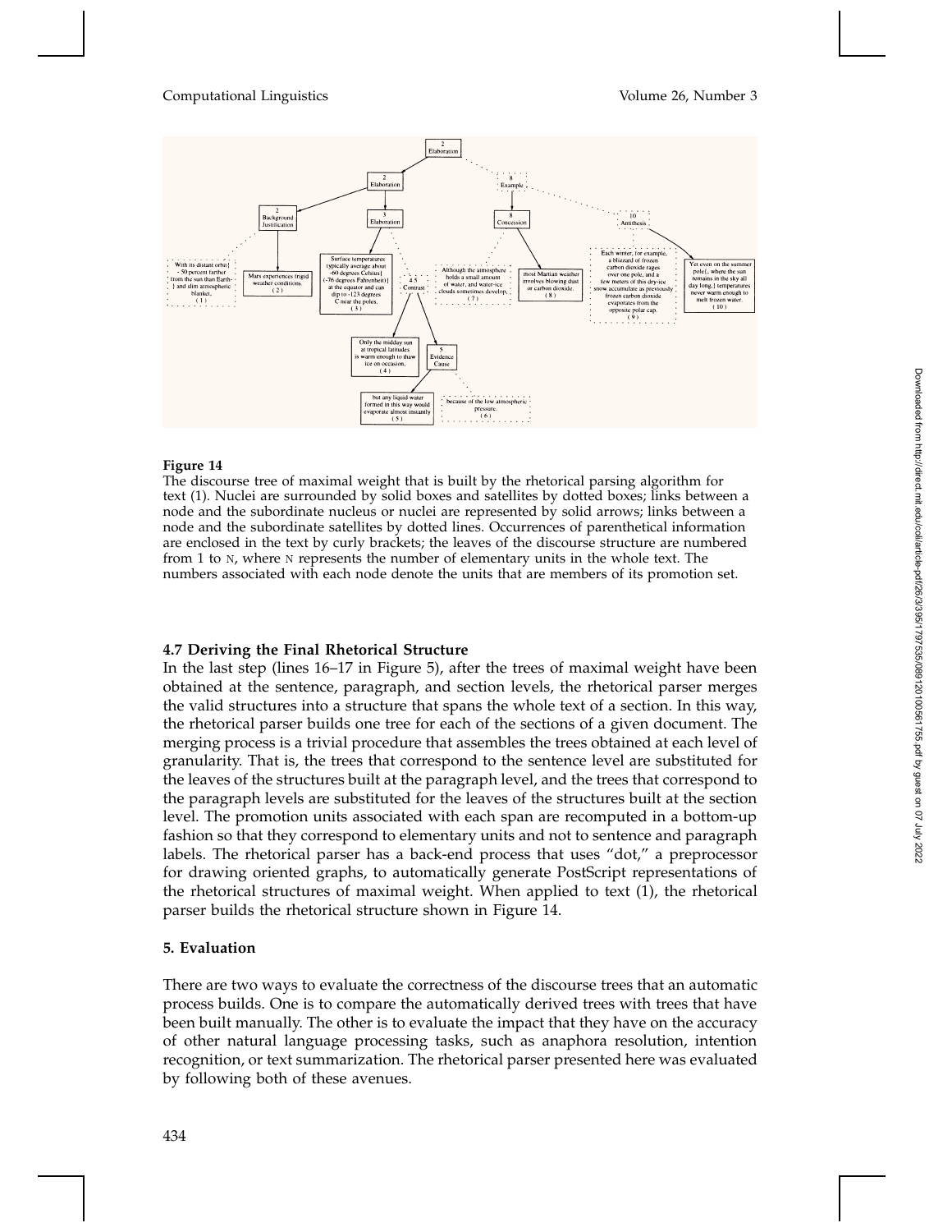**Figure 14**
The discourse tree of maximal weight that is built by the rhetorical parsing algorithm for text (1). Nuclei are surrounded by solid boxes and satellites by dotted boxes; links between a node and the subordinate nucleus or nuclei are represented by solid arrows; links between a node and the subordinate satellites by dotted lines. Occurrences of parenthetical information are enclosed in the text by curly brackets; the leaves of the discourse structure are numbered from 1 to N, where N represents the number of elementary units in the whole text. The numbers associated with each node denote the units that are members of its promotion set.

### 4.7 Deriving the Final Rhetorical Structure

In the last step (lines 16–17 in Figure 5), after the trees of maximal weight have been obtained at the sentence, paragraph, and section levels, the rhetorical parser merges the valid structures into a structure that spans the whole text of a section. In this way, the rhetorical parser builds one tree for each of the sections of a given document. The merging process is a trivial procedure that assembles the trees obtained at each level of granularity. That is, the trees that correspond to the sentence level are substituted for the leaves of the structures built at the paragraph level, and the trees that correspond to the paragraph levels are substituted for the leaves of the structures built at the section level. The promotion units associated with each span are recomputed in a bottom-up fashion so that they correspond to elementary units and not to sentence and paragraph labels. The rhetorical parser has a back-end process that uses "dot," a preprocessor for drawing oriented graphs, to automatically generate PostScript representations of the rhetorical structures of maximal weight. When applied to text (1), the rhetorical parser builds the rhetorical structure shown in Figure 14.

## 5. Evaluation

There are two ways to evaluate the correctness of the discourse trees that an automatic process builds. One is to compare the automatically derived trees with trees that have been built manually. The other is to evaluate the impact that they have on the accuracy of other natural language processing tasks, such as anaphora resolution, intention recognition, or text summarization. The rhetorical parser presented here was evaluated by following both of these avenues.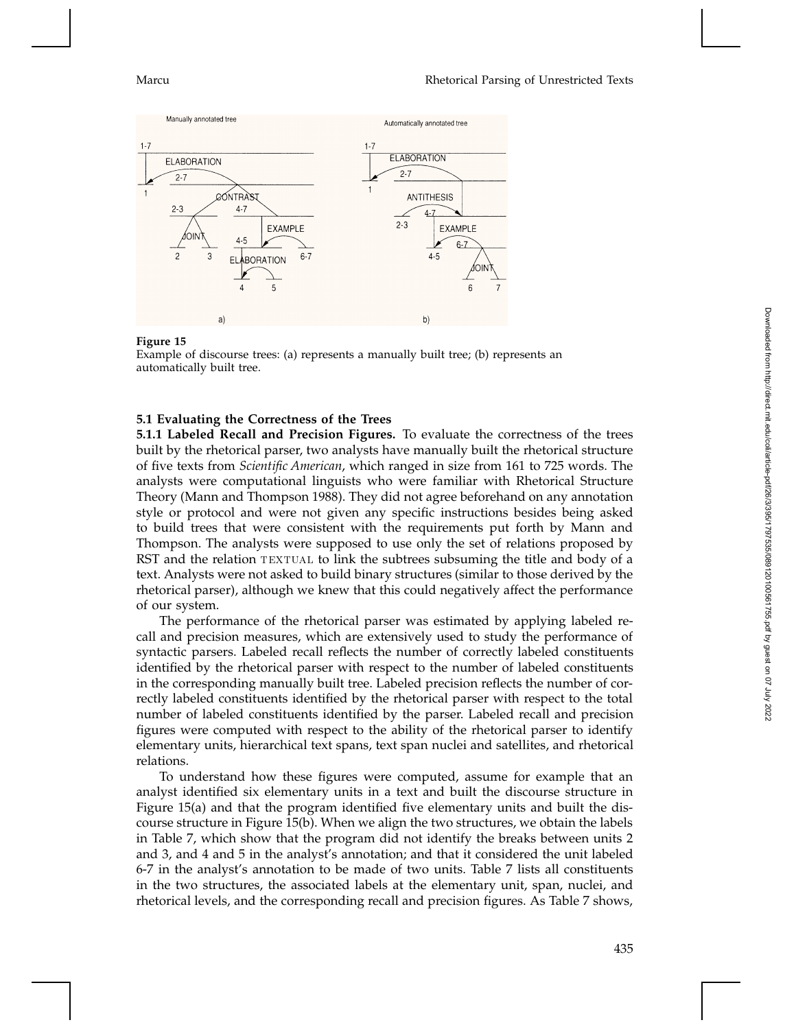Figure 15
Example of discourse trees: (a) represents a manually built tree; (b) represents an automatically built tree.

### 5.1 Evaluating the Correctness of the Trees

**5.1.1 Labeled Recall and Precision Figures.** To evaluate the correctness of the trees built by the rhetorical parser, two analysts have manually built the rhetorical structure of five texts from *Scientific American*, which ranged in size from 161 to 725 words. The analysts were computational linguists who were familiar with Rhetorical Structure Theory (Mann and Thompson 1988). They did not agree beforehand on any annotation style or protocol and were not given any specific instructions besides being asked to build trees that were consistent with the requirements put forth by Mann and Thompson. The analysts were supposed to use only the set of relations proposed by RST and the relation TEXTUAL to link the subtrees subsuming the title and body of a text. Analysts were not asked to build binary structures (similar to those derived by the rhetorical parser), although we knew that this could negatively affect the performance of our system.

The performance of the rhetorical parser was estimated by applying labeled recall and precision measures, which are extensively used to study the performance of syntactic parsers. Labeled recall reflects the number of correctly labeled constituents identified by the rhetorical parser with respect to the number of labeled constituents in the corresponding manually built tree. Labeled precision reflects the number of correctly labeled constituents identified by the rhetorical parser with respect to the total number of labeled constituents identified by the parser. Labeled recall and precision figures were computed with respect to the ability of the rhetorical parser to identify elementary units, hierarchical text spans, text span nuclei and satellites, and rhetorical relations.

To understand how these figures were computed, assume for example that an analyst identified six elementary units in a text and built the discourse structure in Figure 15(a) and that the program identified five elementary units and built the discourse structure in Figure 15(b). When we align the two structures, we obtain the labels in Table 7, which show that the program did not identify the breaks between units 2 and 3, and 4 and 5 in the analyst's annotation; and that it considered the unit labeled 6-7 in the analyst's annotation to be made of two units. Table 7 lists all constituents in the two structures, the associated labels at the elementary unit, span, nuclei, and rhetorical levels, and the corresponding recall and precision figures. As Table 7 shows,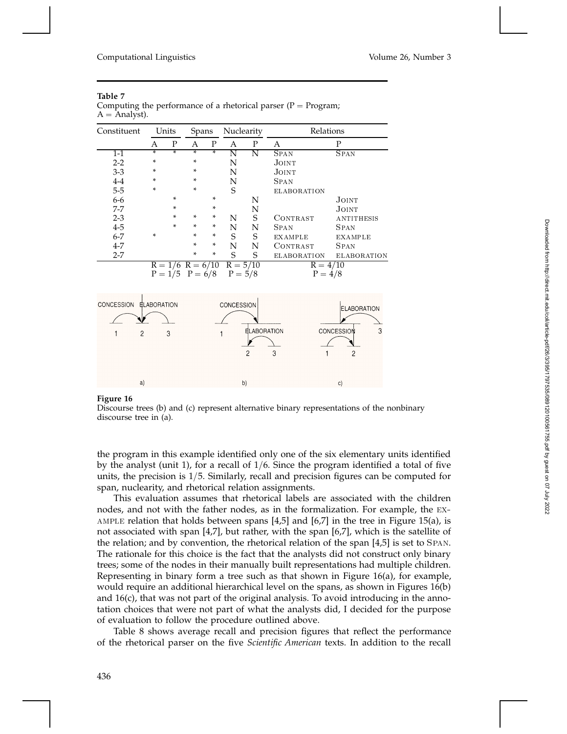**Table 7**
Computing the performance of a rhetorical parser (P = Program; A = Analyst).

| Constituent | Units | | Spans | | Nuclearity | | Relations | |
|---|---|---|---|---|---|---|---|---|
| | A | P | A | P | A | P | A | P |
| 1-1 | * | * | * | * | N | N | SPAN | SPAN |
| 2-2 | * | | * | | N | | JOINT | |
| 3-3 | * | | * | | N | | JOINT | |
| 4-4 | * | | * | | N | | SPAN | |
| 5-5 | * | | * | | S | | ELABORATION | |
| 6-6 | | * | | * | | N | | JOINT |
| 7-7 | | * | | * | | N | | JOINT |
| 2-3 | | * | * | * | N | S | CONTRAST | ANTITHESIS |
| 4-5 | | * | * | * | N | N | SPAN | SPAN |
| 6-7 | * | | * | * | S | S | EXAMPLE | EXAMPLE |
| 4-7 | | | * | * | N | N | CONTRAST | SPAN |
| 2-7 | | | * | * | S | S | ELABORATION | ELABORATION |
| | R = 1/6 | | R = 6/10 | | R = 5/10 | | R = 4/10 | |
| | P = 1/5 | | P = 6/8 | | P = 5/8 | | P = 4/8 | |

**Figure 16**
Discourse trees (b) and (c) represent alternative binary representations of the nonbinary discourse tree in (a).

the program in this example identified only one of the six elementary units identified by the analyst (unit 1), for a recall of 1/6. Since the program identified a total of five units, the precision is 1/5. Similarly, recall and precision figures can be computed for span, nuclearity, and rhetorical relation assignments.

This evaluation assumes that rhetorical labels are associated with the children nodes, and not with the father nodes, as in the formalization. For example, the EXAMPLE relation that holds between spans [4,5] and [6,7] in the tree in Figure 15(a), is not associated with span [4,7], but rather, with the span [6,7], which is the satellite of the relation; and by convention, the rhetorical relation of the span [4,5] is set to SPAN. The rationale for this choice is the fact that the analysts did not construct only binary trees; some of the nodes in their manually built representations had multiple children. Representing in binary form a tree such as that shown in Figure 16(a), for example, would require an additional hierarchical level on the spans, as shown in Figures 16(b) and 16(c), that was not part of the original analysis. To avoid introducing in the annotation choices that were not part of what the analysts did, I decided for the purpose of evaluation to follow the procedure outlined above.

Table 8 shows average recall and precision figures that reflect the performance of the rhetorical parser on the five *Scientific American* texts. In addition to the recall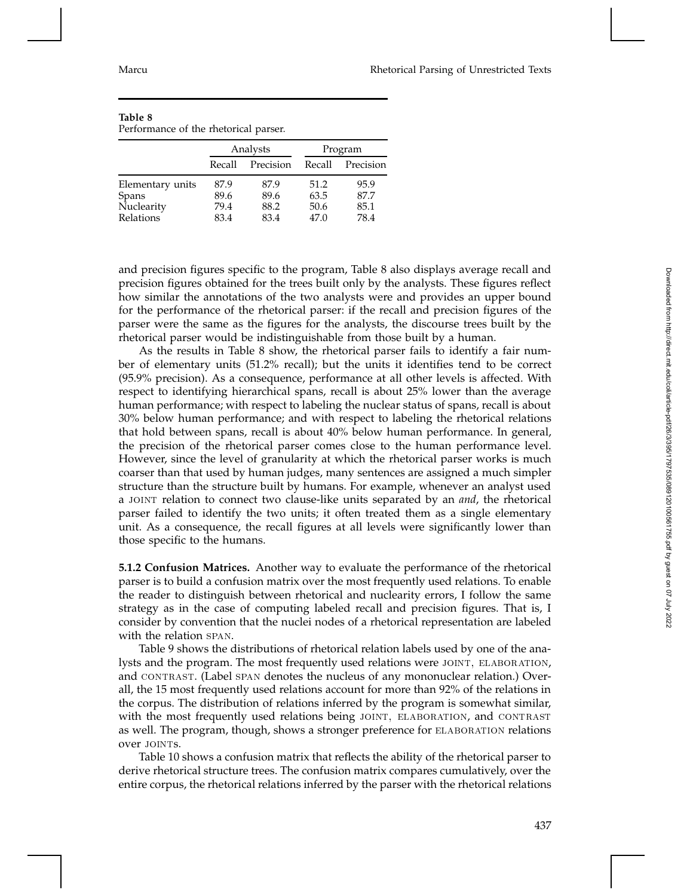**Table 8**
Performance of the rhetorical parser.

| | Analysts | | Program | |
|---|---|---|---|---|
| | Recall | Precision | Recall | Precision |
| Elementary units | 87.9 | 87.9 | 51.2 | 95.9 |
| Spans | 89.6 | 89.6 | 63.5 | 87.7 |
| Nuclearity | 79.4 | 88.2 | 50.6 | 85.1 |
| Relations | 83.4 | 83.4 | 47.0 | 78.4 |

and precision figures specific to the program, Table 8 also displays average recall and precision figures obtained for the trees built only by the analysts. These figures reflect how similar the annotations of the two analysts were and provides an upper bound for the performance of the rhetorical parser: if the recall and precision figures of the parser were the same as the figures for the analysts, the discourse trees built by the rhetorical parser would be indistinguishable from those built by a human.

As the results in Table 8 show, the rhetorical parser fails to identify a fair number of elementary units (51.2% recall); but the units it identifies tend to be correct (95.9% precision). As a consequence, performance at all other levels is affected. With respect to identifying hierarchical spans, recall is about 25% lower than the average human performance; with respect to labeling the nuclear status of spans, recall is about 30% below human performance; and with respect to labeling the rhetorical relations that hold between spans, recall is about 40% below human performance. In general, the precision of the rhetorical parser comes close to the human performance level. However, since the level of granularity at which the rhetorical parser works is much coarser than that used by human judges, many sentences are assigned a much simpler structure than the structure built by humans. For example, whenever an analyst used a JOINT relation to connect two clause-like units separated by an *and*, the rhetorical parser failed to identify the two units; it often treated them as a single elementary unit. As a consequence, the recall figures at all levels were significantly lower than those specific to the humans.

**5.1.2 Confusion Matrices.** Another way to evaluate the performance of the rhetorical parser is to build a confusion matrix over the most frequently used relations. To enable the reader to distinguish between rhetorical and nuclearity errors, I follow the same strategy as in the case of computing labeled recall and precision figures. That is, I consider by convention that the nuclei nodes of a rhetorical representation are labeled with the relation SPAN.

Table 9 shows the distributions of rhetorical relation labels used by one of the analysts and the program. The most frequently used relations were JOINT, ELABORATION, and CONTRAST. (Label SPAN denotes the nucleus of any mononuclear relation.) Overall, the 15 most frequently used relations account for more than 92% of the relations in the corpus. The distribution of relations inferred by the program is somewhat similar, with the most frequently used relations being JOINT, ELABORATION, and CONTRAST as well. The program, though, shows a stronger preference for ELABORATION relations over JOINTs.

Table 10 shows a confusion matrix that reflects the ability of the rhetorical parser to derive rhetorical structure trees. The confusion matrix compares cumulatively, over the entire corpus, the rhetorical relations inferred by the parser with the rhetorical relations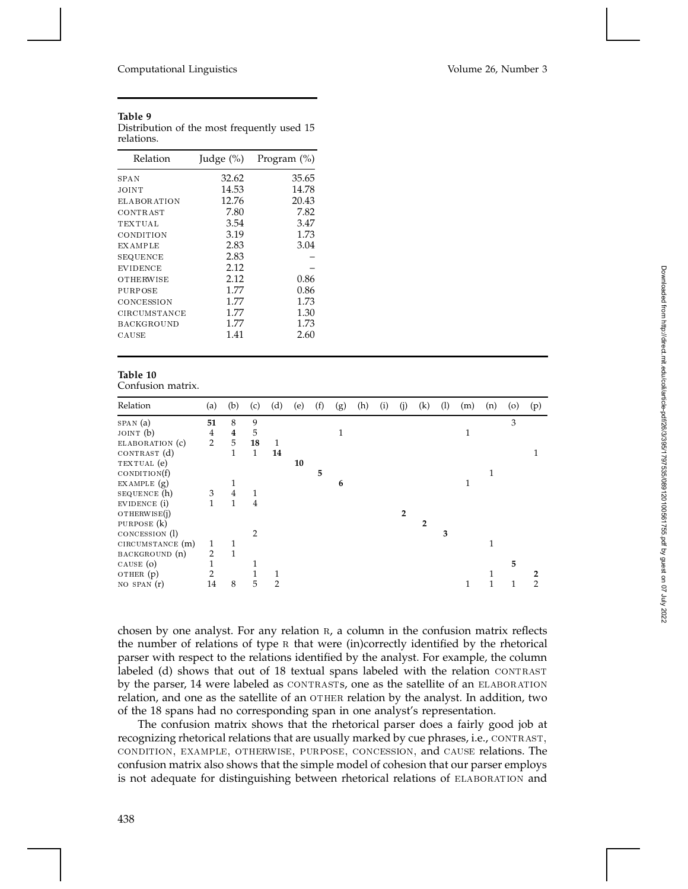**Table 9**
Distribution of the most frequently used 15 relations.

| Relation | Judge (%) | Program (%) |
|---|---|---|
| SPAN | 32.62 | 35.65 |
| JOINT | 14.53 | 14.78 |
| ELABORATION | 12.76 | 20.43 |
| CONTRAST | 7.80 | 7.82 |
| TEXTUAL | 3.54 | 3.47 |
| CONDITION | 3.19 | 1.73 |
| EXAMPLE | 2.83 | 3.04 |
| SEQUENCE | 2.83 | – |
| EVIDENCE | 2.12 | – |
| OTHERWISE | 2.12 | 0.86 |
| PURPOSE | 1.77 | 0.86 |
| CONCESSION | 1.77 | 1.73 |
| CIRCUMSTANCE | 1.77 | 1.30 |
| BACKGROUND | 1.77 | 1.73 |
| CAUSE | 1.41 | 2.60 |

**Table 10**
Confusion matrix.

| Relation | (a) | (b) | (c) | (d) | (e) | (f) | (g) | (h) | (i) | (j) | (k) | (l) | (m) | (n) | (o) | (p) |
|---|---|---|---|---|---|---|---|---|---|---|---|---|---|---|---|---|
| SPAN (a) | **51** | 8 | 9 | | | | | | | | | | | | 3 | |
| JOINT (b) | 4 | **4** | 5 | | | | 1 | | | | | | 1 | | | |
| ELABORATION (c) | 2 | 5 | **18** | 1 | | | | | | | | | | | | |
| CONTRAST (d) | | 1 | 1 | **14** | | | | | | | | | | | | 1 |
| TEXTUAL (e) | | | | | **10** | | | | | | | | | | | |
| CONDITION(f) | | | | | | **5** | | | | | | | | 1 | | |
| EXAMPLE (g) | | 1 | | | | | **6** | | | | | | 1 | | | |
| SEQUENCE (h) | 3 | 4 | 1 | | | | | | | | | | | | | |
| EVIDENCE (i) | 1 | 1 | 4 | | | | | | | | | | | | | |
| OTHERWISE(j) | | | | | | | | | | **2** | | | | | | |
| PURPOSE (k) | | | | | | | | | | | **2** | | | | | |
| CONCESSION (l) | | | 2 | | | | | | | | | **3** | | | | |
| CIRCUMSTANCE (m) | 1 | 1 | | | | | | | | | | | | 1 | | |
| BACKGROUND (n) | 2 | 1 | | | | | | | | | | | | | | |
| CAUSE (o) | 1 | | 1 | | | | | | | | | | | | **5** | |
| OTHER (p) | 2 | | 1 | 1 | | | | | | | | | | 1 | | **2** |
| NO SPAN (r) | 14 | 8 | 5 | 2 | | | | | | | | | 1 | 1 | 1 | 2 |

chosen by one analyst. For any relation R, a column in the confusion matrix reflects the number of relations of type R that were (in)correctly identified by the rhetorical parser with respect to the relations identified by the analyst. For example, the column labeled (d) shows that out of 18 textual spans labeled with the relation CONTRAST by the parser, 14 were labeled as CONTRASTs, one as the satellite of an ELABORATION relation, and one as the satellite of an OTHER relation by the analyst. In addition, two of the 18 spans had no corresponding span in one analyst's representation.

The confusion matrix shows that the rhetorical parser does a fairly good job at recognizing rhetorical relations that are usually marked by cue phrases, i.e., CONTRAST, CONDITION, EXAMPLE, OTHERWISE, PURPOSE, CONCESSION, and CAUSE relations. The confusion matrix also shows that the simple model of cohesion that our parser employs is not adequate for distinguishing between rhetorical relations of ELABORATION and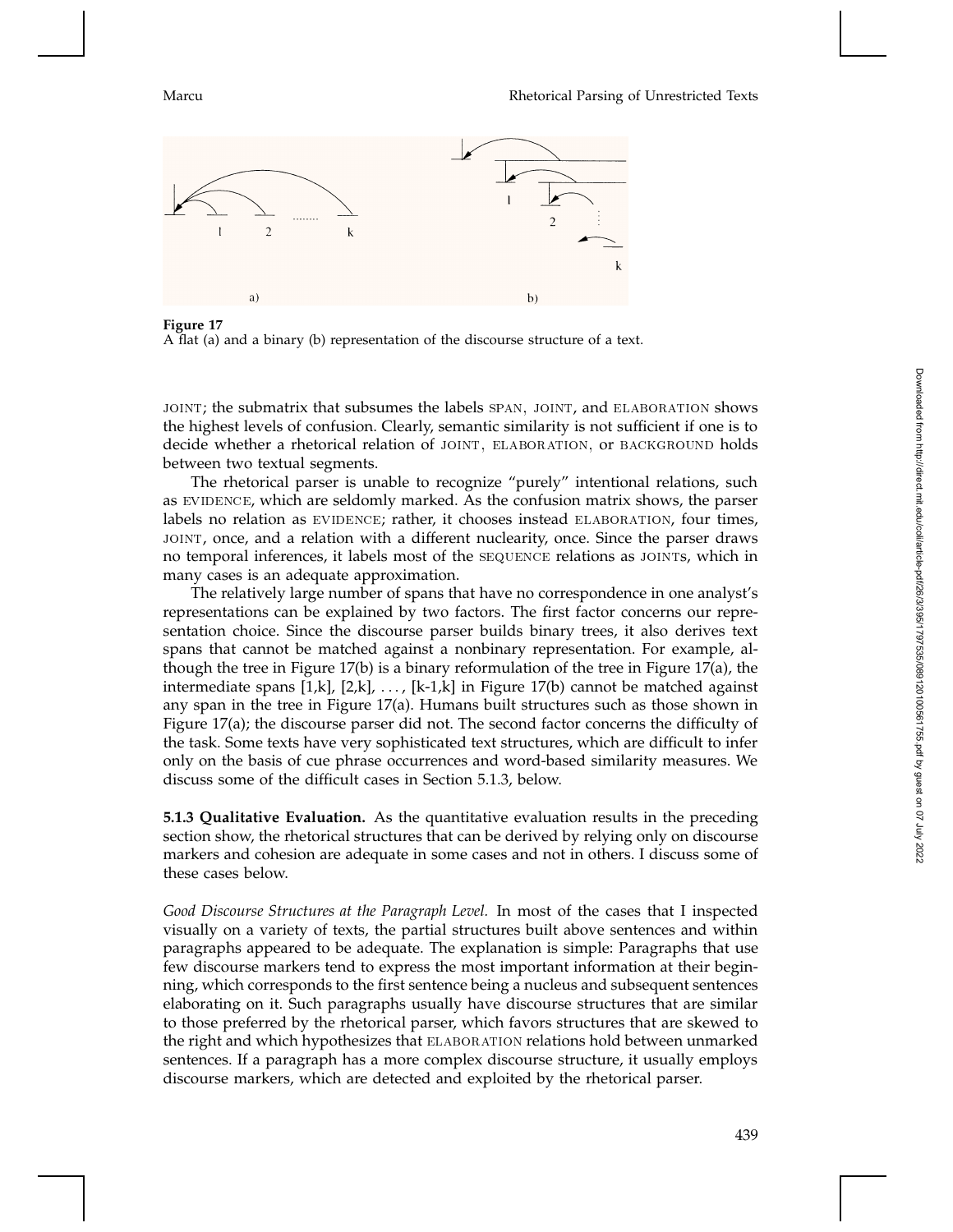**Figure 17**
A flat (a) and a binary (b) representation of the discourse structure of a text.

JOINT; the submatrix that subsumes the labels SPAN, JOINT, and ELABORATION shows the highest levels of confusion. Clearly, semantic similarity is not sufficient if one is to decide whether a rhetorical relation of JOINT, ELABORATION, or BACKGROUND holds between two textual segments.

The rhetorical parser is unable to recognize "purely" intentional relations, such as EVIDENCE, which are seldomly marked. As the confusion matrix shows, the parser labels no relation as EVIDENCE; rather, it chooses instead ELABORATION, four times, JOINT, once, and a relation with a different nuclearity, once. Since the parser draws no temporal inferences, it labels most of the SEQUENCE relations as JOINTs, which in many cases is an adequate approximation.

The relatively large number of spans that have no correspondence in one analyst's representations can be explained by two factors. The first factor concerns our representation choice. Since the discourse parser builds binary trees, it also derives text spans that cannot be matched against a nonbinary representation. For example, although the tree in Figure 17(b) is a binary reformulation of the tree in Figure 17(a), the intermediate spans [1,k], [2,k], ..., [k-1,k] in Figure 17(b) cannot be matched against any span in the tree in Figure 17(a). Humans built structures such as those shown in Figure 17(a); the discourse parser did not. The second factor concerns the difficulty of the task. Some texts have very sophisticated text structures, which are difficult to infer only on the basis of cue phrase occurrences and word-based similarity measures. We discuss some of the difficult cases in Section 5.1.3, below.

**5.1.3 Qualitative Evaluation.** As the quantitative evaluation results in the preceding section show, the rhetorical structures that can be derived by relying only on discourse markers and cohesion are adequate in some cases and not in others. I discuss some of these cases below.

*Good Discourse Structures at the Paragraph Level.* In most of the cases that I inspected visually on a variety of texts, the partial structures built above sentences and within paragraphs appeared to be adequate. The explanation is simple: Paragraphs that use few discourse markers tend to express the most important information at their beginning, which corresponds to the first sentence being a nucleus and subsequent sentences elaborating on it. Such paragraphs usually have discourse structures that are similar to those preferred by the rhetorical parser, which favors structures that are skewed to the right and which hypothesizes that ELABORATION relations hold between unmarked sentences. If a paragraph has a more complex discourse structure, it usually employs discourse markers, which are detected and exploited by the rhetorical parser.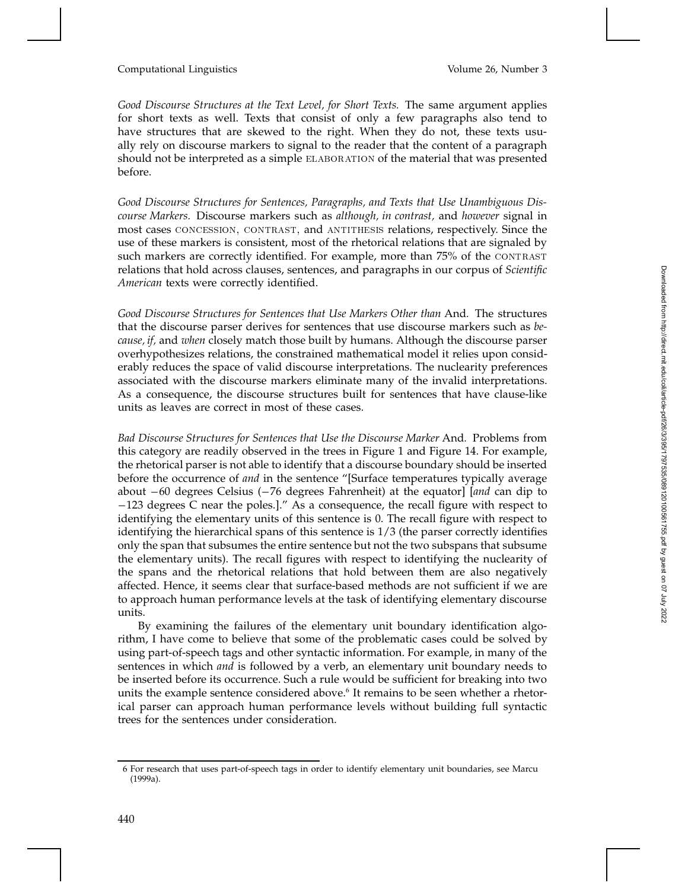*Good Discourse Structures at the Text Level, for Short Texts.* The same argument applies for short texts as well. Texts that consist of only a few paragraphs also tend to have structures that are skewed to the right. When they do not, these texts usually rely on discourse markers to signal to the reader that the content of a paragraph should not be interpreted as a simple ELABORATION of the material that was presented before.

*Good Discourse Structures for Sentences, Paragraphs, and Texts that Use Unambiguous Discourse Markers.* Discourse markers such as *although, in contrast,* and *however* signal in most cases CONCESSION, CONTRAST, and ANTITHESIS relations, respectively. Since the use of these markers is consistent, most of the rhetorical relations that are signaled by such markers are correctly identified. For example, more than 75% of the CONTRAST relations that hold across clauses, sentences, and paragraphs in our corpus of *Scientific American* texts were correctly identified.

*Good Discourse Structures for Sentences that Use Markers Other than* And. The structures that the discourse parser derives for sentences that use discourse markers such as *because, if,* and *when* closely match those built by humans. Although the discourse parser overhypothesizes relations, the constrained mathematical model it relies upon considerably reduces the space of valid discourse interpretations. The nuclearity preferences associated with the discourse markers eliminate many of the invalid interpretations. As a consequence, the discourse structures built for sentences that have clause-like units as leaves are correct in most of these cases.

*Bad Discourse Structures for Sentences that Use the Discourse Marker* And. Problems from this category are readily observed in the trees in Figure 1 and Figure 14. For example, the rhetorical parser is not able to identify that a discourse boundary should be inserted before the occurrence of *and* in the sentence "[Surface temperatures typically average about −60 degrees Celsius (−76 degrees Fahrenheit) at the equator] [*and* can dip to −123 degrees C near the poles.]." As a consequence, the recall figure with respect to identifying the elementary units of this sentence is 0. The recall figure with respect to identifying the hierarchical spans of this sentence is 1/3 (the parser correctly identifies only the span that subsumes the entire sentence but not the two subspans that subsume the elementary units). The recall figures with respect to identifying the nuclearity of the spans and the rhetorical relations that hold between them are also negatively affected. Hence, it seems clear that surface-based methods are not sufficient if we are to approach human performance levels at the task of identifying elementary discourse units.

By examining the failures of the elementary unit boundary identification algorithm, I have come to believe that some of the problematic cases could be solved by using part-of-speech tags and other syntactic information. For example, in many of the sentences in which *and* is followed by a verb, an elementary unit boundary needs to be inserted before its occurrence. Such a rule would be sufficient for breaking into two units the example sentence considered above.[6] It remains to be seen whether a rhetorical parser can approach human performance levels without building full syntactic trees for the sentences under consideration.

---

6 For research that uses part-of-speech tags in order to identify elementary unit boundaries, see Marcu (1999a).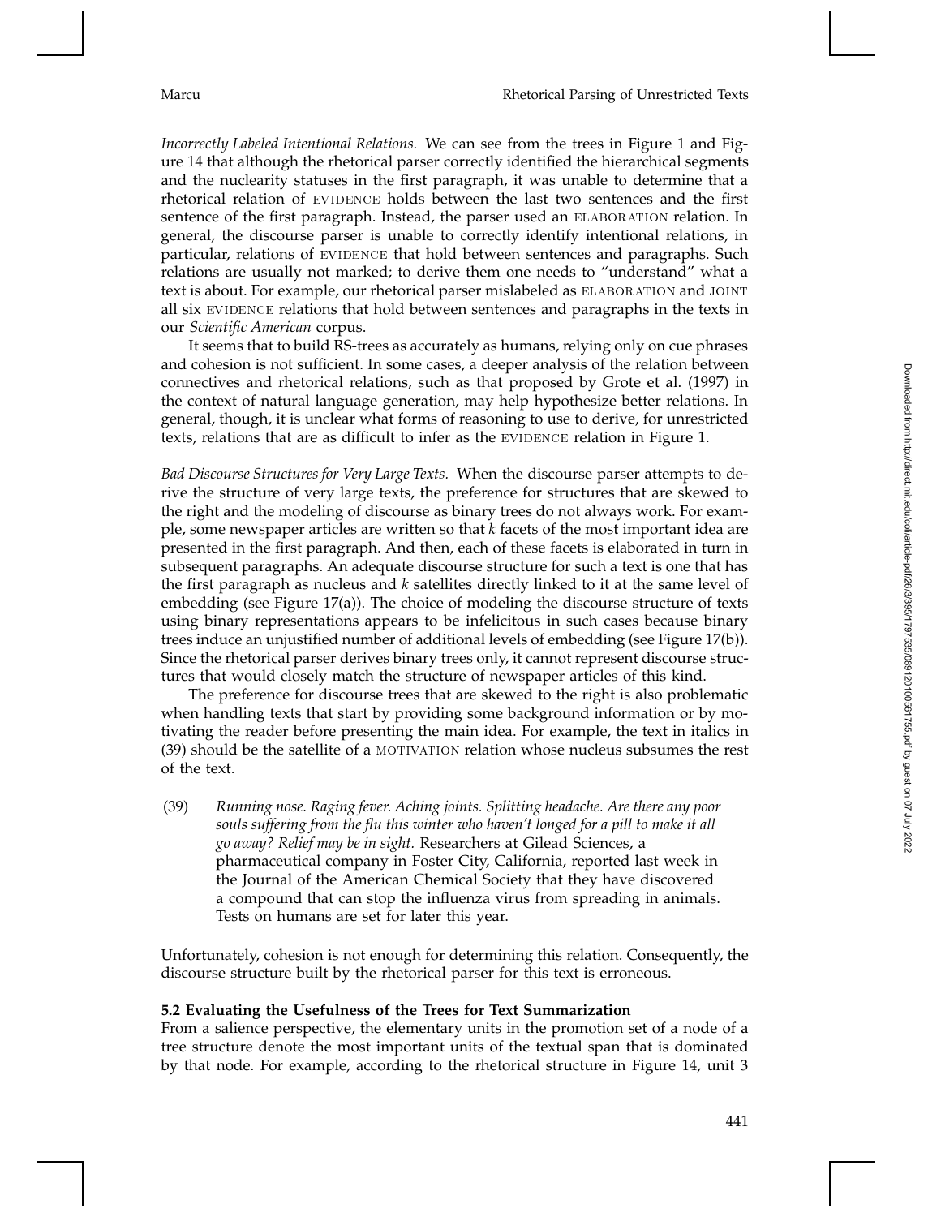*Incorrectly Labeled Intentional Relations.* We can see from the trees in Figure 1 and Figure 14 that although the rhetorical parser correctly identified the hierarchical segments and the nuclearity statuses in the first paragraph, it was unable to determine that a rhetorical relation of EVIDENCE holds between the last two sentences and the first sentence of the first paragraph. Instead, the parser used an ELABORATION relation. In general, the discourse parser is unable to correctly identify intentional relations, in particular, relations of EVIDENCE that hold between sentences and paragraphs. Such relations are usually not marked; to derive them one needs to "understand" what a text is about. For example, our rhetorical parser mislabeled as ELABORATION and JOINT all six EVIDENCE relations that hold between sentences and paragraphs in the texts in our *Scientific American* corpus.

It seems that to build RS-trees as accurately as humans, relying only on cue phrases and cohesion is not sufficient. In some cases, a deeper analysis of the relation between connectives and rhetorical relations, such as that proposed by Grote et al. (1997) in the context of natural language generation, may help hypothesize better relations. In general, though, it is unclear what forms of reasoning to use to derive, for unrestricted texts, relations that are as difficult to infer as the EVIDENCE relation in Figure 1.

*Bad Discourse Structures for Very Large Texts.* When the discourse parser attempts to derive the structure of very large texts, the preference for structures that are skewed to the right and the modeling of discourse as binary trees do not always work. For example, some newspaper articles are written so that $k$ facets of the most important idea are presented in the first paragraph. And then, each of these facets is elaborated in turn in subsequent paragraphs. An adequate discourse structure for such a text is one that has the first paragraph as nucleus and $k$ satellites directly linked to it at the same level of embedding (see Figure 17(a)). The choice of modeling the discourse structure of texts using binary representations appears to be infelicitous in such cases because binary trees induce an unjustified number of additional levels of embedding (see Figure 17(b)). Since the rhetorical parser derives binary trees only, it cannot represent discourse structures that would closely match the structure of newspaper articles of this kind.

The preference for discourse trees that are skewed to the right is also problematic when handling texts that start by providing some background information or by motivating the reader before presenting the main idea. For example, the text in italics in (39) should be the satellite of a MOTIVATION relation whose nucleus subsumes the rest of the text.

(39) *Running nose. Raging fever. Aching joints. Splitting headache. Are there any poor souls suffering from the flu this winter who haven't longed for a pill to make it all go away? Relief may be in sight.* Researchers at Gilead Sciences, a pharmaceutical company in Foster City, California, reported last week in the Journal of the American Chemical Society that they have discovered a compound that can stop the influenza virus from spreading in animals. Tests on humans are set for later this year.

Unfortunately, cohesion is not enough for determining this relation. Consequently, the discourse structure built by the rhetorical parser for this text is erroneous.

### 5.2 Evaluating the Usefulness of the Trees for Text Summarization

From a salience perspective, the elementary units in the promotion set of a node of a tree structure denote the most important units of the textual span that is dominated by that node. For example, according to the rhetorical structure in Figure 14, unit 3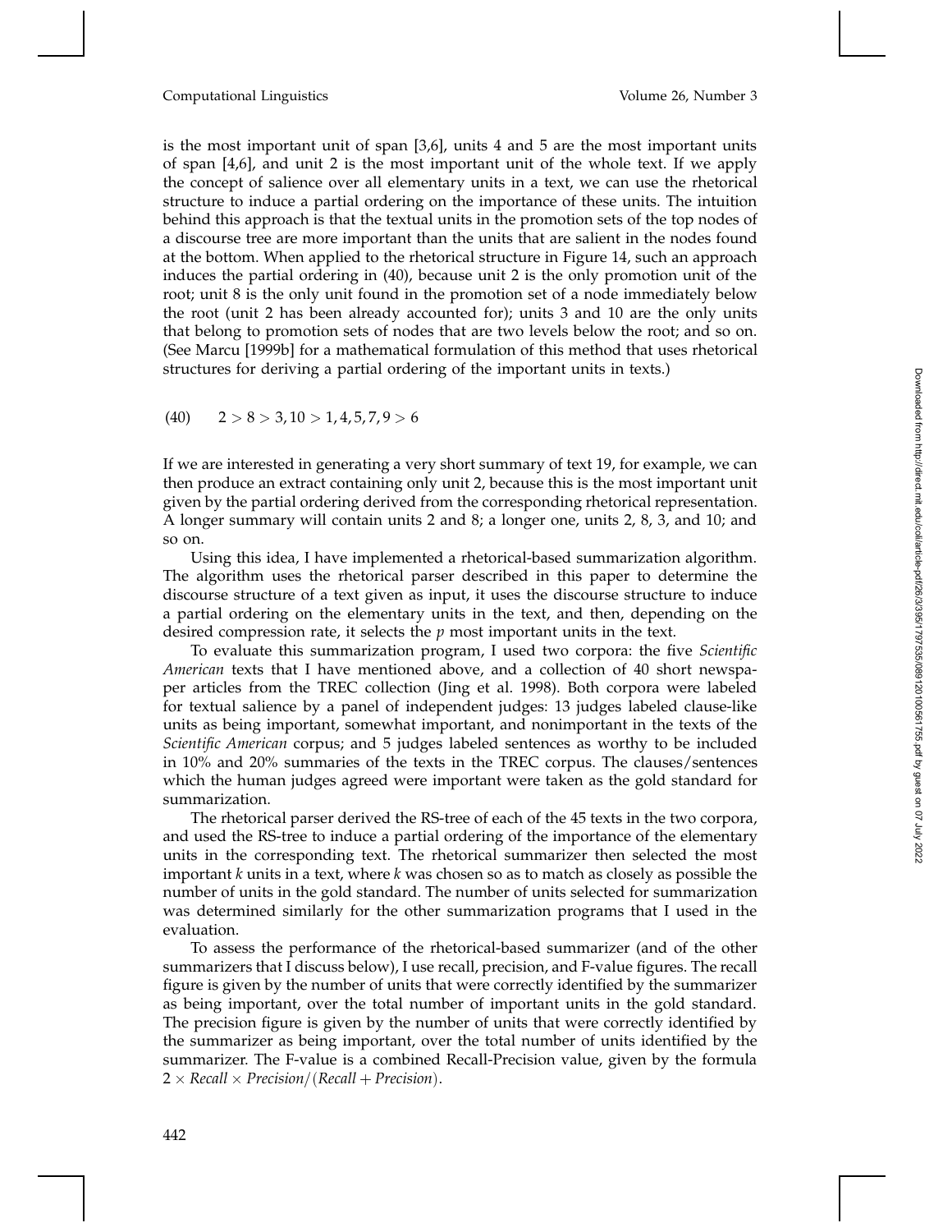is the most important unit of span [3,6], units 4 and 5 are the most important units of span [4,6], and unit 2 is the most important unit of the whole text. If we apply the concept of salience over all elementary units in a text, we can use the rhetorical structure to induce a partial ordering on the importance of these units. The intuition behind this approach is that the textual units in the promotion sets of the top nodes of a discourse tree are more important than the units that are salient in the nodes found at the bottom. When applied to the rhetorical structure in Figure 14, such an approach induces the partial ordering in (40), because unit 2 is the only promotion unit of the root; unit 8 is the only unit found in the promotion set of a node immediately below the root (unit 2 has been already accounted for); units 3 and 10 are the only units that belong to promotion sets of nodes that are two levels below the root; and so on. (See Marcu [1999b] for a mathematical formulation of this method that uses rhetorical structures for deriving a partial ordering of the important units in texts.)

(40) $2 > 8 > 3, 10 > 1, 4, 5, 7, 9 > 6$

If we are interested in generating a very short summary of text 19, for example, we can then produce an extract containing only unit 2, because this is the most important unit given by the partial ordering derived from the corresponding rhetorical representation. A longer summary will contain units 2 and 8; a longer one, units 2, 8, 3, and 10; and so on.

Using this idea, I have implemented a rhetorical-based summarization algorithm. The algorithm uses the rhetorical parser described in this paper to determine the discourse structure of a text given as input, it uses the discourse structure to induce a partial ordering on the elementary units in the text, and then, depending on the desired compression rate, it selects the $p$ most important units in the text.

To evaluate this summarization program, I used two corpora: the five *Scientific American* texts that I have mentioned above, and a collection of 40 short newspaper articles from the TREC collection (Jing et al. 1998). Both corpora were labeled for textual salience by a panel of independent judges: 13 judges labeled clause-like units as being important, somewhat important, and nonimportant in the texts of the *Scientific American* corpus; and 5 judges labeled sentences as worthy to be included in 10% and 20% summaries of the texts in the TREC corpus. The clauses/sentences which the human judges agreed were important were taken as the gold standard for summarization.

The rhetorical parser derived the RS-tree of each of the 45 texts in the two corpora, and used the RS-tree to induce a partial ordering of the importance of the elementary units in the corresponding text. The rhetorical summarizer then selected the most important $k$ units in a text, where $k$ was chosen so as to match as closely as possible the number of units in the gold standard. The number of units selected for summarization was determined similarly for the other summarization programs that I used in the evaluation.

To assess the performance of the rhetorical-based summarizer (and of the other summarizers that I discuss below), I use recall, precision, and F-value figures. The recall figure is given by the number of units that were correctly identified by the summarizer as being important, over the total number of important units in the gold standard. The precision figure is given by the number of units that were correctly identified by the summarizer as being important, over the total number of units identified by the summarizer. The F-value is a combined Recall-Precision value, given by the formula $2 \times \mathit{Recall} \times \mathit{Precision} / (\mathit{Recall} + \mathit{Precision})$.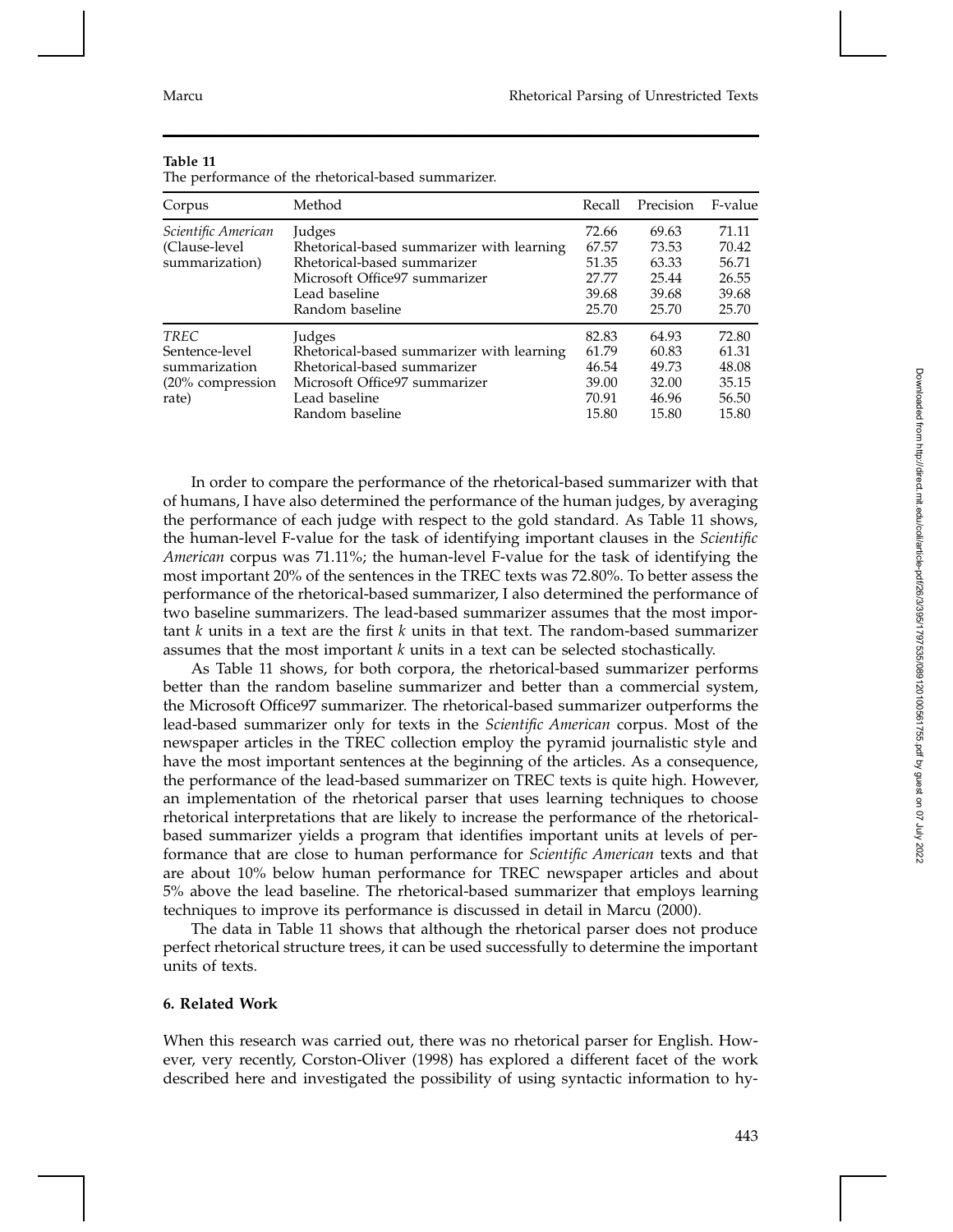**Table 11**
The performance of the rhetorical-based summarizer.

| Corpus | Method | Recall | Precision | F-value |
|---|---|---|---|---|
| *Scientific American* (Clause-level summarization) | Judges | 72.66 | 69.63 | 71.11 |
| | Rhetorical-based summarizer with learning | 67.57 | 73.53 | 70.42 |
| | Rhetorical-based summarizer | 51.35 | 63.33 | 56.71 |
| | Microsoft Office97 summarizer | 27.77 | 25.44 | 26.55 |
| | Lead baseline | 39.68 | 39.68 | 39.68 |
| | Random baseline | 25.70 | 25.70 | 25.70 |
| *TREC* Sentence-level summarization (20% compression rate) | Judges | 82.83 | 64.93 | 72.80 |
| | Rhetorical-based summarizer with learning | 61.79 | 60.83 | 61.31 |
| | Rhetorical-based summarizer | 46.54 | 49.73 | 48.08 |
| | Microsoft Office97 summarizer | 39.00 | 32.00 | 35.15 |
| | Lead baseline | 70.91 | 46.96 | 56.50 |
| | Random baseline | 15.80 | 15.80 | 15.80 |

In order to compare the performance of the rhetorical-based summarizer with that of humans, I have also determined the performance of the human judges, by averaging the performance of each judge with respect to the gold standard. As Table 11 shows, the human-level F-value for the task of identifying important clauses in the *Scientific American* corpus was 71.11%; the human-level F-value for the task of identifying the most important 20% of the sentences in the TREC texts was 72.80%. To better assess the performance of the rhetorical-based summarizer, I also determined the performance of two baseline summarizers. The lead-based summarizer assumes that the most important $k$ units in a text are the first $k$ units in that text. The random-based summarizer assumes that the most important $k$ units in a text can be selected stochastically.

As Table 11 shows, for both corpora, the rhetorical-based summarizer performs better than the random baseline summarizer and better than a commercial system, the Microsoft Office97 summarizer. The rhetorical-based summarizer outperforms the lead-based summarizer only for texts in the *Scientific American* corpus. Most of the newspaper articles in the TREC collection employ the pyramid journalistic style and have the most important sentences at the beginning of the articles. As a consequence, the performance of the lead-based summarizer on TREC texts is quite high. However, an implementation of the rhetorical parser that uses learning techniques to choose rhetorical interpretations that are likely to increase the performance of the rhetorical-based summarizer yields a program that identifies important units at levels of performance that are close to human performance for *Scientific American* texts and that are about 10% below human performance for TREC newspaper articles and about 5% above the lead baseline. The rhetorical-based summarizer that employs learning techniques to improve its performance is discussed in detail in Marcu (2000).

The data in Table 11 shows that although the rhetorical parser does not produce perfect rhetorical structure trees, it can be used successfully to determine the important units of texts.

## 6. Related Work

When this research was carried out, there was no rhetorical parser for English. However, very recently, Corston-Oliver (1998) has explored a different facet of the work described here and investigated the possibility of using syntactic information to hy-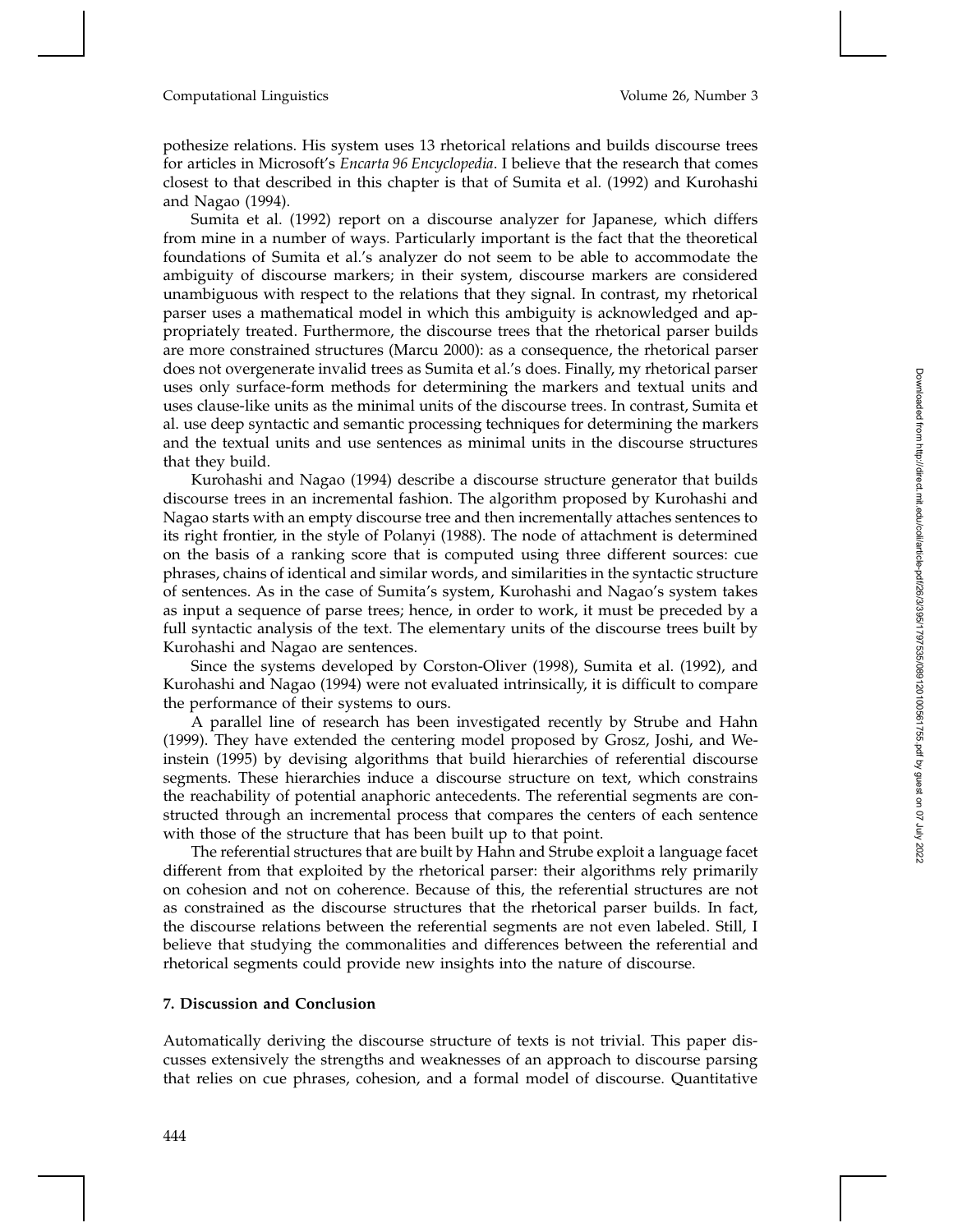pothesize relations. His system uses 13 rhetorical relations and builds discourse trees for articles in Microsoft's *Encarta 96 Encyclopedia*. I believe that the research that comes closest to that described in this chapter is that of Sumita et al. (1992) and Kurohashi and Nagao (1994).

Sumita et al. (1992) report on a discourse analyzer for Japanese, which differs from mine in a number of ways. Particularly important is the fact that the theoretical foundations of Sumita et al.'s analyzer do not seem to be able to accommodate the ambiguity of discourse markers; in their system, discourse markers are considered unambiguous with respect to the relations that they signal. In contrast, my rhetorical parser uses a mathematical model in which this ambiguity is acknowledged and appropriately treated. Furthermore, the discourse trees that the rhetorical parser builds are more constrained structures (Marcu 2000): as a consequence, the rhetorical parser does not overgenerate invalid trees as Sumita et al.'s does. Finally, my rhetorical parser uses only surface-form methods for determining the markers and textual units and uses clause-like units as the minimal units of the discourse trees. In contrast, Sumita et al. use deep syntactic and semantic processing techniques for determining the markers and the textual units and use sentences as minimal units in the discourse structures that they build.

Kurohashi and Nagao (1994) describe a discourse structure generator that builds discourse trees in an incremental fashion. The algorithm proposed by Kurohashi and Nagao starts with an empty discourse tree and then incrementally attaches sentences to its right frontier, in the style of Polanyi (1988). The node of attachment is determined on the basis of a ranking score that is computed using three different sources: cue phrases, chains of identical and similar words, and similarities in the syntactic structure of sentences. As in the case of Sumita's system, Kurohashi and Nagao's system takes as input a sequence of parse trees; hence, in order to work, it must be preceded by a full syntactic analysis of the text. The elementary units of the discourse trees built by Kurohashi and Nagao are sentences.

Since the systems developed by Corston-Oliver (1998), Sumita et al. (1992), and Kurohashi and Nagao (1994) were not evaluated intrinsically, it is difficult to compare the performance of their systems to ours.

A parallel line of research has been investigated recently by Strube and Hahn (1999). They have extended the centering model proposed by Grosz, Joshi, and Weinstein (1995) by devising algorithms that build hierarchies of referential discourse segments. These hierarchies induce a discourse structure on text, which constrains the reachability of potential anaphoric antecedents. The referential segments are constructed through an incremental process that compares the centers of each sentence with those of the structure that has been built up to that point.

The referential structures that are built by Hahn and Strube exploit a language facet different from that exploited by the rhetorical parser: their algorithms rely primarily on cohesion and not on coherence. Because of this, the referential structures are not as constrained as the discourse structures that the rhetorical parser builds. In fact, the discourse relations between the referential segments are not even labeled. Still, I believe that studying the commonalities and differences between the referential and rhetorical segments could provide new insights into the nature of discourse.

## 7. Discussion and Conclusion

Automatically deriving the discourse structure of texts is not trivial. This paper discusses extensively the strengths and weaknesses of an approach to discourse parsing that relies on cue phrases, cohesion, and a formal model of discourse. Quantitative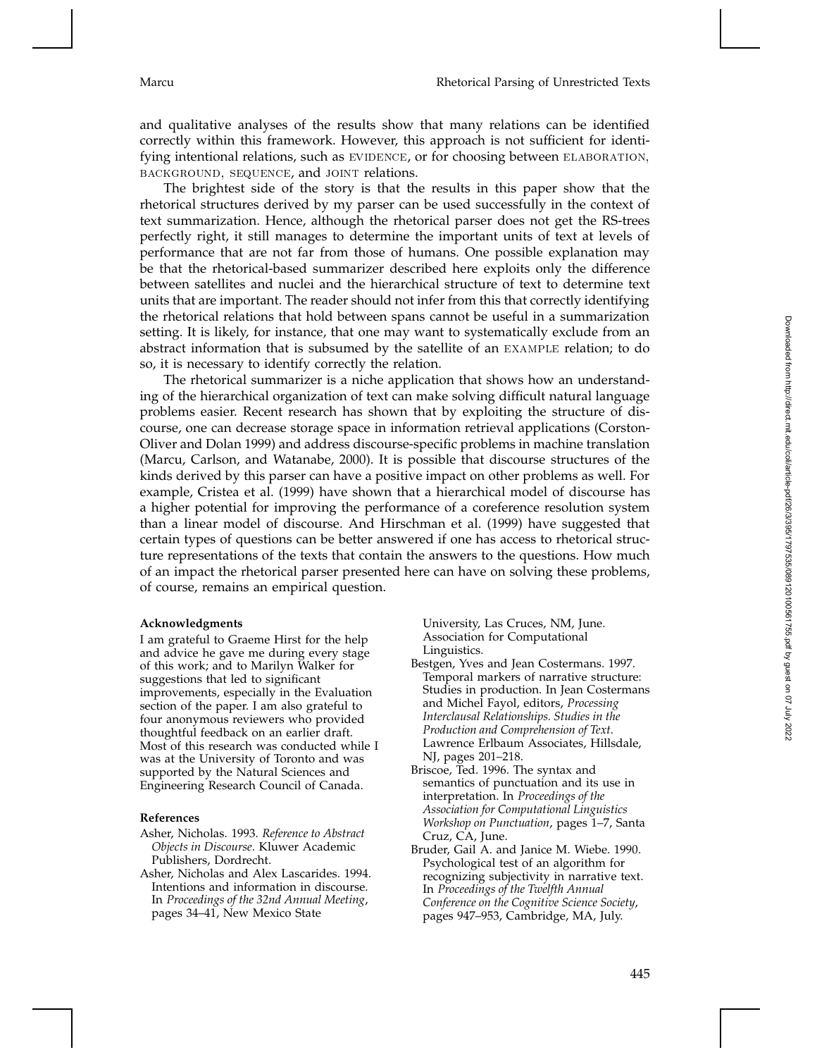and qualitative analyses of the results show that many relations can be identified correctly within this framework. However, this approach is not sufficient for identifying intentional relations, such as EVIDENCE, or for choosing between ELABORATION, BACKGROUND, SEQUENCE, and JOINT relations.

The brightest side of the story is that the results in this paper show that the rhetorical structures derived by my parser can be used successfully in the context of text summarization. Hence, although the rhetorical parser does not get the RS-trees perfectly right, it still manages to determine the important units of text at levels of performance that are not far from those of humans. One possible explanation may be that the rhetorical-based summarizer described here exploits only the difference between satellites and nuclei and the hierarchical structure of text to determine text units that are important. The reader should not infer from this that correctly identifying the rhetorical relations that hold between spans cannot be useful in a summarization setting. It is likely, for instance, that one may want to systematically exclude from an abstract information that is subsumed by the satellite of an EXAMPLE relation; to do so, it is necessary to identify correctly the relation.

The rhetorical summarizer is a niche application that shows how an understanding of the hierarchical organization of text can make solving difficult natural language problems easier. Recent research has shown that by exploiting the structure of discourse, one can decrease storage space in information retrieval applications (Corston-Oliver and Dolan 1999) and address discourse-specific problems in machine translation (Marcu, Carlson, and Watanabe, 2000). It is possible that discourse structures of the kinds derived by this parser can have a positive impact on other problems as well. For example, Cristea et al. (1999) have shown that a hierarchical model of discourse has a higher potential for improving the performance of a coreference resolution system than a linear model of discourse. And Hirschman et al. (1999) have suggested that certain types of questions can be better answered if one has access to rhetorical structure representations of the texts that contain the answers to the questions. How much of an impact the rhetorical parser presented here can have on solving these problems, of course, remains an empirical question.

**Acknowledgments**

I am grateful to Graeme Hirst for the help and advice he gave me during every stage of this work; and to Marilyn Walker for suggestions that led to significant improvements, especially in the Evaluation section of the paper. I am also grateful to four anonymous reviewers who provided thoughtful feedback on an earlier draft. Most of this research was conducted while I was at the University of Toronto and was supported by the Natural Sciences and Engineering Research Council of Canada.

**References**

Asher, Nicholas. 1993. *Reference to Abstract Objects in Discourse*. Kluwer Academic Publishers, Dordrecht.

Asher, Nicholas and Alex Lascarides. 1994. Intentions and information in discourse. In *Proceedings of the 32nd Annual Meeting*, pages 34–41, New Mexico State University, Las Cruces, NM, June. Association for Computational Linguistics.

Bestgen, Yves and Jean Costermans. 1997. Temporal markers of narrative structure: Studies in production. In Jean Costermans and Michel Fayol, editors, *Processing Interclausal Relationships. Studies in the Production and Comprehension of Text*. Lawrence Erlbaum Associates, Hillsdale, NJ, pages 201–218.

Briscoe, Ted. 1996. The syntax and semantics of punctuation and its use in interpretation. In *Proceedings of the Association for Computational Linguistics Workshop on Punctuation*, pages 1–7, Santa Cruz, CA, June.

Bruder, Gail A. and Janice M. Wiebe. 1990. Psychological test of an algorithm for recognizing subjectivity in narrative text. In *Proceedings of the Twelfth Annual Conference on the Cognitive Science Society*, pages 947–953, Cambridge, MA, July.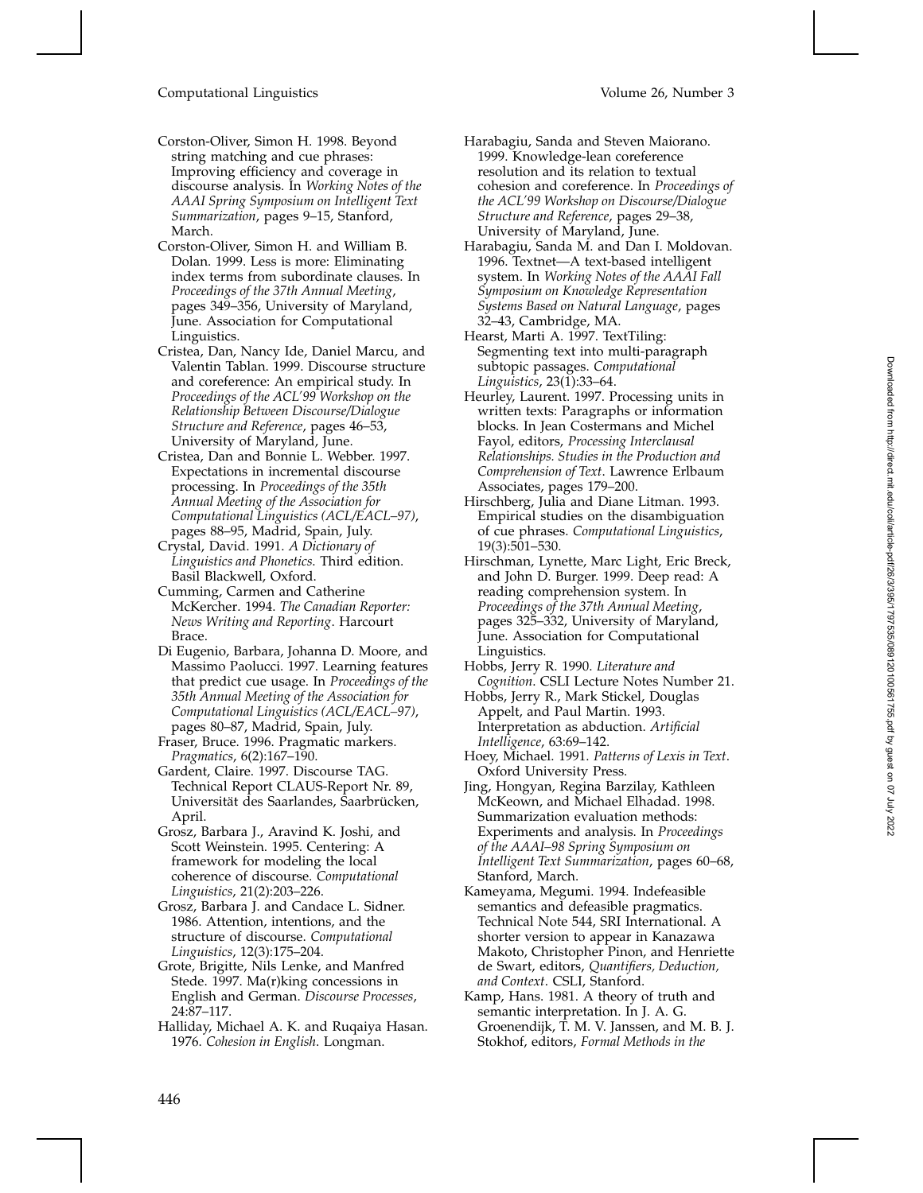Corston-Oliver, Simon H. 1998. Beyond string matching and cue phrases: Improving efficiency and coverage in discourse analysis. In *Working Notes of the AAAI Spring Symposium on Intelligent Text Summarization*, pages 9–15, Stanford, March.

Corston-Oliver, Simon H. and William B. Dolan. 1999. Less is more: Eliminating index terms from subordinate clauses. In *Proceedings of the 37th Annual Meeting*, pages 349–356, University of Maryland, June. Association for Computational Linguistics.

Cristea, Dan, Nancy Ide, Daniel Marcu, and Valentin Tablan. 1999. Discourse structure and coreference: An empirical study. In *Proceedings of the ACL'99 Workshop on the Relationship Between Discourse/Dialogue Structure and Reference*, pages 46–53, University of Maryland, June.

Cristea, Dan and Bonnie L. Webber. 1997. Expectations in incremental discourse processing. In *Proceedings of the 35th Annual Meeting of the Association for Computational Linguistics (ACL/EACL–97)*, pages 88–95, Madrid, Spain, July.

Crystal, David. 1991. *A Dictionary of Linguistics and Phonetics*. Third edition. Basil Blackwell, Oxford.

Cumming, Carmen and Catherine McKercher. 1994. *The Canadian Reporter: News Writing and Reporting*. Harcourt Brace.

Di Eugenio, Barbara, Johanna D. Moore, and Massimo Paolucci. 1997. Learning features that predict cue usage. In *Proceedings of the 35th Annual Meeting of the Association for Computational Linguistics (ACL/EACL–97)*, pages 80–87, Madrid, Spain, July.

Fraser, Bruce. 1996. Pragmatic markers. *Pragmatics*, 6(2):167–190.

Gardent, Claire. 1997. Discourse TAG. Technical Report CLAUS-Report Nr. 89, Universität des Saarlandes, Saarbrücken, April.

Grosz, Barbara J., Aravind K. Joshi, and Scott Weinstein. 1995. Centering: A framework for modeling the local coherence of discourse. *Computational Linguistics*, 21(2):203–226.

Grosz, Barbara J. and Candace L. Sidner. 1986. Attention, intentions, and the structure of discourse. *Computational Linguistics*, 12(3):175–204.

Grote, Brigitte, Nils Lenke, and Manfred Stede. 1997. Ma(r)king concessions in English and German. *Discourse Processes*, 24:87–117.

Halliday, Michael A. K. and Ruqaiya Hasan. 1976. *Cohesion in English*. Longman.

Harabagiu, Sanda and Steven Maiorano. 1999. Knowledge-lean coreference resolution and its relation to textual cohesion and coreference. In *Proceedings of the ACL'99 Workshop on Discourse/Dialogue Structure and Reference*, pages 29–38, University of Maryland, June.

Harabagiu, Sanda M. and Dan I. Moldovan. 1996. Textnet—A text-based intelligent system. In *Working Notes of the AAAI Fall Symposium on Knowledge Representation Systems Based on Natural Language*, pages 32–43, Cambridge, MA.

Hearst, Marti A. 1997. TextTiling: Segmenting text into multi-paragraph subtopic passages. *Computational Linguistics*, 23(1):33–64.

Heurley, Laurent. 1997. Processing units in written texts: Paragraphs or information blocks. In Jean Costermans and Michel Fayol, editors, *Processing Interclausal Relationships. Studies in the Production and Comprehension of Text*. Lawrence Erlbaum Associates, pages 179–200.

Hirschberg, Julia and Diane Litman. 1993. Empirical studies on the disambiguation of cue phrases. *Computational Linguistics*, 19(3):501–530.

Hirschman, Lynette, Marc Light, Eric Breck, and John D. Burger. 1999. Deep read: A reading comprehension system. In *Proceedings of the 37th Annual Meeting*, pages 325–332, University of Maryland, June. Association for Computational Linguistics.

Hobbs, Jerry R. 1990. *Literature and Cognition*. CSLI Lecture Notes Number 21.

Hobbs, Jerry R., Mark Stickel, Douglas Appelt, and Paul Martin. 1993. Interpretation as abduction. *Artificial Intelligence*, 63:69–142.

Hoey, Michael. 1991. *Patterns of Lexis in Text*. Oxford University Press.

Jing, Hongyan, Regina Barzilay, Kathleen McKeown, and Michael Elhadad. 1998. Summarization evaluation methods: Experiments and analysis. In *Proceedings of the AAAI–98 Spring Symposium on Intelligent Text Summarization*, pages 60–68, Stanford, March.

Kameyama, Megumi. 1994. Indefeasible semantics and defeasible pragmatics. Technical Note 544, SRI International. A shorter version to appear in Kanazawa Makoto, Christopher Pinon, and Henriette de Swart, editors, *Quantifiers, Deduction, and Context*. CSLI, Stanford.

Kamp, Hans. 1981. A theory of truth and semantic interpretation. In J. A. G. Groenendijk, T. M. V. Janssen, and M. B. J. Stokhof, editors, *Formal Methods in the*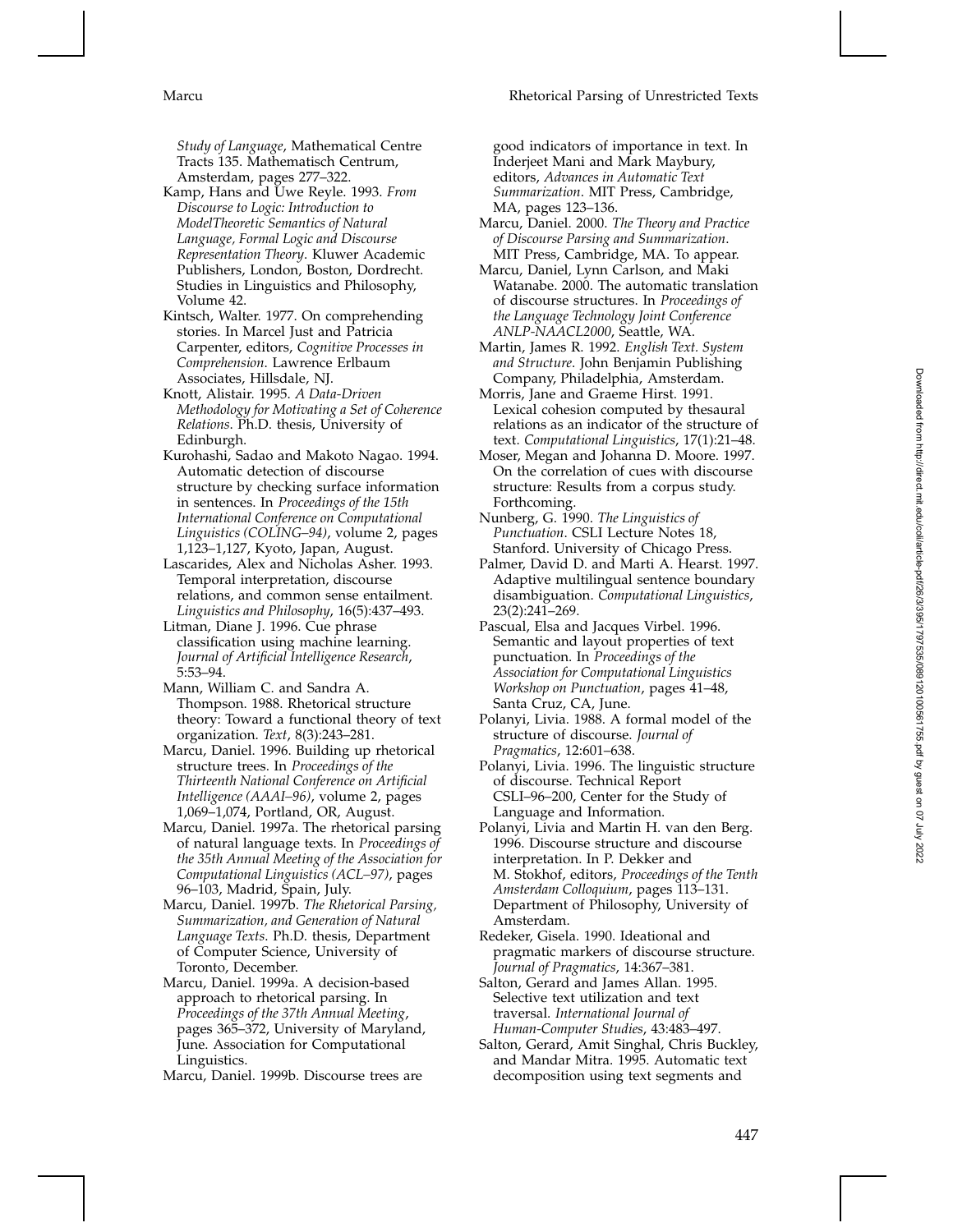*Study of Language*, Mathematical Centre Tracts 135. Mathematisch Centrum, Amsterdam, pages 277–322.

Kamp, Hans and Uwe Reyle. 1993. *From Discourse to Logic: Introduction to ModelTheoretic Semantics of Natural Language, Formal Logic and Discourse Representation Theory*. Kluwer Academic Publishers, London, Boston, Dordrecht. Studies in Linguistics and Philosophy, Volume 42.

Kintsch, Walter. 1977. On comprehending stories. In Marcel Just and Patricia Carpenter, editors, *Cognitive Processes in Comprehension*. Lawrence Erlbaum Associates, Hillsdale, NJ.

Knott, Alistair. 1995. *A Data-Driven Methodology for Motivating a Set of Coherence Relations*. Ph.D. thesis, University of Edinburgh.

Kurohashi, Sadao and Makoto Nagao. 1994. Automatic detection of discourse structure by checking surface information in sentences. In *Proceedings of the 15th International Conference on Computational Linguistics (COLING–94)*, volume 2, pages 1,123–1,127, Kyoto, Japan, August.

Lascarides, Alex and Nicholas Asher. 1993. Temporal interpretation, discourse relations, and common sense entailment. *Linguistics and Philosophy*, 16(5):437–493.

Litman, Diane J. 1996. Cue phrase classification using machine learning. *Journal of Artificial Intelligence Research*, 5:53–94.

Mann, William C. and Sandra A. Thompson. 1988. Rhetorical structure theory: Toward a functional theory of text organization. *Text*, 8(3):243–281.

Marcu, Daniel. 1996. Building up rhetorical structure trees. In *Proceedings of the Thirteenth National Conference on Artificial Intelligence (AAAI–96)*, volume 2, pages 1,069–1,074, Portland, OR, August.

Marcu, Daniel. 1997a. The rhetorical parsing of natural language texts. In *Proceedings of the 35th Annual Meeting of the Association for Computational Linguistics (ACL–97)*, pages 96–103, Madrid, Spain, July.

Marcu, Daniel. 1997b. *The Rhetorical Parsing, Summarization, and Generation of Natural Language Texts*. Ph.D. thesis, Department of Computer Science, University of Toronto, December.

Marcu, Daniel. 1999a. A decision-based approach to rhetorical parsing. In *Proceedings of the 37th Annual Meeting*, pages 365–372, University of Maryland, June. Association for Computational Linguistics.

Marcu, Daniel. 1999b. Discourse trees are good indicators of importance in text. In Inderjeet Mani and Mark Maybury, editors, *Advances in Automatic Text Summarization*. MIT Press, Cambridge, MA, pages 123–136.

Marcu, Daniel. 2000. *The Theory and Practice of Discourse Parsing and Summarization*. MIT Press, Cambridge, MA. To appear.

Marcu, Daniel, Lynn Carlson, and Maki Watanabe. 2000. The automatic translation of discourse structures. In *Proceedings of the Language Technology Joint Conference ANLP-NAACL2000*, Seattle, WA.

Martin, James R. 1992. *English Text. System and Structure*. John Benjamin Publishing Company, Philadelphia, Amsterdam.

Morris, Jane and Graeme Hirst. 1991. Lexical cohesion computed by thesaural relations as an indicator of the structure of text. *Computational Linguistics*, 17(1):21–48.

Moser, Megan and Johanna D. Moore. 1997. On the correlation of cues with discourse structure: Results from a corpus study. Forthcoming.

Nunberg, G. 1990. *The Linguistics of Punctuation*. CSLI Lecture Notes 18, Stanford. University of Chicago Press.

Palmer, David D. and Marti A. Hearst. 1997. Adaptive multilingual sentence boundary disambiguation. *Computational Linguistics*, 23(2):241–269.

Pascual, Elsa and Jacques Virbel. 1996. Semantic and layout properties of text punctuation. In *Proceedings of the Association for Computational Linguistics Workshop on Punctuation*, pages 41–48, Santa Cruz, CA, June.

Polanyi, Livia. 1988. A formal model of the structure of discourse. *Journal of Pragmatics*, 12:601–638.

Polanyi, Livia. 1996. The linguistic structure of discourse. Technical Report CSLI–96–200, Center for the Study of Language and Information.

Polanyi, Livia and Martin H. van den Berg. 1996. Discourse structure and discourse interpretation. In P. Dekker and M. Stokhof, editors, *Proceedings of the Tenth Amsterdam Colloquium*, pages 113–131. Department of Philosophy, University of Amsterdam.

Redeker, Gisela. 1990. Ideational and pragmatic markers of discourse structure. *Journal of Pragmatics*, 14:367–381.

Salton, Gerard and James Allan. 1995. Selective text utilization and text traversal. *International Journal of Human-Computer Studies*, 43:483–497.

Salton, Gerard, Amit Singhal, Chris Buckley, and Mandar Mitra. 1995. Automatic text decomposition using text segments and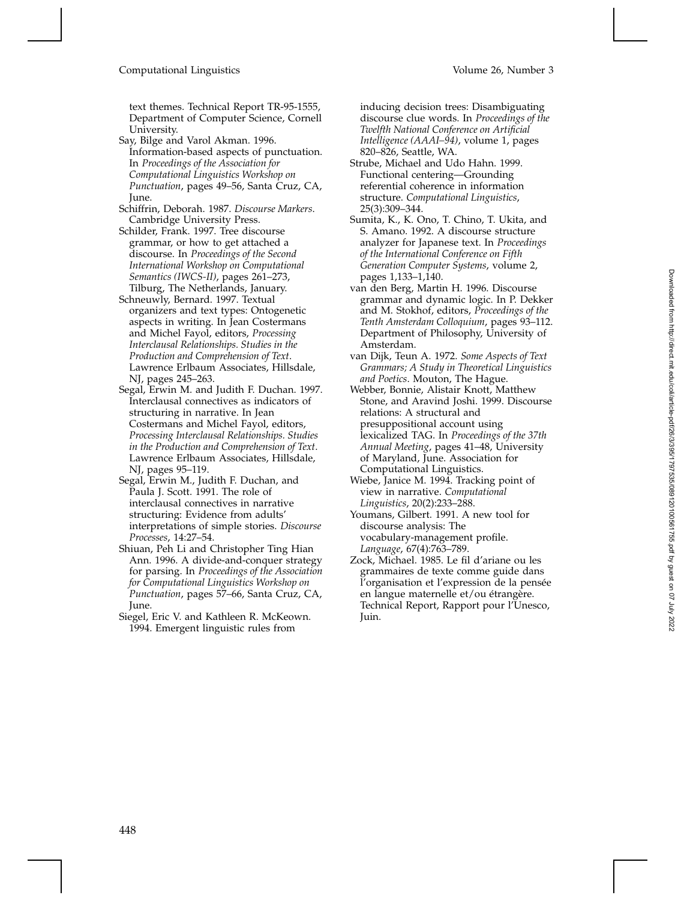text themes. Technical Report TR-95-1555, Department of Computer Science, Cornell University.

Say, Bilge and Varol Akman. 1996. Information-based aspects of punctuation. In *Proceedings of the Association for Computational Linguistics Workshop on Punctuation*, pages 49–56, Santa Cruz, CA, June.

Schiffrin, Deborah. 1987. *Discourse Markers*. Cambridge University Press.

Schilder, Frank. 1997. Tree discourse grammar, or how to get attached a discourse. In *Proceedings of the Second International Workshop on Computational Semantics (IWCS-II)*, pages 261–273, Tilburg, The Netherlands, January.

Schneuwly, Bernard. 1997. Textual organizers and text types: Ontogenetic aspects in writing. In Jean Costermans and Michel Fayol, editors, *Processing Interclausal Relationships. Studies in the Production and Comprehension of Text*. Lawrence Erlbaum Associates, Hillsdale, NJ, pages 245–263.

Segal, Erwin M. and Judith F. Duchan. 1997. Interclausal connectives as indicators of structuring in narrative. In Jean Costermans and Michel Fayol, editors, *Processing Interclausal Relationships. Studies in the Production and Comprehension of Text*. Lawrence Erlbaum Associates, Hillsdale, NJ, pages 95–119.

Segal, Erwin M., Judith F. Duchan, and Paula J. Scott. 1991. The role of interclausal connectives in narrative structuring: Evidence from adults' interpretations of simple stories. *Discourse Processes*, 14:27–54.

Shiuan, Peh Li and Christopher Ting Hian Ann. 1996. A divide-and-conquer strategy for parsing. In *Proceedings of the Association for Computational Linguistics Workshop on Punctuation*, pages 57–66, Santa Cruz, CA, June.

Siegel, Eric V. and Kathleen R. McKeown. 1994. Emergent linguistic rules from inducing decision trees: Disambiguating discourse clue words. In *Proceedings of the Twelfth National Conference on Artificial Intelligence (AAAI–94)*, volume 1, pages 820–826, Seattle, WA.

Strube, Michael and Udo Hahn. 1999. Functional centering—Grounding referential coherence in information structure. *Computational Linguistics*, 25(3):309–344.

Sumita, K., K. Ono, T. Chino, T. Ukita, and S. Amano. 1992. A discourse structure analyzer for Japanese text. In *Proceedings of the International Conference on Fifth Generation Computer Systems*, volume 2, pages 1,133–1,140.

van den Berg, Martin H. 1996. Discourse grammar and dynamic logic. In P. Dekker and M. Stokhof, editors, *Proceedings of the Tenth Amsterdam Colloquium*, pages 93–112. Department of Philosophy, University of Amsterdam.

van Dijk, Teun A. 1972. *Some Aspects of Text Grammars; A Study in Theoretical Linguistics and Poetics*. Mouton, The Hague.

Webber, Bonnie, Alistair Knott, Matthew Stone, and Aravind Joshi. 1999. Discourse relations: A structural and presuppositional account using lexicalized TAG. In *Proceedings of the 37th Annual Meeting*, pages 41–48, University of Maryland, June. Association for Computational Linguistics.

Wiebe, Janice M. 1994. Tracking point of view in narrative. *Computational Linguistics*, 20(2):233–288.

Youmans, Gilbert. 1991. A new tool for discourse analysis: The vocabulary-management profile. *Language*, 67(4):763–789.

Zock, Michael. 1985. Le fil d'ariane ou les grammaires de texte comme guide dans l'organisation et l'expression de la pensée en langue maternelle et/ou étrangère. Technical Report, Rapport pour l'Unesco, Juin.